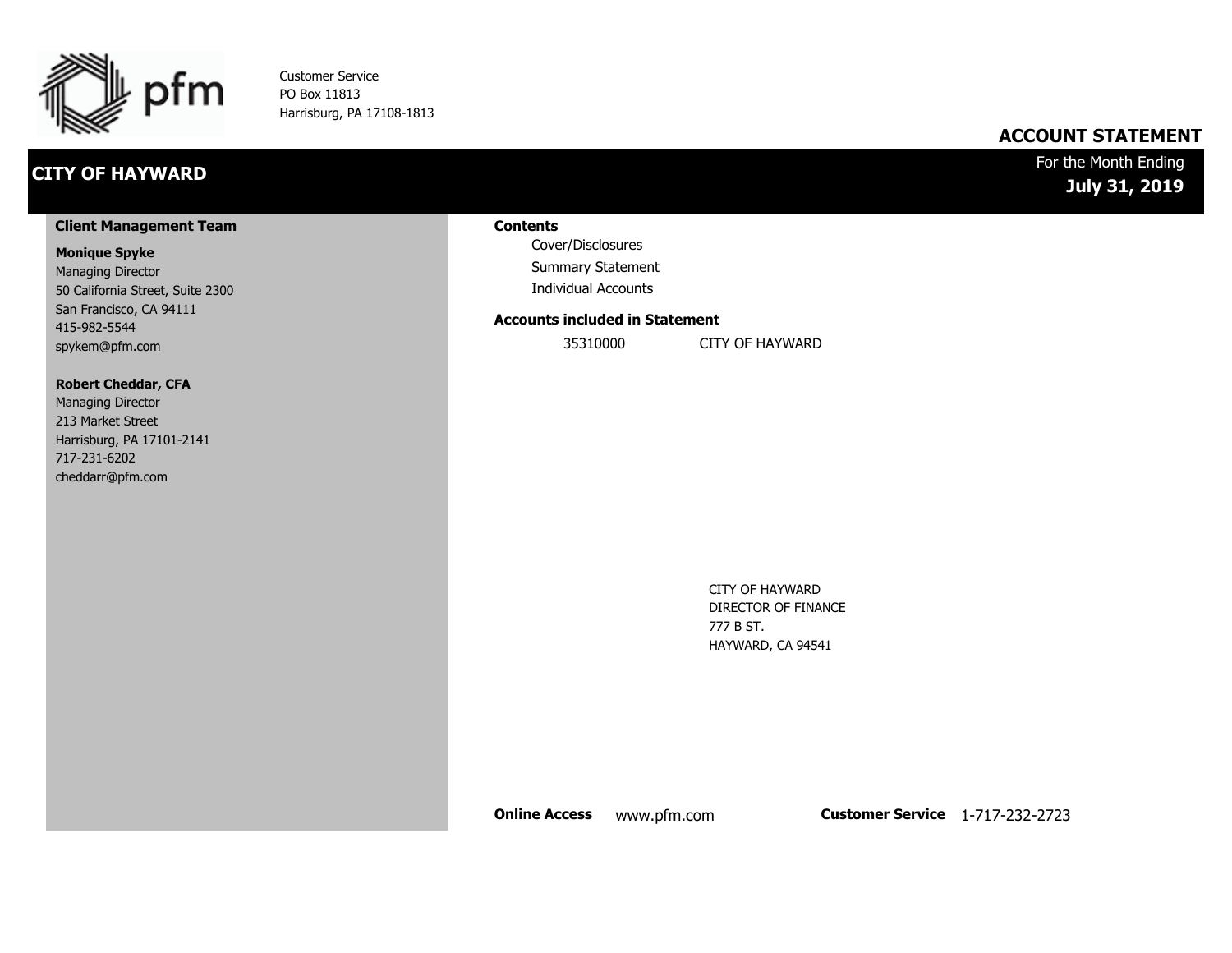pfm

Customer Service
PO Box 11813
Harrisburg, PA 17108-1813

# ACCOUNT STATEMENT

## CITY OF HAYWARD

For the Month Ending
**July 31, 2019**

### Client Management Team

**Monique Spyke**
Managing Director
50 California Street, Suite 2300
San Francisco, CA 94111
415-982-5544
spykem@pfm.com

**Robert Cheddar, CFA**
Managing Director
213 Market Street
Harrisburg, PA 17101-2141
717-231-6202
cheddarr@pfm.com

### Contents

- Cover/Disclosures
- Summary Statement
- Individual Accounts

### Accounts included in Statement

| | |
|---|---|
| 35310000 | CITY OF HAYWARD |

CITY OF HAYWARD
DIRECTOR OF FINANCE
777 B ST.
HAYWARD, CA 94541

**Online Access** www.pfm.com **Customer Service** 1-717-232-2723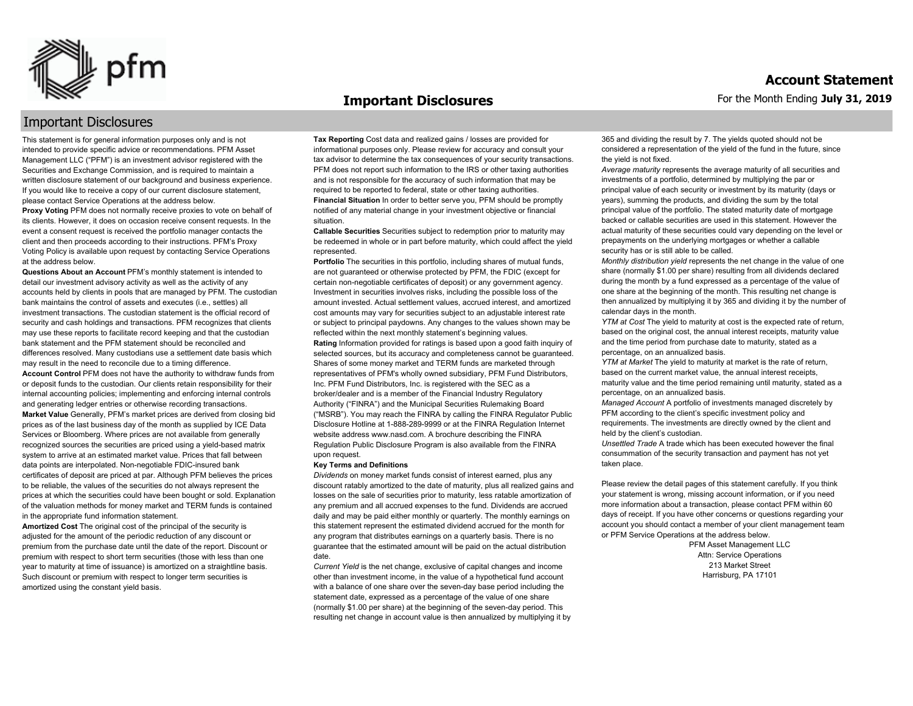# Important Disclosures

## Important Disclosures

This statement is for general information purposes only and is not intended to provide specific advice or recommendations. PFM Asset Management LLC ("PFM") is an investment advisor registered with the Securities and Exchange Commission, and is required to maintain a written disclosure statement of our background and business experience. If you would like to receive a copy of our current disclosure statement, please contact Service Operations at the address below.

**Proxy Voting** PFM does not normally receive proxies to vote on behalf of its clients. However, it does on occasion receive consent requests. In the event a consent request is received the portfolio manager contacts the client and then proceeds according to their instructions. PFM's Proxy Voting Policy is available upon request by contacting Service Operations at the address below.

**Questions About an Account** PFM's monthly statement is intended to detail our investment advisory activity as well as the activity of any accounts held by clients in pools that are managed by PFM. The custodian bank maintains the control of assets and executes (i.e., settles) all investment transactions. The custodian statement is the official record of security and cash holdings and transactions. PFM recognizes that clients may use these reports to facilitate record keeping and that the custodian bank statement and the PFM statement should be reconciled and differences resolved. Many custodians use a settlement date basis which may result in the need to reconcile due to a timing difference.

**Account Control** PFM does not have the authority to withdraw funds from or deposit funds to the custodian. Our clients retain responsibility for their internal accounting policies; implementing and enforcing internal controls and generating ledger entries or otherwise recording transactions.

**Market Value** Generally, PFM's market prices are derived from closing bid prices as of the last business day of the month as supplied by ICE Data Services or Bloomberg. Where prices are not available from generally recognized sources the securities are priced using a yield-based matrix system to arrive at an estimated market value. Prices that fall between data points are interpolated. Non-negotiable FDIC-insured bank certificates of deposit are priced at par. Although PFM believes the prices to be reliable, the values of the securities do not always represent the prices at which the securities could have been bought or sold. Explanation of the valuation methods for money market and TERM funds is contained in the appropriate fund information statement.

**Amortized Cost** The original cost of the principal of the security is adjusted for the amount of the periodic reduction of any discount or premium from the purchase date until the date of the report. Discount or premium with respect to short term securities (those with less than one year to maturity at time of issuance) is amortized on a straightline basis. Such discount or premium with respect to longer term securities is amortized using the constant yield basis.

**Tax Reporting** Cost data and realized gains / losses are provided for informational purposes only. Please review for accuracy and consult your tax advisor to determine the tax consequences of your security transactions. PFM does not report such information to the IRS or other taxing authorities and is not responsible for the accuracy of such information that may be required to be reported to federal, state or other taxing authorities.

**Financial Situation** In order to better serve you, PFM should be promptly notified of any material change in your investment objective or financial situation.

**Callable Securities** Securities subject to redemption prior to maturity may be redeemed in whole or in part before maturity, which could affect the yield represented.

**Portfolio** The securities in this portfolio, including shares of mutual funds, are not guaranteed or otherwise protected by PFM, the FDIC (except for certain non-negotiable certificates of deposit) or any government agency. Investment in securities involves risks, including the possible loss of the amount invested. Actual settlement values, accrued interest, and amortized cost amounts may vary for securities subject to an adjustable interest rate or subject to principal paydowns. Any changes to the values shown may be reflected within the next monthly statement's beginning values.

**Rating** Information provided for ratings is based upon a good faith inquiry of selected sources, but its accuracy and completeness cannot be guaranteed. Shares of some money market and TERM funds are marketed through representatives of PFM's wholly owned subsidiary, PFM Fund Distributors, Inc. PFM Fund Distributors, Inc. is registered with the SEC as a broker/dealer and is a member of the Financial Industry Regulatory Authority ("FINRA") and the Municipal Securities Rulemaking Board ("MSRB"). You may reach the FINRA by calling the FINRA Regulator Public Disclosure Hotline at 1-888-289-9999 or at the FINRA Regulation Internet website address www.nasd.com. A brochure describing the FINRA Regulation Public Disclosure Program is also available from the FINRA upon request.

**Key Terms and Definitions**

*Dividends* on money market funds consist of interest earned, plus any discount ratably amortized to the date of maturity, plus all realized gains and losses on the sale of securities prior to maturity, less ratable amortization of any premium and all accrued expenses to the fund. Dividends are accrued daily and may be paid either monthly or quarterly. The monthly earnings on this statement represent the estimated dividend accrued for the month for any program that distributes earnings on a quarterly basis. There is no guarantee that the estimated amount will be paid on the actual distribution date.

*Current Yield* is the net change, exclusive of capital changes and income other than investment income, in the value of a hypothetical fund account with a balance of one share over the seven-day base period including the statement date, expressed as a percentage of the value of one share (normally $1.00 per share) at the beginning of the seven-day period. This resulting net change in account value is then annualized by multiplying it by 365 and dividing the result by 7. The yields quoted should not be considered a representation of the yield of the fund in the future, since the yield is not fixed.

*Average maturity* represents the average maturity of all securities and investments of a portfolio, determined by multiplying the par or principal value of each security or investment by its maturity (days or years), summing the products, and dividing the sum by the total principal value of the portfolio. The stated maturity date of mortgage backed or callable securities are used in this statement. However the actual maturity of these securities could vary depending on the level or prepayments on the underlying mortgages or whether a callable security has or is still able to be called.

*Monthly distribution yield* represents the net change in the value of one share (normally $1.00 per share) resulting from all dividends declared during the month by a fund expressed as a percentage of the value of one share at the beginning of the month. This resulting net change is then annualized by multiplying it by 365 and dividing it by the number of calendar days in the month.

*YTM at Cost* The yield to maturity at cost is the expected rate of return, based on the original cost, the annual interest receipts, maturity value and the time period from purchase date to maturity, stated as a percentage, on an annualized basis.

*YTM at Market* The yield to maturity at market is the rate of return, based on the current market value, the annual interest receipts, maturity value and the time period remaining until maturity, stated as a percentage, on an annualized basis.

*Managed Account* A portfolio of investments managed discretely by PFM according to the client's specific investment policy and requirements. The investments are directly owned by the client and held by the client's custodian.

*Unsettled Trade* A trade which has been executed however the final consummation of the security transaction and payment has not yet taken place.

Please review the detail pages of this statement carefully. If you think your statement is wrong, missing account information, or if you need more information about a transaction, please contact PFM within 60 days of receipt. If you have other concerns or questions regarding your account you should contact a member of your client management team or PFM Service Operations at the address below.

PFM Asset Management LLC
Attn: Service Operations
213 Market Street
Harrisburg, PA 17101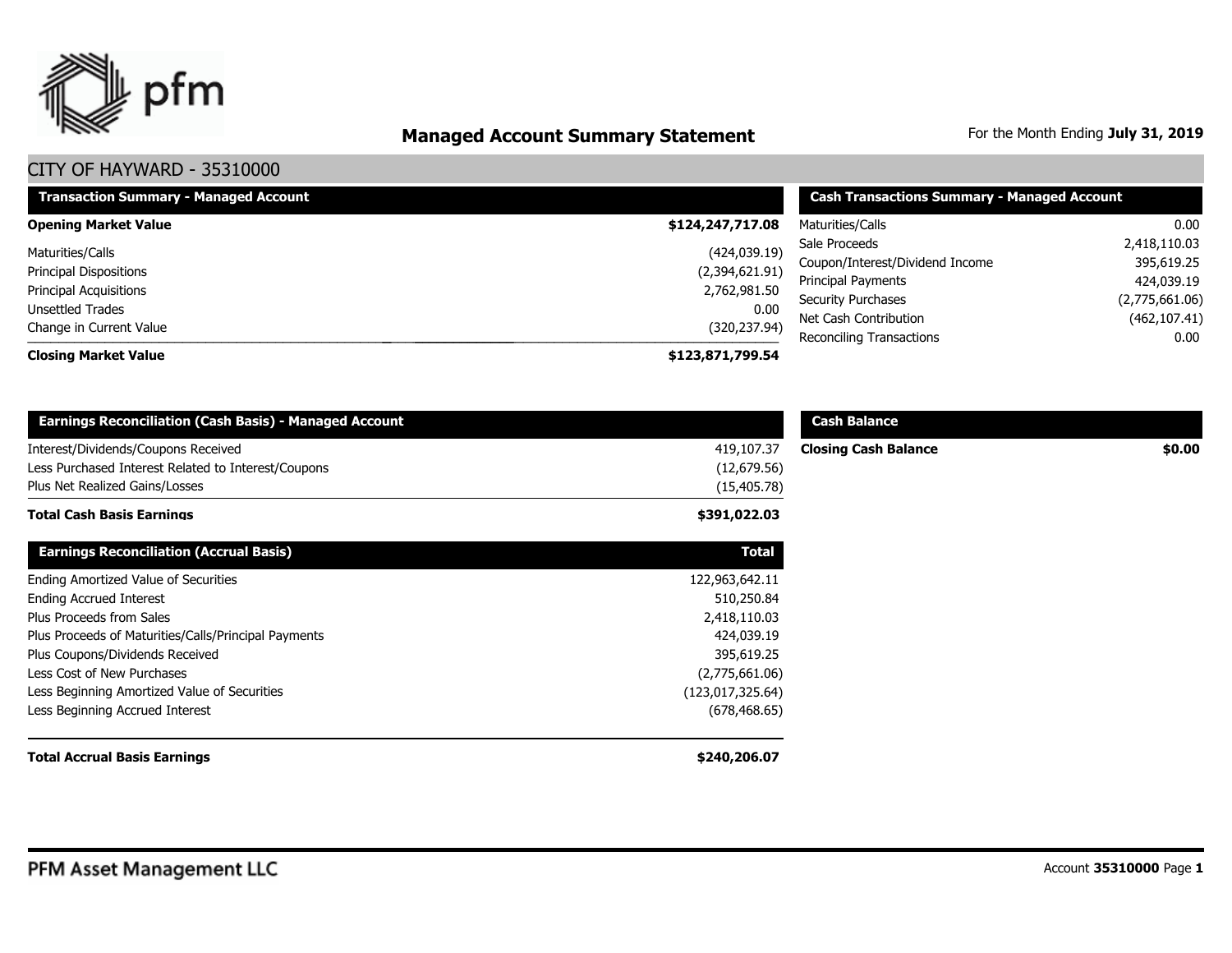# Managed Account Summary Statement

For the Month Ending **July 31, 2019**

## CITY OF HAYWARD - 35310000

| Transaction Summary - Managed Account | |
|---|---|
| **Opening Market Value** | **$124,247,717.08** |
| Maturities/Calls | (424,039.19) |
| Principal Dispositions | (2,394,621.91) |
| Principal Acquisitions | 2,762,981.50 |
| Unsettled Trades | 0.00 |
| Change in Current Value | (320,237.94) |
| **Closing Market Value** | **$123,871,799.54** |

| Cash Transactions Summary - Managed Account | |
|---|---|
| Maturities/Calls | 0.00 |
| Sale Proceeds | 2,418,110.03 |
| Coupon/Interest/Dividend Income | 395,619.25 |
| Principal Payments | 424,039.19 |
| Security Purchases | (2,775,661.06) |
| Net Cash Contribution | (462,107.41) |
| Reconciling Transactions | 0.00 |

| Earnings Reconciliation (Cash Basis) - Managed Account | |
|---|---|
| Interest/Dividends/Coupons Received | 419,107.37 |
| Less Purchased Interest Related to Interest/Coupons | (12,679.56) |
| Plus Net Realized Gains/Losses | (15,405.78) |
| **Total Cash Basis Earnings** | **$391,022.03** |

| Cash Balance | |
|---|---|
| **Closing Cash Balance** | **$0.00** |

| Earnings Reconciliation (Accrual Basis) | Total |
|---|---|
| Ending Amortized Value of Securities | 122,963,642.11 |
| Ending Accrued Interest | 510,250.84 |
| Plus Proceeds from Sales | 2,418,110.03 |
| Plus Proceeds of Maturities/Calls/Principal Payments | 424,039.19 |
| Plus Coupons/Dividends Received | 395,619.25 |
| Less Cost of New Purchases | (2,775,661.06) |
| Less Beginning Amortized Value of Securities | (123,017,325.64) |
| Less Beginning Accrued Interest | (678,468.65) |
| **Total Accrual Basis Earnings** | **$240,206.07** |

PFM Asset Management LLC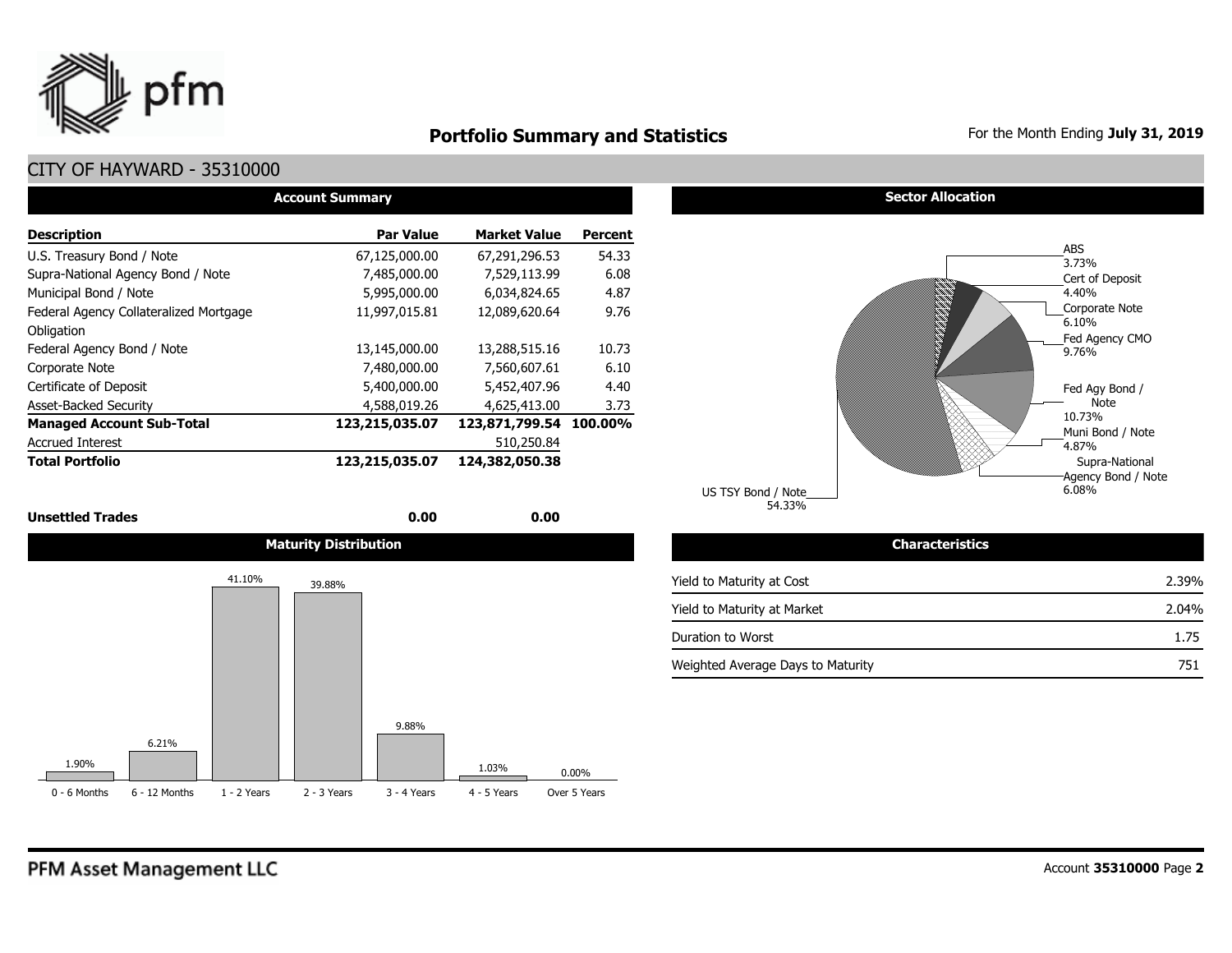# Portfolio Summary and Statistics

For the Month Ending **July 31, 2019**

## CITY OF HAYWARD - 35310000

### Account Summary

| Description | Par Value | Market Value | Percent |
|---|---|---|---|
| U.S. Treasury Bond / Note | 67,125,000.00 | 67,291,296.53 | 54.33 |
| Supra-National Agency Bond / Note | 7,485,000.00 | 7,529,113.99 | 6.08 |
| Municipal Bond / Note | 5,995,000.00 | 6,034,824.65 | 4.87 |
| Federal Agency Collateralized Mortgage Obligation | 11,997,015.81 | 12,089,620.64 | 9.76 |
| Federal Agency Bond / Note | 13,145,000.00 | 13,288,515.16 | 10.73 |
| Corporate Note | 7,480,000.00 | 7,560,607.61 | 6.10 |
| Certificate of Deposit | 5,400,000.00 | 5,452,407.96 | 4.40 |
| Asset-Backed Security | 4,588,019.26 | 4,625,413.00 | 3.73 |
| **Managed Account Sub-Total** | **123,215,035.07** | **123,871,799.54** | **100.00%** |
| Accrued Interest | | 510,250.84 | |
| **Total Portfolio** | **123,215,035.07** | **124,382,050.38** | |
| **Unsettled Trades** | **0.00** | **0.00** | |

### Sector Allocation

| Sector | Percent |
|---|---|
| ABS | 3.73% |
| Cert of Deposit | 4.40% |
| Corporate Note | 6.10% |
| Fed Agency CMO | 9.76% |
| Fed Agy Bond / Note | 10.73% |
| Muni Bond / Note | 4.87% |
| Supra-National Agency Bond / Note | 6.08% |
| US TSY Bond / Note | 54.33% |

### Maturity Distribution

| 0 - 6 Months | 6 - 12 Months | 1 - 2 Years | 2 - 3 Years | 3 - 4 Years | 4 - 5 Years | Over 5 Years |
|---|---|---|---|---|---|---|
| 1.90% | 6.21% | 41.10% | 39.88% | 9.88% | 1.03% | 0.00% |

### Characteristics

| Characteristic | Value |
|---|---|
| Yield to Maturity at Cost | 2.39% |
| Yield to Maturity at Market | 2.04% |
| Duration to Worst | 1.75 |
| Weighted Average Days to Maturity | 751 |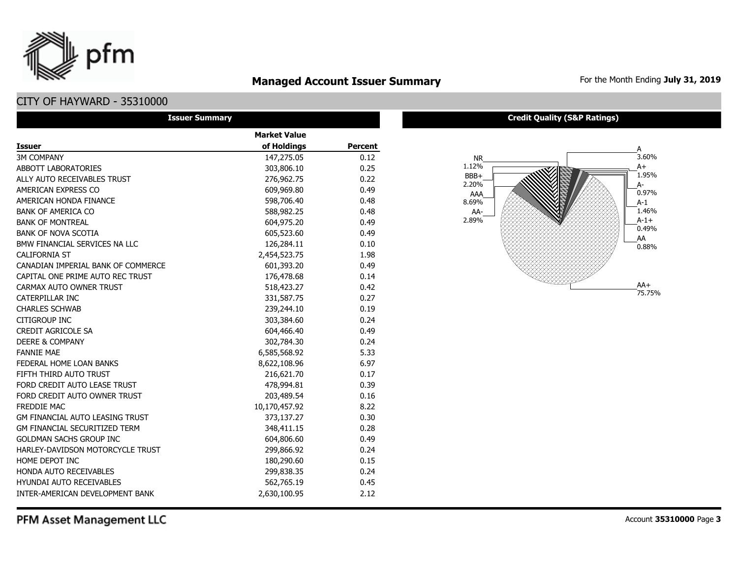# Managed Account Issuer Summary

For the Month Ending **July 31, 2019**

## CITY OF HAYWARD - 35310000

### Issuer Summary

| Issuer | Market Value of Holdings | Percent |
|---|---|---|
| 3M COMPANY | 147,275.05 | 0.12 |
| ABBOTT LABORATORIES | 303,806.10 | 0.25 |
| ALLY AUTO RECEIVABLES TRUST | 276,962.75 | 0.22 |
| AMERICAN EXPRESS CO | 609,969.80 | 0.49 |
| AMERICAN HONDA FINANCE | 598,706.40 | 0.48 |
| BANK OF AMERICA CO | 588,982.25 | 0.48 |
| BANK OF MONTREAL | 604,975.20 | 0.49 |
| BANK OF NOVA SCOTIA | 605,523.60 | 0.49 |
| BMW FINANCIAL SERVICES NA LLC | 126,284.11 | 0.10 |
| CALIFORNIA ST | 2,454,523.75 | 1.98 |
| CANADIAN IMPERIAL BANK OF COMMERCE | 601,393.20 | 0.49 |
| CAPITAL ONE PRIME AUTO REC TRUST | 176,478.68 | 0.14 |
| CARMAX AUTO OWNER TRUST | 518,423.27 | 0.42 |
| CATERPILLAR INC | 331,587.75 | 0.27 |
| CHARLES SCHWAB | 239,244.10 | 0.19 |
| CITIGROUP INC | 303,384.60 | 0.24 |
| CREDIT AGRICOLE SA | 604,466.40 | 0.49 |
| DEERE & COMPANY | 302,784.30 | 0.24 |
| FANNIE MAE | 6,585,568.92 | 5.33 |
| FEDERAL HOME LOAN BANKS | 8,622,108.96 | 6.97 |
| FIFTH THIRD AUTO TRUST | 216,621.70 | 0.17 |
| FORD CREDIT AUTO LEASE TRUST | 478,994.81 | 0.39 |
| FORD CREDIT AUTO OWNER TRUST | 203,489.54 | 0.16 |
| FREDDIE MAC | 10,170,457.92 | 8.22 |
| GM FINANCIAL AUTO LEASING TRUST | 373,137.27 | 0.30 |
| GM FINANCIAL SECURITIZED TERM | 348,411.15 | 0.28 |
| GOLDMAN SACHS GROUP INC | 604,806.60 | 0.49 |
| HARLEY-DAVIDSON MOTORCYCLE TRUST | 299,866.92 | 0.24 |
| HOME DEPOT INC | 180,290.60 | 0.15 |
| HONDA AUTO RECEIVABLES | 299,838.35 | 0.24 |
| HYUNDAI AUTO RECEIVABLES | 562,765.19 | 0.45 |
| INTER-AMERICAN DEVELOPMENT BANK | 2,630,100.95 | 2.12 |

### Credit Quality (S&P Ratings)

| Rating | Percent |
|---|---|
| NR | 1.12% |
| BBB+ | 2.20% |
| AAA | 8.69% |
| AA- | 2.89% |
| A | 3.60% |
| A+ | 1.95% |
| A- | 0.97% |
| A-1 | 1.46% |
| A-1+ | 0.49% |
| AA | 0.88% |
| AA+ | 75.75% |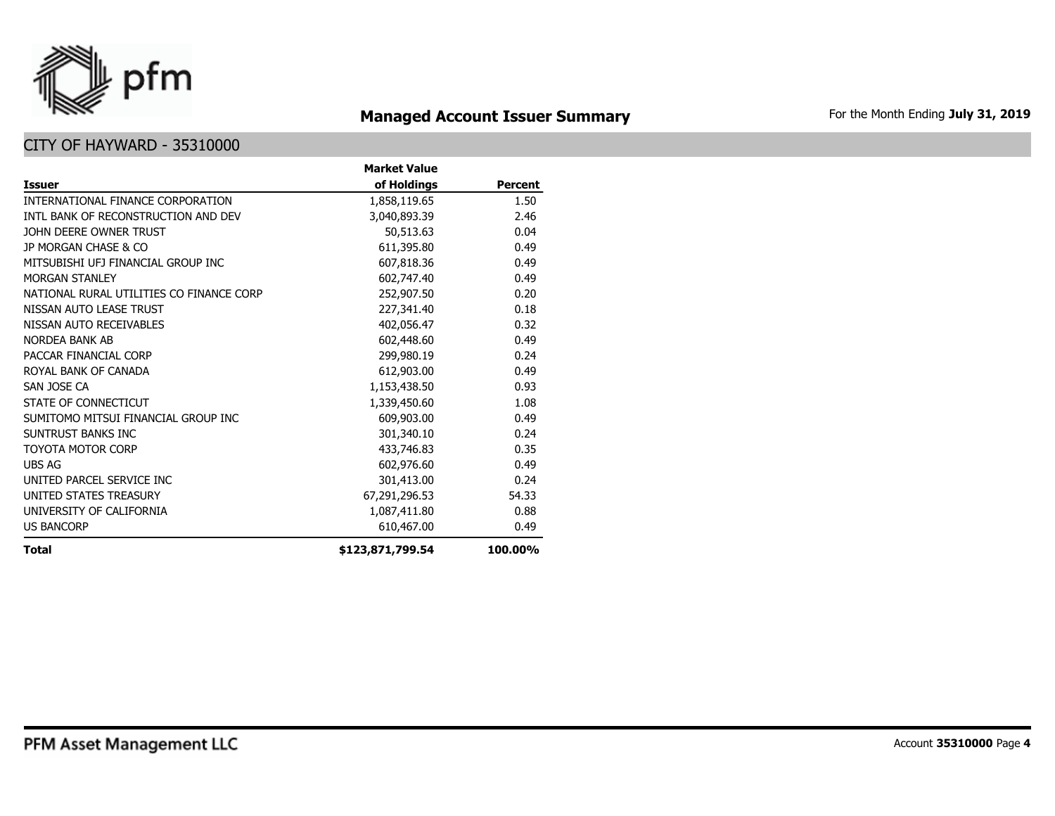# Managed Account Issuer Summary

For the Month Ending **July 31, 2019**

## CITY OF HAYWARD - 35310000

| Issuer | Market Value of Holdings | Percent |
|---|---|---|
| INTERNATIONAL FINANCE CORPORATION | 1,858,119.65 | 1.50 |
| INTL BANK OF RECONSTRUCTION AND DEV | 3,040,893.39 | 2.46 |
| JOHN DEERE OWNER TRUST | 50,513.63 | 0.04 |
| JP MORGAN CHASE & CO | 611,395.80 | 0.49 |
| MITSUBISHI UFJ FINANCIAL GROUP INC | 607,818.36 | 0.49 |
| MORGAN STANLEY | 602,747.40 | 0.49 |
| NATIONAL RURAL UTILITIES CO FINANCE CORP | 252,907.50 | 0.20 |
| NISSAN AUTO LEASE TRUST | 227,341.40 | 0.18 |
| NISSAN AUTO RECEIVABLES | 402,056.47 | 0.32 |
| NORDEA BANK AB | 602,448.60 | 0.49 |
| PACCAR FINANCIAL CORP | 299,980.19 | 0.24 |
| ROYAL BANK OF CANADA | 612,903.00 | 0.49 |
| SAN JOSE CA | 1,153,438.50 | 0.93 |
| STATE OF CONNECTICUT | 1,339,450.60 | 1.08 |
| SUMITOMO MITSUI FINANCIAL GROUP INC | 609,903.00 | 0.49 |
| SUNTRUST BANKS INC | 301,340.10 | 0.24 |
| TOYOTA MOTOR CORP | 433,746.83 | 0.35 |
| UBS AG | 602,976.60 | 0.49 |
| UNITED PARCEL SERVICE INC | 301,413.00 | 0.24 |
| UNITED STATES TREASURY | 67,291,296.53 | 54.33 |
| UNIVERSITY OF CALIFORNIA | 1,087,411.80 | 0.88 |
| US BANCORP | 610,467.00 | 0.49 |
| **Total** | **$123,871,799.54** | **100.00%** |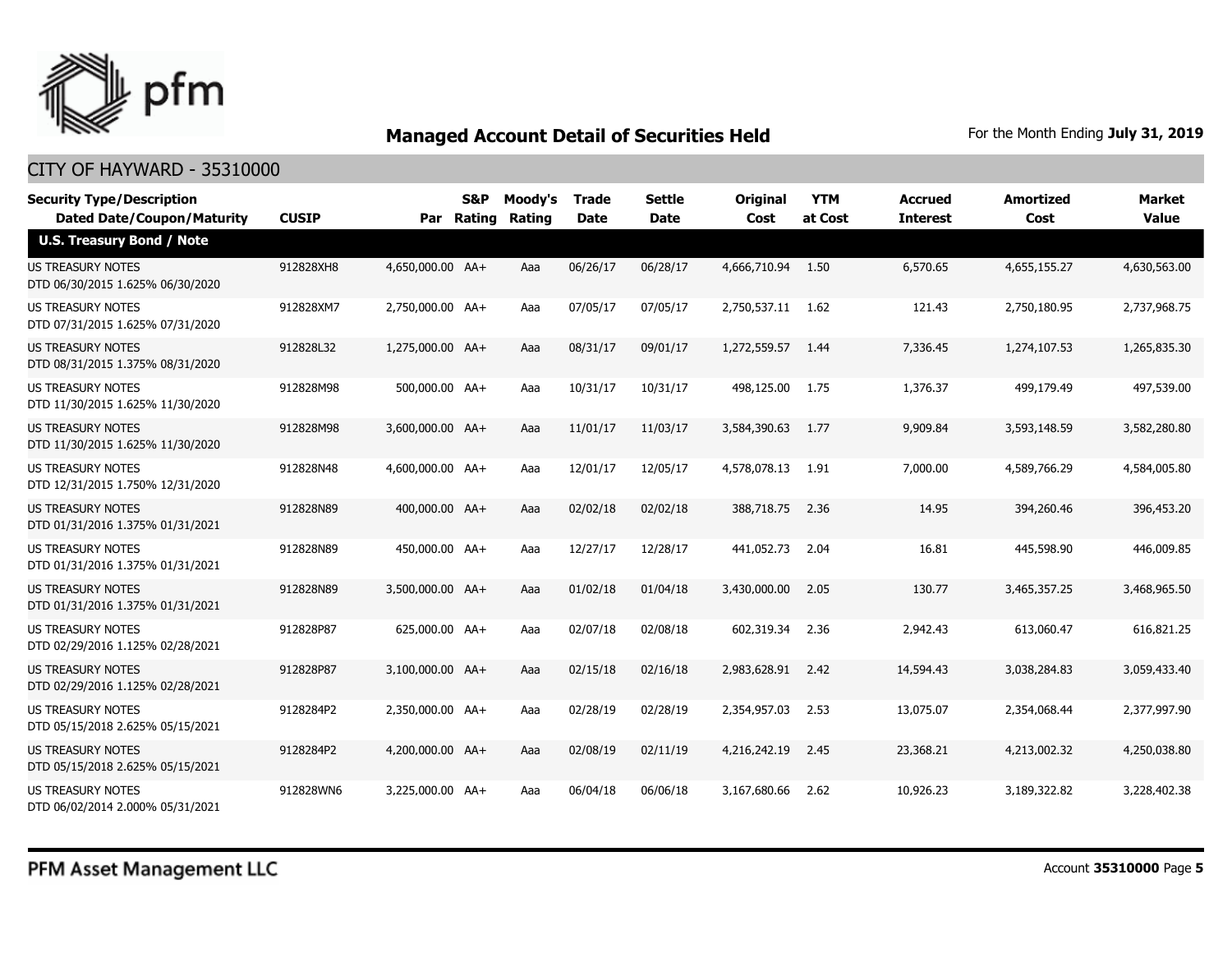# Managed Account Detail of Securities Held

For the Month Ending **July 31, 2019**

## CITY OF HAYWARD - 35310000

| Security Type/Description Dated Date/Coupon/Maturity | CUSIP | Par | S&P Rating | Moody's Rating | Trade Date | Settle Date | Original Cost | YTM at Cost | Accrued Interest | Amortized Cost | Market Value |
|---|---|---|---|---|---|---|---|---|---|---|---|
| **U.S. Treasury Bond / Note** | | | | | | | | | | | |
| US TREASURY NOTES DTD 06/30/2015 1.625% 06/30/2020 | 912828XH8 | 4,650,000.00 | AA+ | Aaa | 06/26/17 | 06/28/17 | 4,666,710.94 | 1.50 | 6,570.65 | 4,655,155.27 | 4,630,563.00 |
| US TREASURY NOTES DTD 07/31/2015 1.625% 07/31/2020 | 912828XM7 | 2,750,000.00 | AA+ | Aaa | 07/05/17 | 07/05/17 | 2,750,537.11 | 1.62 | 121.43 | 2,750,180.95 | 2,737,968.75 |
| US TREASURY NOTES DTD 08/31/2015 1.375% 08/31/2020 | 912828L32 | 1,275,000.00 | AA+ | Aaa | 08/31/17 | 09/01/17 | 1,272,559.57 | 1.44 | 7,336.45 | 1,274,107.53 | 1,265,835.30 |
| US TREASURY NOTES DTD 11/30/2015 1.625% 11/30/2020 | 912828M98 | 500,000.00 | AA+ | Aaa | 10/31/17 | 10/31/17 | 498,125.00 | 1.75 | 1,376.37 | 499,179.49 | 497,539.00 |
| US TREASURY NOTES DTD 11/30/2015 1.625% 11/30/2020 | 912828M98 | 3,600,000.00 | AA+ | Aaa | 11/01/17 | 11/03/17 | 3,584,390.63 | 1.77 | 9,909.84 | 3,593,148.59 | 3,582,280.80 |
| US TREASURY NOTES DTD 12/31/2015 1.750% 12/31/2020 | 912828N48 | 4,600,000.00 | AA+ | Aaa | 12/01/17 | 12/05/17 | 4,578,078.13 | 1.91 | 7,000.00 | 4,589,766.29 | 4,584,005.80 |
| US TREASURY NOTES DTD 01/31/2016 1.375% 01/31/2021 | 912828N89 | 400,000.00 | AA+ | Aaa | 02/02/18 | 02/02/18 | 388,718.75 | 2.36 | 14.95 | 394,260.46 | 396,453.20 |
| US TREASURY NOTES DTD 01/31/2016 1.375% 01/31/2021 | 912828N89 | 450,000.00 | AA+ | Aaa | 12/27/17 | 12/28/17 | 441,052.73 | 2.04 | 16.81 | 445,598.90 | 446,009.85 |
| US TREASURY NOTES DTD 01/31/2016 1.375% 01/31/2021 | 912828N89 | 3,500,000.00 | AA+ | Aaa | 01/02/18 | 01/04/18 | 3,430,000.00 | 2.05 | 130.77 | 3,465,357.25 | 3,468,965.50 |
| US TREASURY NOTES DTD 02/29/2016 1.125% 02/28/2021 | 912828P87 | 625,000.00 | AA+ | Aaa | 02/07/18 | 02/08/18 | 602,319.34 | 2.36 | 2,942.43 | 613,060.47 | 616,821.25 |
| US TREASURY NOTES DTD 02/29/2016 1.125% 02/28/2021 | 912828P87 | 3,100,000.00 | AA+ | Aaa | 02/15/18 | 02/16/18 | 2,983,628.91 | 2.42 | 14,594.43 | 3,038,284.83 | 3,059,433.40 |
| US TREASURY NOTES DTD 05/15/2018 2.625% 05/15/2021 | 9128284P2 | 2,350,000.00 | AA+ | Aaa | 02/28/19 | 02/28/19 | 2,354,957.03 | 2.53 | 13,075.07 | 2,354,068.44 | 2,377,997.90 |
| US TREASURY NOTES DTD 05/15/2018 2.625% 05/15/2021 | 9128284P2 | 4,200,000.00 | AA+ | Aaa | 02/08/19 | 02/11/19 | 4,216,242.19 | 2.45 | 23,368.21 | 4,213,002.32 | 4,250,038.80 |
| US TREASURY NOTES DTD 06/02/2014 2.000% 05/31/2021 | 912828WN6 | 3,225,000.00 | AA+ | Aaa | 06/04/18 | 06/06/18 | 3,167,680.66 | 2.62 | 10,926.23 | 3,189,322.82 | 3,228,402.38 |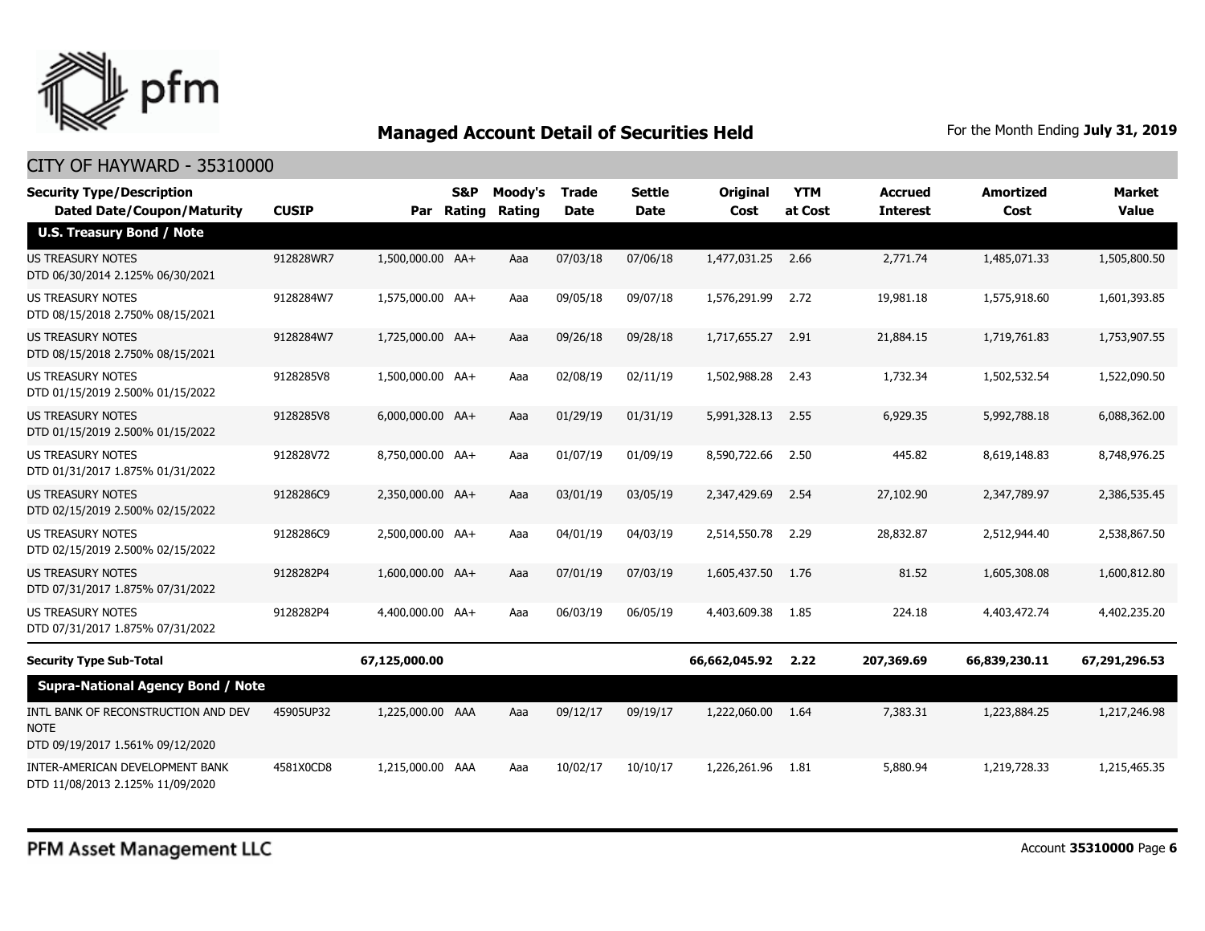## Managed Account Detail of Securities Held

For the Month Ending **July 31, 2019**

CITY OF HAYWARD - 35310000

| Security Type/Description<br>Dated Date/Coupon/Maturity | CUSIP | Par | S&P Rating | Moody's Rating | Trade Date | Settle Date | Original Cost | YTM at Cost | Accrued Interest | Amortized Cost | Market Value |
|---|---|---|---|---|---|---|---|---|---|---|---|
| **U.S. Treasury Bond / Note** | | | | | | | | | | | |
| US TREASURY NOTES<br>DTD 06/30/2014 2.125% 06/30/2021 | 912828WR7 | 1,500,000.00 | AA+ | Aaa | 07/03/18 | 07/06/18 | 1,477,031.25 | 2.66 | 2,771.74 | 1,485,071.33 | 1,505,800.50 |
| US TREASURY NOTES<br>DTD 08/15/2018 2.750% 08/15/2021 | 9128284W7 | 1,575,000.00 | AA+ | Aaa | 09/05/18 | 09/07/18 | 1,576,291.99 | 2.72 | 19,981.18 | 1,575,918.60 | 1,601,393.85 |
| US TREASURY NOTES<br>DTD 08/15/2018 2.750% 08/15/2021 | 9128284W7 | 1,725,000.00 | AA+ | Aaa | 09/26/18 | 09/28/18 | 1,717,655.27 | 2.91 | 21,884.15 | 1,719,761.83 | 1,753,907.55 |
| US TREASURY NOTES<br>DTD 01/15/2019 2.500% 01/15/2022 | 9128285V8 | 1,500,000.00 | AA+ | Aaa | 02/08/19 | 02/11/19 | 1,502,988.28 | 2.43 | 1,732.34 | 1,502,532.54 | 1,522,090.50 |
| US TREASURY NOTES<br>DTD 01/15/2019 2.500% 01/15/2022 | 9128285V8 | 6,000,000.00 | AA+ | Aaa | 01/29/19 | 01/31/19 | 5,991,328.13 | 2.55 | 6,929.35 | 5,992,788.18 | 6,088,362.00 |
| US TREASURY NOTES<br>DTD 01/31/2017 1.875% 01/31/2022 | 912828V72 | 8,750,000.00 | AA+ | Aaa | 01/07/19 | 01/09/19 | 8,590,722.66 | 2.50 | 445.82 | 8,619,148.83 | 8,748,976.25 |
| US TREASURY NOTES<br>DTD 02/15/2019 2.500% 02/15/2022 | 9128286C9 | 2,350,000.00 | AA+ | Aaa | 03/01/19 | 03/05/19 | 2,347,429.69 | 2.54 | 27,102.90 | 2,347,789.97 | 2,386,535.45 |
| US TREASURY NOTES<br>DTD 02/15/2019 2.500% 02/15/2022 | 9128286C9 | 2,500,000.00 | AA+ | Aaa | 04/01/19 | 04/03/19 | 2,514,550.78 | 2.29 | 28,832.87 | 2,512,944.40 | 2,538,867.50 |
| US TREASURY NOTES<br>DTD 07/31/2017 1.875% 07/31/2022 | 9128282P4 | 1,600,000.00 | AA+ | Aaa | 07/01/19 | 07/03/19 | 1,605,437.50 | 1.76 | 81.52 | 1,605,308.08 | 1,600,812.80 |
| US TREASURY NOTES<br>DTD 07/31/2017 1.875% 07/31/2022 | 9128282P4 | 4,400,000.00 | AA+ | Aaa | 06/03/19 | 06/05/19 | 4,403,609.38 | 1.85 | 224.18 | 4,403,472.74 | 4,402,235.20 |
| **Security Type Sub-Total** | | **67,125,000.00** | | | | | **66,662,045.92** | **2.22** | **207,369.69** | **66,839,230.11** | **67,291,296.53** |
| **Supra-National Agency Bond / Note** | | | | | | | | | | | |
| INTL BANK OF RECONSTRUCTION AND DEV NOTE<br>DTD 09/19/2017 1.561% 09/12/2020 | 45905UP32 | 1,225,000.00 | AAA | Aaa | 09/12/17 | 09/19/17 | 1,222,060.00 | 1.64 | 7,383.31 | 1,223,884.25 | 1,217,246.98 |
| INTER-AMERICAN DEVELOPMENT BANK<br>DTD 11/08/2013 2.125% 11/09/2020 | 4581X0CD8 | 1,215,000.00 | AAA | Aaa | 10/02/17 | 10/10/17 | 1,226,261.96 | 1.81 | 5,880.94 | 1,219,728.33 | 1,215,465.35 |

PFM Asset Management LLC

Account **35310000**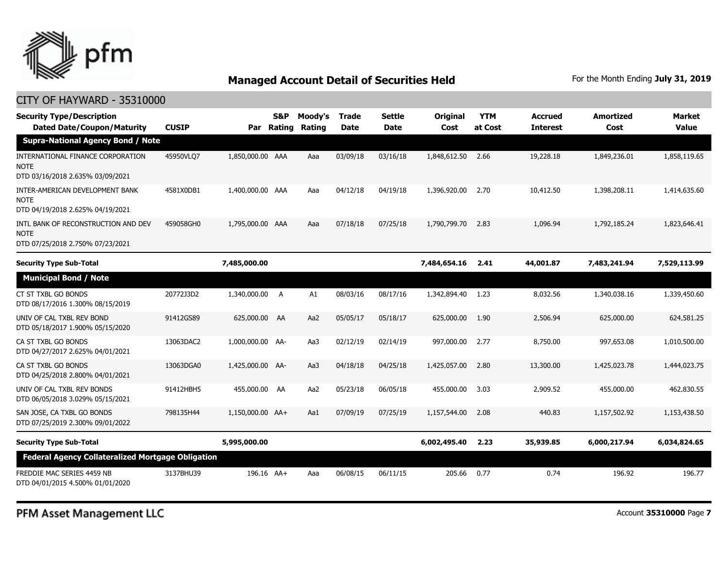## Managed Account Detail of Securities Held

For the Month Ending **July 31, 2019**

CITY OF HAYWARD - 35310000

| Security Type/Description Dated Date/Coupon/Maturity | CUSIP | Par | S&P Rating | Moody's Rating | Trade Date | Settle Date | Original Cost | YTM at Cost | Accrued Interest | Amortized Cost | Market Value |
|---|---|---|---|---|---|---|---|---|---|---|---|
| **Supra-National Agency Bond / Note** | | | | | | | | | | | |
| INTERNATIONAL FINANCE CORPORATION NOTE DTD 03/16/2018 2.635% 03/09/2021 | 45950VLQ7 | 1,850,000.00 | AAA | Aaa | 03/09/18 | 03/16/18 | 1,848,612.50 | 2.66 | 19,228.18 | 1,849,236.01 | 1,858,119.65 |
| INTER-AMERICAN DEVELOPMENT BANK NOTE DTD 04/19/2018 2.625% 04/19/2021 | 4581X0DB1 | 1,400,000.00 | AAA | Aaa | 04/12/18 | 04/19/18 | 1,396,920.00 | 2.70 | 10,412.50 | 1,398,208.11 | 1,414,635.60 |
| INTL BANK OF RECONSTRUCTION AND DEV NOTE DTD 07/25/2018 2.750% 07/23/2021 | 459058GH0 | 1,795,000.00 | AAA | Aaa | 07/18/18 | 07/25/18 | 1,790,799.70 | 2.83 | 1,096.94 | 1,792,185.24 | 1,823,646.41 |
| **Security Type Sub-Total** | | **7,485,000.00** | | | | | **7,484,654.16** | **2.41** | **44,001.87** | **7,483,241.94** | **7,529,113.99** |
| **Municipal Bond / Note** | | | | | | | | | | | |
| CT ST TXBL GO BONDS DTD 08/17/2016 1.300% 08/15/2019 | 20772J3D2 | 1,340,000.00 | A | A1 | 08/03/16 | 08/17/16 | 1,342,894.40 | 1.23 | 8,032.56 | 1,340,038.16 | 1,339,450.60 |
| UNIV OF CAL TXBL REV BOND DTD 05/18/2017 1.900% 05/15/2020 | 91412GS89 | 625,000.00 | AA | Aa2 | 05/05/17 | 05/18/17 | 625,000.00 | 1.90 | 2,506.94 | 625,000.00 | 624,581.25 |
| CA ST TXBL GO BONDS DTD 04/27/2017 2.625% 04/01/2021 | 13063DAC2 | 1,000,000.00 | AA- | Aa3 | 02/12/19 | 02/14/19 | 997,000.00 | 2.77 | 8,750.00 | 997,653.08 | 1,010,500.00 |
| CA ST TXBL GO BONDS DTD 04/25/2018 2.800% 04/01/2021 | 13063DGA0 | 1,425,000.00 | AA- | Aa3 | 04/18/18 | 04/25/18 | 1,425,057.00 | 2.80 | 13,300.00 | 1,425,023.78 | 1,444,023.75 |
| UNIV OF CAL TXBL REV BONDS DTD 06/05/2018 3.029% 05/15/2021 | 91412HBH5 | 455,000.00 | AA | Aa2 | 05/23/18 | 06/05/18 | 455,000.00 | 3.03 | 2,909.52 | 455,000.00 | 462,830.55 |
| SAN JOSE, CA TXBL GO BONDS DTD 07/25/2019 2.300% 09/01/2022 | 798135H44 | 1,150,000.00 | AA+ | Aa1 | 07/09/19 | 07/25/19 | 1,157,544.00 | 2.08 | 440.83 | 1,157,502.92 | 1,153,438.50 |
| **Security Type Sub-Total** | | **5,995,000.00** | | | | | **6,002,495.40** | **2.23** | **35,939.85** | **6,000,217.94** | **6,034,824.65** |
| **Federal Agency Collateralized Mortgage Obligation** | | | | | | | | | | | |
| FREDDIE MAC SERIES 4459 NB DTD 04/01/2015 4.500% 01/01/2020 | 3137BHU39 | 196.16 | AA+ | Aaa | 06/08/15 | 06/11/15 | 205.66 | 0.77 | 0.74 | 196.92 | 196.77 |

PFM Asset Management LLC

Account **35310000**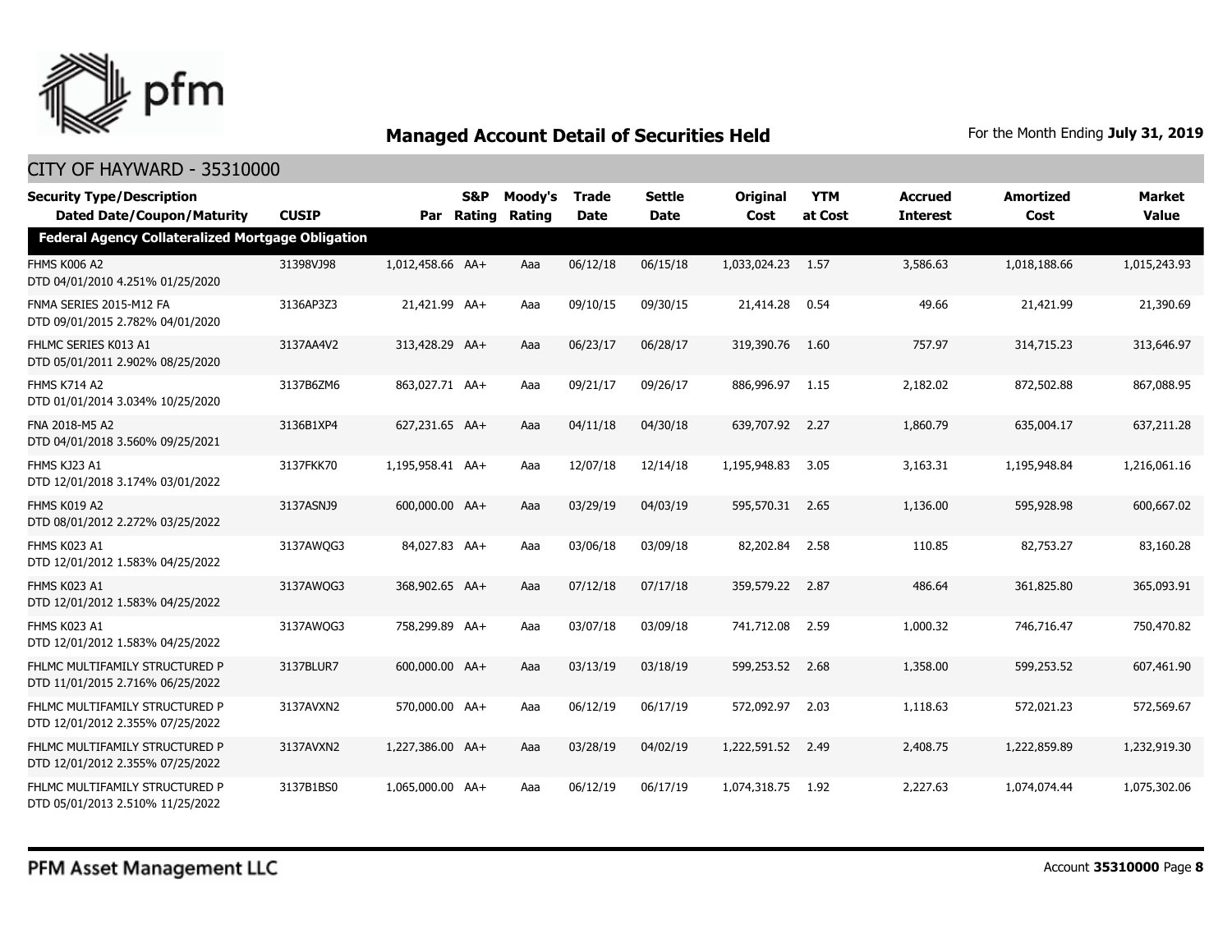## Managed Account Detail of Securities Held

For the Month Ending **July 31, 2019**

### CITY OF HAYWARD - 35310000

| Security Type/Description Dated Date/Coupon/Maturity | CUSIP | Par | S&P Rating | Moody's Rating | Trade Date | Settle Date | Original Cost | YTM at Cost | Accrued Interest | Amortized Cost | Market Value |
|---|---|---|---|---|---|---|---|---|---|---|---|
| **Federal Agency Collateralized Mortgage Obligation** | | | | | | | | | | | |
| FHMS K006 A2 DTD 04/01/2010 4.251% 01/25/2020 | 31398VJ98 | 1,012,458.66 | AA+ | Aaa | 06/12/18 | 06/15/18 | 1,033,024.23 | 1.57 | 3,586.63 | 1,018,188.66 | 1,015,243.93 |
| FNMA SERIES 2015-M12 FA DTD 09/01/2015 2.782% 04/01/2020 | 3136AP3Z3 | 21,421.99 | AA+ | Aaa | 09/10/15 | 09/30/15 | 21,414.28 | 0.54 | 49.66 | 21,421.99 | 21,390.69 |
| FHLMC SERIES K013 A1 DTD 05/01/2011 2.902% 08/25/2020 | 3137AA4V2 | 313,428.29 | AA+ | Aaa | 06/23/17 | 06/28/17 | 319,390.76 | 1.60 | 757.97 | 314,715.23 | 313,646.97 |
| FHMS K714 A2 DTD 01/01/2014 3.034% 10/25/2020 | 3137B6ZM6 | 863,027.71 | AA+ | Aaa | 09/21/17 | 09/26/17 | 886,996.97 | 1.15 | 2,182.02 | 872,502.88 | 867,088.95 |
| FNA 2018-M5 A2 DTD 04/01/2018 3.560% 09/25/2021 | 3136B1XP4 | 627,231.65 | AA+ | Aaa | 04/11/18 | 04/30/18 | 639,707.92 | 2.27 | 1,860.79 | 635,004.17 | 637,211.28 |
| FHMS KJ23 A1 DTD 12/01/2018 3.174% 03/01/2022 | 3137FKK70 | 1,195,958.41 | AA+ | Aaa | 12/07/18 | 12/14/18 | 1,195,948.83 | 3.05 | 3,163.31 | 1,195,948.84 | 1,216,061.16 |
| FHMS K019 A2 DTD 08/01/2012 2.272% 03/25/2022 | 3137ASNJ9 | 600,000.00 | AA+ | Aaa | 03/29/19 | 04/03/19 | 595,570.31 | 2.65 | 1,136.00 | 595,928.98 | 600,667.02 |
| FHMS K023 A1 DTD 12/01/2012 1.583% 04/25/2022 | 3137AWQG3 | 84,027.83 | AA+ | Aaa | 03/06/18 | 03/09/18 | 82,202.84 | 2.58 | 110.85 | 82,753.27 | 83,160.28 |
| FHMS K023 A1 DTD 12/01/2012 1.583% 04/25/2022 | 3137AWQG3 | 368,902.65 | AA+ | Aaa | 07/12/18 | 07/17/18 | 359,579.22 | 2.87 | 486.64 | 361,825.80 | 365,093.91 |
| FHMS K023 A1 DTD 12/01/2012 1.583% 04/25/2022 | 3137AWQG3 | 758,299.89 | AA+ | Aaa | 03/07/18 | 03/09/18 | 741,712.08 | 2.59 | 1,000.32 | 746,716.47 | 750,470.82 |
| FHLMC MULTIFAMILY STRUCTURED P DTD 11/01/2015 2.716% 06/25/2022 | 3137BLUR7 | 600,000.00 | AA+ | Aaa | 03/13/19 | 03/18/19 | 599,253.52 | 2.68 | 1,358.00 | 599,253.52 | 607,461.90 |
| FHLMC MULTIFAMILY STRUCTURED P DTD 12/01/2012 2.355% 07/25/2022 | 3137AVXN2 | 570,000.00 | AA+ | Aaa | 06/12/19 | 06/17/19 | 572,092.97 | 2.03 | 1,118.63 | 572,021.23 | 572,569.67 |
| FHLMC MULTIFAMILY STRUCTURED P DTD 12/01/2012 2.355% 07/25/2022 | 3137AVXN2 | 1,227,386.00 | AA+ | Aaa | 03/28/19 | 04/02/19 | 1,222,591.52 | 2.49 | 2,408.75 | 1,222,859.89 | 1,232,919.30 |
| FHLMC MULTIFAMILY STRUCTURED P DTD 05/01/2013 2.510% 11/25/2022 | 3137B1BS0 | 1,065,000.00 | AA+ | Aaa | 06/12/19 | 06/17/19 | 1,074,318.75 | 1.92 | 2,227.63 | 1,074,074.44 | 1,075,302.06 |

PFM Asset Management LLC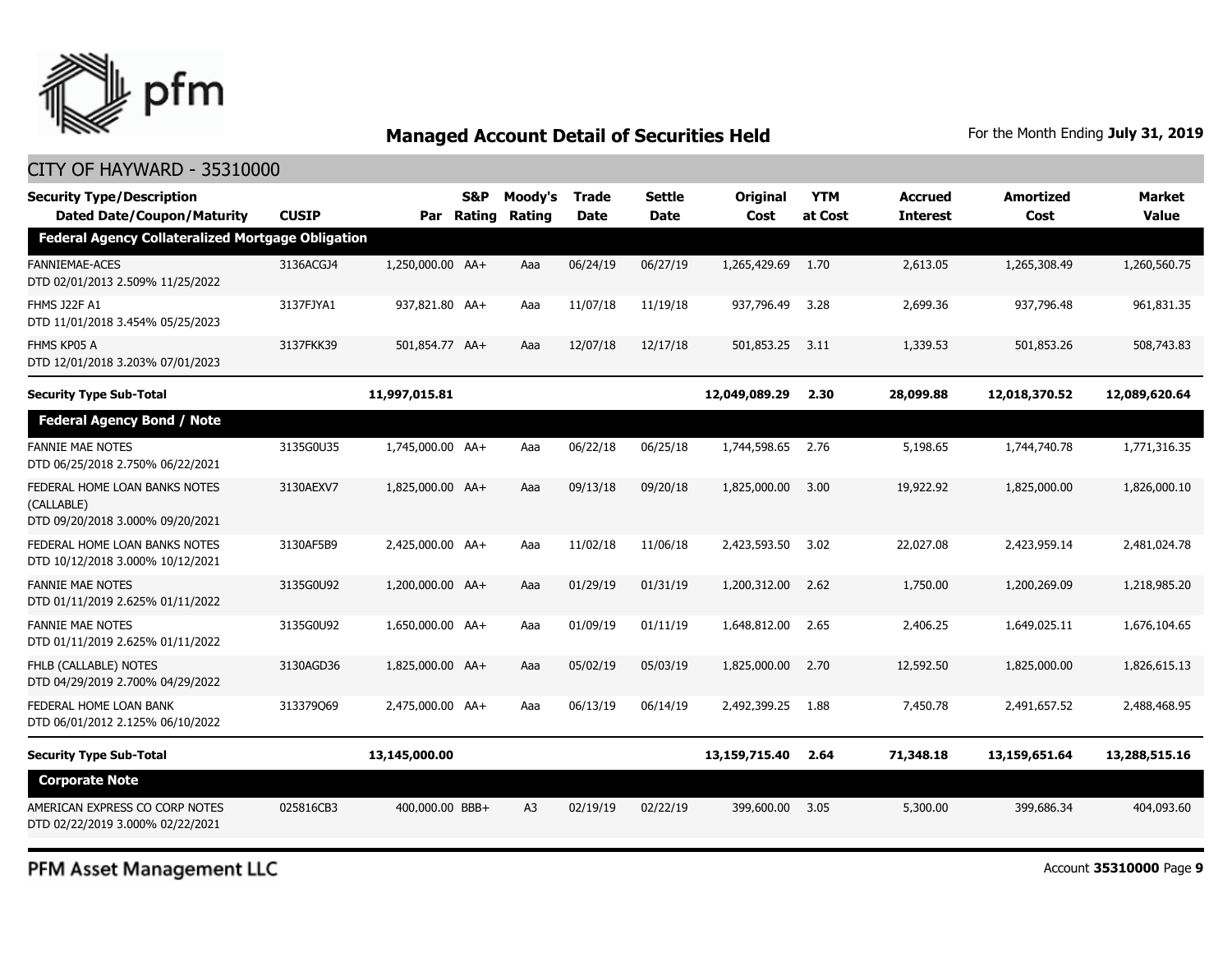## Managed Account Detail of Securities Held

For the Month Ending **July 31, 2019**

CITY OF HAYWARD - 35310000

| Security Type/Description Dated Date/Coupon/Maturity | CUSIP | Par | S&P Rating | Moody's Rating | Trade Date | Settle Date | Original Cost | YTM at Cost | Accrued Interest | Amortized Cost | Market Value |
|---|---|---|---|---|---|---|---|---|---|---|---|
| **Federal Agency Collateralized Mortgage Obligation** | | | | | | | | | | | |
| FANNIEMAE-ACES DTD 02/01/2013 2.509% 11/25/2022 | 3136ACGJ4 | 1,250,000.00 | AA+ | Aaa | 06/24/19 | 06/27/19 | 1,265,429.69 | 1.70 | 2,613.05 | 1,265,308.49 | 1,260,560.75 |
| FHMS J22F A1 DTD 11/01/2018 3.454% 05/25/2023 | 3137FJYA1 | 937,821.80 | AA+ | Aaa | 11/07/18 | 11/19/18 | 937,796.49 | 3.28 | 2,699.36 | 937,796.48 | 961,831.35 |
| FHMS KP05 A DTD 12/01/2018 3.203% 07/01/2023 | 3137FKK39 | 501,854.77 | AA+ | Aaa | 12/07/18 | 12/17/18 | 501,853.25 | 3.11 | 1,339.53 | 501,853.26 | 508,743.83 |
| **Security Type Sub-Total** | | **11,997,015.81** | | | | | **12,049,089.29** | **2.30** | **28,099.88** | **12,018,370.52** | **12,089,620.64** |
| **Federal Agency Bond / Note** | | | | | | | | | | | |
| FANNIE MAE NOTES DTD 06/25/2018 2.750% 06/22/2021 | 3135G0U35 | 1,745,000.00 | AA+ | Aaa | 06/22/18 | 06/25/18 | 1,744,598.65 | 2.76 | 5,198.65 | 1,744,740.78 | 1,771,316.35 |
| FEDERAL HOME LOAN BANKS NOTES (CALLABLE) DTD 09/20/2018 3.000% 09/20/2021 | 3130AEXV7 | 1,825,000.00 | AA+ | Aaa | 09/13/18 | 09/20/18 | 1,825,000.00 | 3.00 | 19,922.92 | 1,825,000.00 | 1,826,000.10 |
| FEDERAL HOME LOAN BANKS NOTES DTD 10/12/2018 3.000% 10/12/2021 | 3130AF5B9 | 2,425,000.00 | AA+ | Aaa | 11/02/18 | 11/06/18 | 2,423,593.50 | 3.02 | 22,027.08 | 2,423,959.14 | 2,481,024.78 |
| FANNIE MAE NOTES DTD 01/11/2019 2.625% 01/11/2022 | 3135G0U92 | 1,200,000.00 | AA+ | Aaa | 01/29/19 | 01/31/19 | 1,200,312.00 | 2.62 | 1,750.00 | 1,200,269.09 | 1,218,985.20 |
| FANNIE MAE NOTES DTD 01/11/2019 2.625% 01/11/2022 | 3135G0U92 | 1,650,000.00 | AA+ | Aaa | 01/09/19 | 01/11/19 | 1,648,812.00 | 2.65 | 2,406.25 | 1,649,025.11 | 1,676,104.65 |
| FHLB (CALLABLE) NOTES DTD 04/29/2019 2.700% 04/29/2022 | 3130AGD36 | 1,825,000.00 | AA+ | Aaa | 05/02/19 | 05/03/19 | 1,825,000.00 | 2.70 | 12,592.50 | 1,825,000.00 | 1,826,615.13 |
| FEDERAL HOME LOAN BANK DTD 06/01/2012 2.125% 06/10/2022 | 313379Q69 | 2,475,000.00 | AA+ | Aaa | 06/13/19 | 06/14/19 | 2,492,399.25 | 1.88 | 7,450.78 | 2,491,657.52 | 2,488,468.95 |
| **Security Type Sub-Total** | | **13,145,000.00** | | | | | **13,159,715.40** | **2.64** | **71,348.18** | **13,159,651.64** | **13,288,515.16** |
| **Corporate Note** | | | | | | | | | | | |
| AMERICAN EXPRESS CO CORP NOTES DTD 02/22/2019 3.000% 02/22/2021 | 025816CB3 | 400,000.00 | BBB+ | A3 | 02/19/19 | 02/22/19 | 399,600.00 | 3.05 | 5,300.00 | 399,686.34 | 404,093.60 |

PFM Asset Management LLC

Account **35310000**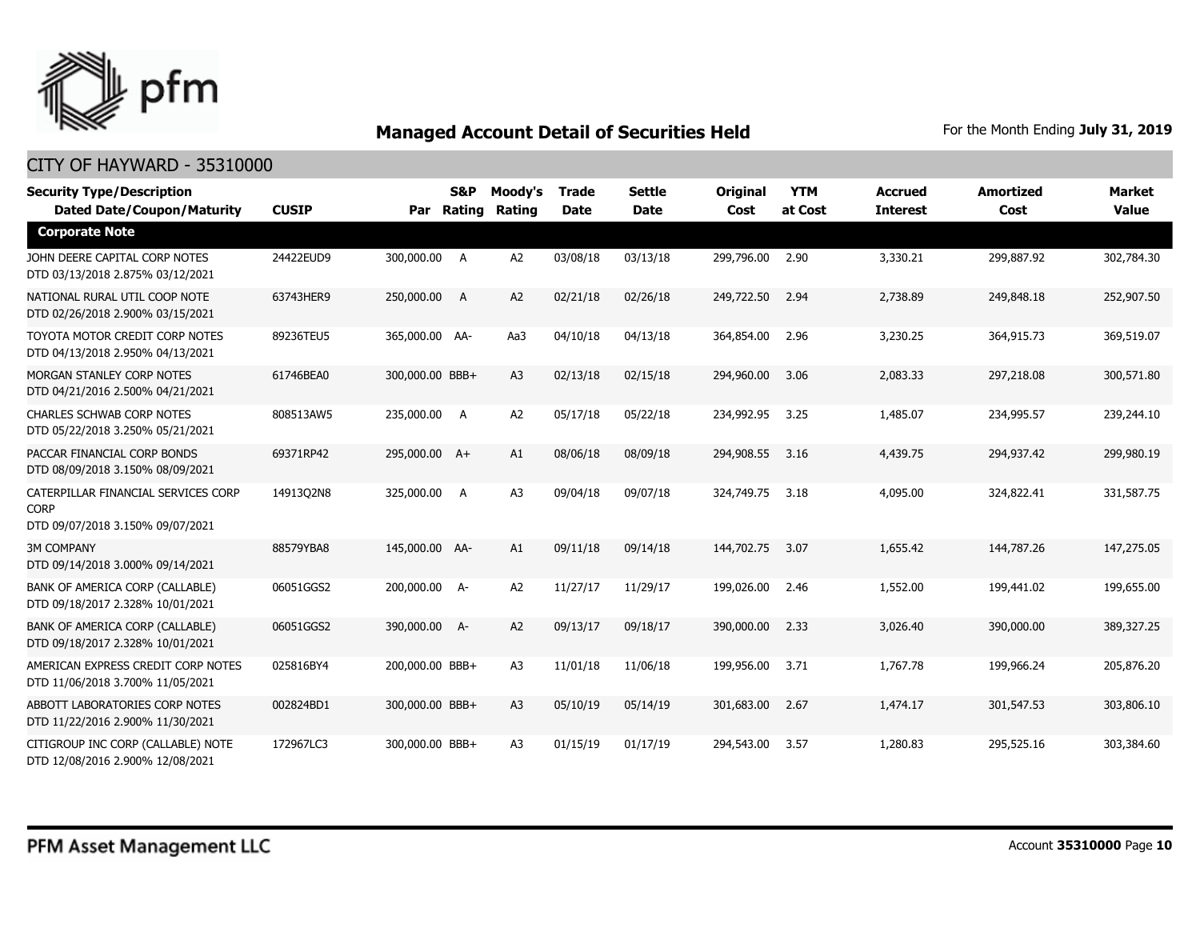## Managed Account Detail of Securities Held

For the Month Ending **July 31, 2019**

### CITY OF HAYWARD - 35310000

| Security Type/Description Dated Date/Coupon/Maturity | CUSIP | Par | S&P Rating | Moody's Rating | Trade Date | Settle Date | Original Cost | YTM at Cost | Accrued Interest | Amortized Cost | Market Value |
|---|---|---|---|---|---|---|---|---|---|---|---|
| **Corporate Note** | | | | | | | | | | | |
| JOHN DEERE CAPITAL CORP NOTES DTD 03/13/2018 2.875% 03/12/2021 | 24422EUD9 | 300,000.00 | A | A2 | 03/08/18 | 03/13/18 | 299,796.00 | 2.90 | 3,330.21 | 299,887.92 | 302,784.30 |
| NATIONAL RURAL UTIL COOP NOTE DTD 02/26/2018 2.900% 03/15/2021 | 63743HER9 | 250,000.00 | A | A2 | 02/21/18 | 02/26/18 | 249,722.50 | 2.94 | 2,738.89 | 249,848.18 | 252,907.50 |
| TOYOTA MOTOR CREDIT CORP NOTES DTD 04/13/2018 2.950% 04/13/2021 | 89236TEU5 | 365,000.00 | AA- | Aa3 | 04/10/18 | 04/13/18 | 364,854.00 | 2.96 | 3,230.25 | 364,915.73 | 369,519.07 |
| MORGAN STANLEY CORP NOTES DTD 04/21/2016 2.500% 04/21/2021 | 61746BEA0 | 300,000.00 | BBB+ | A3 | 02/13/18 | 02/15/18 | 294,960.00 | 3.06 | 2,083.33 | 297,218.08 | 300,571.80 |
| CHARLES SCHWAB CORP NOTES DTD 05/22/2018 3.250% 05/21/2021 | 808513AW5 | 235,000.00 | A | A2 | 05/17/18 | 05/22/18 | 234,992.95 | 3.25 | 1,485.07 | 234,995.57 | 239,244.10 |
| PACCAR FINANCIAL CORP BONDS DTD 08/09/2018 3.150% 08/09/2021 | 69371RP42 | 295,000.00 | A+ | A1 | 08/06/18 | 08/09/18 | 294,908.55 | 3.16 | 4,439.75 | 294,937.42 | 299,980.19 |
| CATERPILLAR FINANCIAL SERVICES CORP CORP DTD 09/07/2018 3.150% 09/07/2021 | 14913Q2N8 | 325,000.00 | A | A3 | 09/04/18 | 09/07/18 | 324,749.75 | 3.18 | 4,095.00 | 324,822.41 | 331,587.75 |
| 3M COMPANY DTD 09/14/2018 3.000% 09/14/2021 | 88579YBA8 | 145,000.00 | AA- | A1 | 09/11/18 | 09/14/18 | 144,702.75 | 3.07 | 1,655.42 | 144,787.26 | 147,275.05 |
| BANK OF AMERICA CORP (CALLABLE) DTD 09/18/2017 2.328% 10/01/2021 | 06051GGS2 | 200,000.00 | A- | A2 | 11/27/17 | 11/29/17 | 199,026.00 | 2.46 | 1,552.00 | 199,441.02 | 199,655.00 |
| BANK OF AMERICA CORP (CALLABLE) DTD 09/18/2017 2.328% 10/01/2021 | 06051GGS2 | 390,000.00 | A- | A2 | 09/13/17 | 09/18/17 | 390,000.00 | 2.33 | 3,026.40 | 390,000.00 | 389,327.25 |
| AMERICAN EXPRESS CREDIT CORP NOTES DTD 11/06/2018 3.700% 11/05/2021 | 025816BY4 | 200,000.00 | BBB+ | A3 | 11/01/18 | 11/06/18 | 199,956.00 | 3.71 | 1,767.78 | 199,966.24 | 205,876.20 |
| ABBOTT LABORATORIES CORP NOTES DTD 11/22/2016 2.900% 11/30/2021 | 002824BD1 | 300,000.00 | BBB+ | A3 | 05/10/19 | 05/14/19 | 301,683.00 | 2.67 | 1,474.17 | 301,547.53 | 303,806.10 |
| CITIGROUP INC CORP (CALLABLE) NOTE DTD 12/08/2016 2.900% 12/08/2021 | 172967LC3 | 300,000.00 | BBB+ | A3 | 01/15/19 | 01/17/19 | 294,543.00 | 3.57 | 1,280.83 | 295,525.16 | 303,384.60 |

PFM Asset Management LLC

Account **35310000**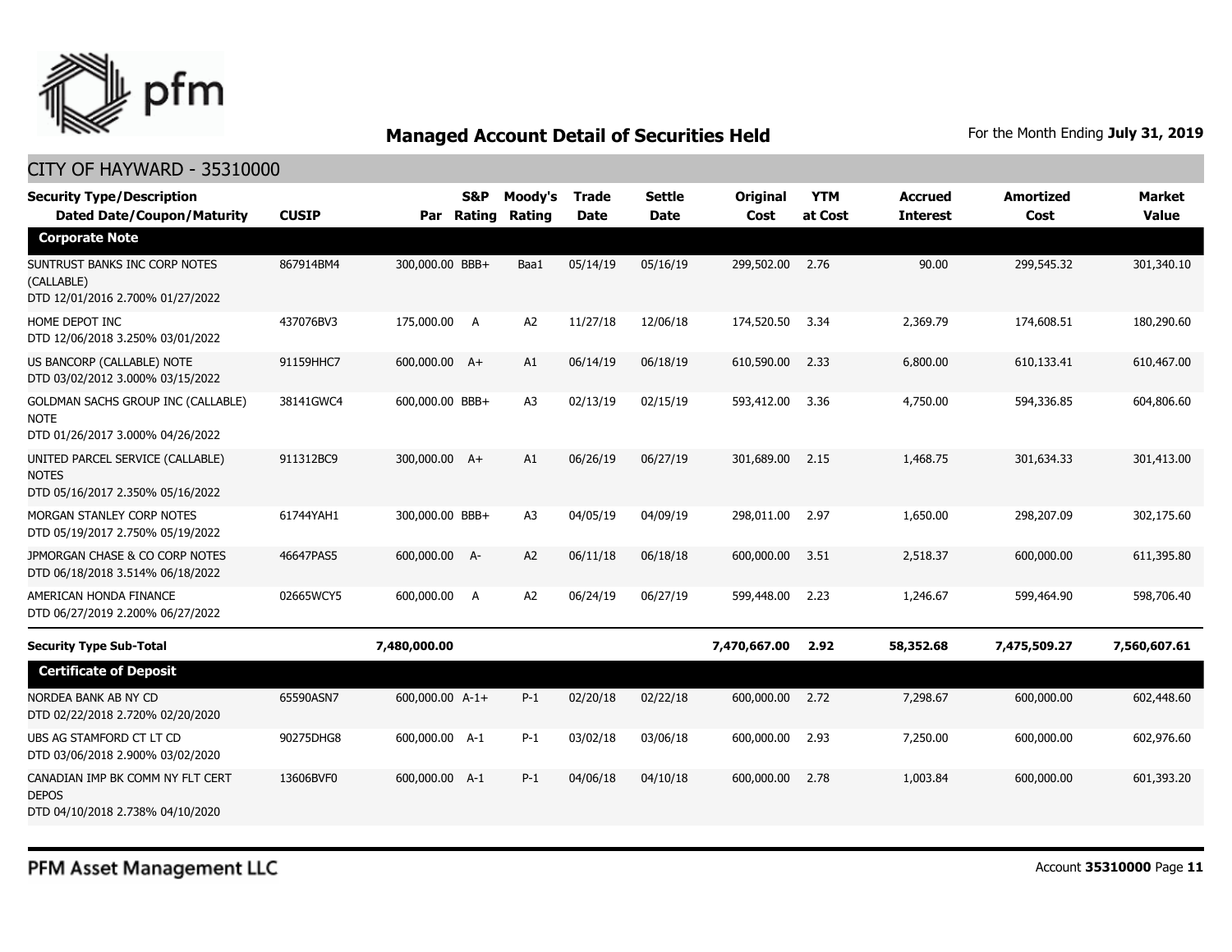## Managed Account Detail of Securities Held

For the Month Ending **July 31, 2019**

CITY OF HAYWARD - 35310000

| Security Type/Description<br>Dated Date/Coupon/Maturity | CUSIP | Par | S&P Rating | Moody's Rating | Trade Date | Settle Date | Original Cost | YTM at Cost | Accrued Interest | Amortized Cost | Market Value |
|---|---|---|---|---|---|---|---|---|---|---|---|
| **Corporate Note** | | | | | | | | | | | |
| SUNTRUST BANKS INC CORP NOTES (CALLABLE)<br>DTD 12/01/2016 2.700% 01/27/2022 | 867914BM4 | 300,000.00 | BBB+ | Baa1 | 05/14/19 | 05/16/19 | 299,502.00 | 2.76 | 90.00 | 299,545.32 | 301,340.10 |
| HOME DEPOT INC<br>DTD 12/06/2018 3.250% 03/01/2022 | 437076BV3 | 175,000.00 | A | A2 | 11/27/18 | 12/06/18 | 174,520.50 | 3.34 | 2,369.79 | 174,608.51 | 180,290.60 |
| US BANCORP (CALLABLE) NOTE<br>DTD 03/02/2012 3.000% 03/15/2022 | 91159HHC7 | 600,000.00 | A+ | A1 | 06/14/19 | 06/18/19 | 610,590.00 | 2.33 | 6,800.00 | 610,133.41 | 610,467.00 |
| GOLDMAN SACHS GROUP INC (CALLABLE) NOTE<br>DTD 01/26/2017 3.000% 04/26/2022 | 38141GWC4 | 600,000.00 | BBB+ | A3 | 02/13/19 | 02/15/19 | 593,412.00 | 3.36 | 4,750.00 | 594,336.85 | 604,806.60 |
| UNITED PARCEL SERVICE (CALLABLE) NOTES<br>DTD 05/16/2017 2.350% 05/16/2022 | 911312BC9 | 300,000.00 | A+ | A1 | 06/26/19 | 06/27/19 | 301,689.00 | 2.15 | 1,468.75 | 301,634.33 | 301,413.00 |
| MORGAN STANLEY CORP NOTES<br>DTD 05/19/2017 2.750% 05/19/2022 | 61744YAH1 | 300,000.00 | BBB+ | A3 | 04/05/19 | 04/09/19 | 298,011.00 | 2.97 | 1,650.00 | 298,207.09 | 302,175.60 |
| JPMORGAN CHASE & CO CORP NOTES<br>DTD 06/18/2018 3.514% 06/18/2022 | 46647PAS5 | 600,000.00 | A- | A2 | 06/11/18 | 06/18/18 | 600,000.00 | 3.51 | 2,518.37 | 600,000.00 | 611,395.80 |
| AMERICAN HONDA FINANCE<br>DTD 06/27/2019 2.200% 06/27/2022 | 02665WCY5 | 600,000.00 | A | A2 | 06/24/19 | 06/27/19 | 599,448.00 | 2.23 | 1,246.67 | 599,464.90 | 598,706.40 |
| **Security Type Sub-Total** | | **7,480,000.00** | | | | | **7,470,667.00** | **2.92** | **58,352.68** | **7,475,509.27** | **7,560,607.61** |
| **Certificate of Deposit** | | | | | | | | | | | |
| NORDEA BANK AB NY CD<br>DTD 02/22/2018 2.720% 02/20/2020 | 65590ASN7 | 600,000.00 | A-1+ | P-1 | 02/20/18 | 02/22/18 | 600,000.00 | 2.72 | 7,298.67 | 600,000.00 | 602,448.60 |
| UBS AG STAMFORD CT LT CD<br>DTD 03/06/2018 2.900% 03/02/2020 | 90275DHG8 | 600,000.00 | A-1 | P-1 | 03/02/18 | 03/06/18 | 600,000.00 | 2.93 | 7,250.00 | 600,000.00 | 602,976.60 |
| CANADIAN IMP BK COMM NY FLT CERT DEPOS<br>DTD 04/10/2018 2.738% 04/10/2020 | 13606BVF0 | 600,000.00 | A-1 | P-1 | 04/06/18 | 04/10/18 | 600,000.00 | 2.78 | 1,003.84 | 600,000.00 | 601,393.20 |

PFM Asset Management LLC

Account **35310000**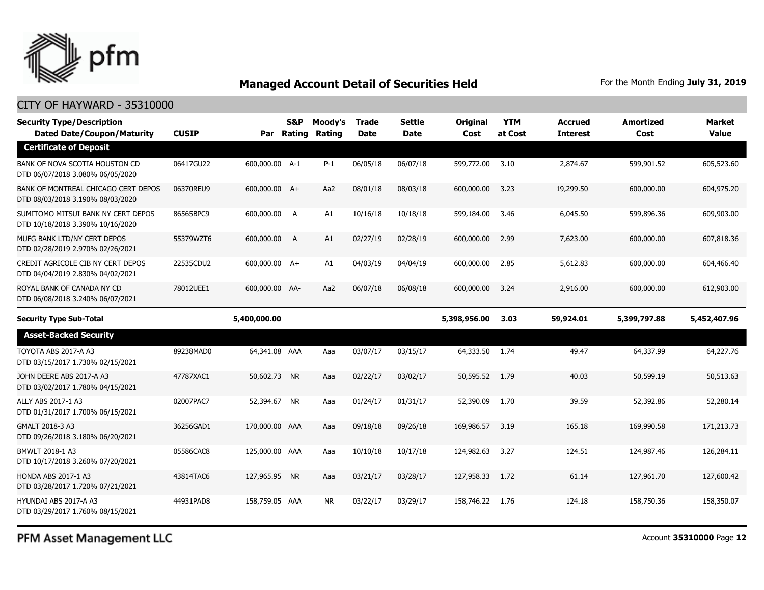## Managed Account Detail of Securities Held

For the Month Ending **July 31, 2019**

CITY OF HAYWARD - 35310000

| Security Type/Description<br>Dated Date/Coupon/Maturity | CUSIP | Par | S&P Rating | Moody's Rating | Trade Date | Settle Date | Original Cost | YTM at Cost | Accrued Interest | Amortized Cost | Market Value |
|---|---|---|---|---|---|---|---|---|---|---|---|
| **Certificate of Deposit** | | | | | | | | | | | |
| BANK OF NOVA SCOTIA HOUSTON CD<br>DTD 06/07/2018 3.080% 06/05/2020 | 06417GU22 | 600,000.00 | A-1 | P-1 | 06/05/18 | 06/07/18 | 599,772.00 | 3.10 | 2,874.67 | 599,901.52 | 605,523.60 |
| BANK OF MONTREAL CHICAGO CERT DEPOS<br>DTD 08/03/2018 3.190% 08/03/2020 | 06370REU9 | 600,000.00 | A+ | Aa2 | 08/01/18 | 08/03/18 | 600,000.00 | 3.23 | 19,299.50 | 600,000.00 | 604,975.20 |
| SUMITOMO MITSUI BANK NY CERT DEPOS<br>DTD 10/18/2018 3.390% 10/16/2020 | 86565BPC9 | 600,000.00 | A | A1 | 10/16/18 | 10/18/18 | 599,184.00 | 3.46 | 6,045.50 | 599,896.36 | 609,903.00 |
| MUFG BANK LTD/NY CERT DEPOS<br>DTD 02/28/2019 2.970% 02/26/2021 | 55379WZT6 | 600,000.00 | A | A1 | 02/27/19 | 02/28/19 | 600,000.00 | 2.99 | 7,623.00 | 600,000.00 | 607,818.36 |
| CREDIT AGRICOLE CIB NY CERT DEPOS<br>DTD 04/04/2019 2.830% 04/02/2021 | 22535CDU2 | 600,000.00 | A+ | A1 | 04/03/19 | 04/04/19 | 600,000.00 | 2.85 | 5,612.83 | 600,000.00 | 604,466.40 |
| ROYAL BANK OF CANADA NY CD<br>DTD 06/08/2018 3.240% 06/07/2021 | 78012UEE1 | 600,000.00 | AA- | Aa2 | 06/07/18 | 06/08/18 | 600,000.00 | 3.24 | 2,916.00 | 600,000.00 | 612,903.00 |
| **Security Type Sub-Total** | | **5,400,000.00** | | | | | **5,398,956.00** | **3.03** | **59,924.01** | **5,399,797.88** | **5,452,407.96** |
| **Asset-Backed Security** | | | | | | | | | | | |
| TOYOTA ABS 2017-A A3<br>DTD 03/15/2017 1.730% 02/15/2021 | 89238MAD0 | 64,341.08 | AAA | Aaa | 03/07/17 | 03/15/17 | 64,333.50 | 1.74 | 49.47 | 64,337.99 | 64,227.76 |
| JOHN DEERE ABS 2017-A A3<br>DTD 03/02/2017 1.780% 04/15/2021 | 47787XAC1 | 50,602.73 | NR | Aaa | 02/22/17 | 03/02/17 | 50,595.52 | 1.79 | 40.03 | 50,599.19 | 50,513.63 |
| ALLY ABS 2017-1 A3<br>DTD 01/31/2017 1.700% 06/15/2021 | 02007PAC7 | 52,394.67 | NR | Aaa | 01/24/17 | 01/31/17 | 52,390.09 | 1.70 | 39.59 | 52,392.86 | 52,280.14 |
| GMALT 2018-3 A3<br>DTD 09/26/2018 3.180% 06/20/2021 | 36256GAD1 | 170,000.00 | AAA | Aaa | 09/18/18 | 09/26/18 | 169,986.57 | 3.19 | 165.18 | 169,990.58 | 171,213.73 |
| BMWLT 2018-1 A3<br>DTD 10/17/2018 3.260% 07/20/2021 | 05586CAC8 | 125,000.00 | AAA | Aaa | 10/10/18 | 10/17/18 | 124,982.63 | 3.27 | 124.51 | 124,987.46 | 126,284.11 |
| HONDA ABS 2017-1 A3<br>DTD 03/28/2017 1.720% 07/21/2021 | 43814TAC6 | 127,965.95 | NR | Aaa | 03/21/17 | 03/28/17 | 127,958.33 | 1.72 | 61.14 | 127,961.70 | 127,600.42 |
| HYUNDAI ABS 2017-A A3<br>DTD 03/29/2017 1.760% 08/15/2021 | 44931PAD8 | 158,759.05 | AAA | NR | 03/22/17 | 03/29/17 | 158,746.22 | 1.76 | 124.18 | 158,750.36 | 158,350.07 |

PFM Asset Management LLC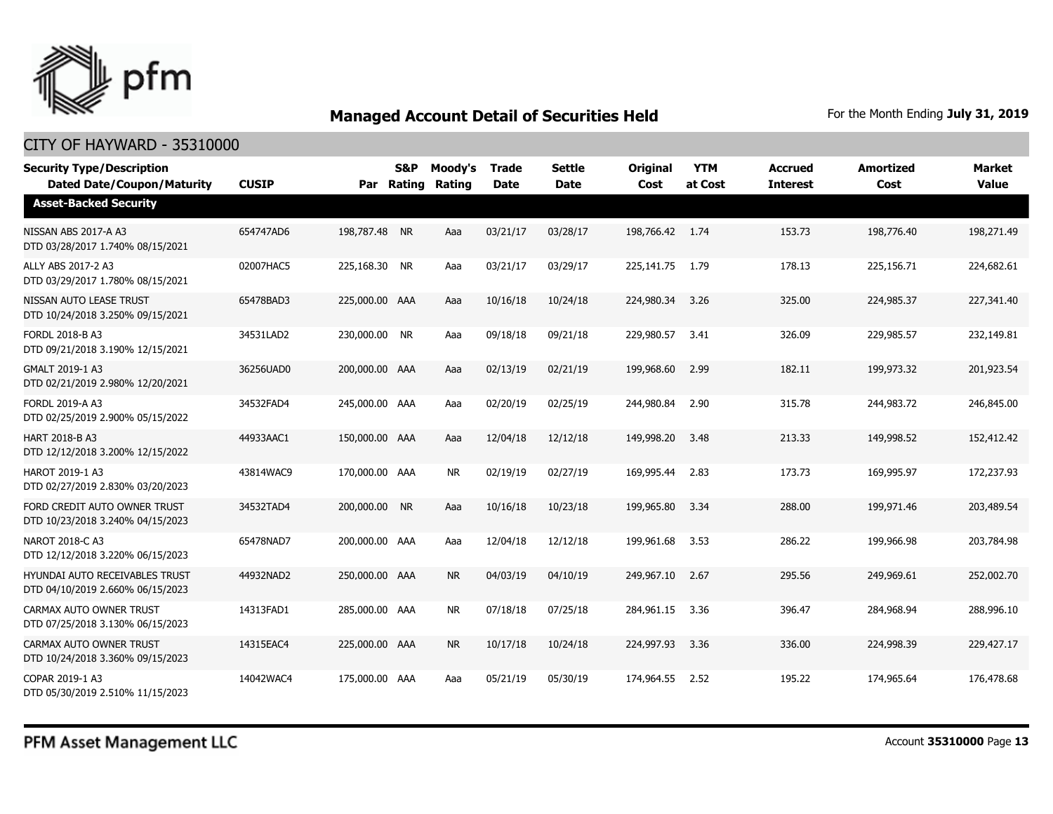## Managed Account Detail of Securities Held

For the Month Ending **July 31, 2019**

### CITY OF HAYWARD - 35310000

| Security Type/Description Dated Date/Coupon/Maturity | CUSIP | Par | S&P Rating | Moody's Rating | Trade Date | Settle Date | Original Cost | YTM at Cost | Accrued Interest | Amortized Cost | Market Value |
|---|---|---|---|---|---|---|---|---|---|---|---|
| **Asset-Backed Security** | | | | | | | | | | | |
| NISSAN ABS 2017-A A3 DTD 03/28/2017 1.740% 08/15/2021 | 654747AD6 | 198,787.48 | NR | Aaa | 03/21/17 | 03/28/17 | 198,766.42 | 1.74 | 153.73 | 198,776.40 | 198,271.49 |
| ALLY ABS 2017-2 A3 DTD 03/29/2017 1.780% 08/15/2021 | 02007HAC5 | 225,168.30 | NR | Aaa | 03/21/17 | 03/29/17 | 225,141.75 | 1.79 | 178.13 | 225,156.71 | 224,682.61 |
| NISSAN AUTO LEASE TRUST DTD 10/24/2018 3.250% 09/15/2021 | 65478BAD3 | 225,000.00 | AAA | Aaa | 10/16/18 | 10/24/18 | 224,980.34 | 3.26 | 325.00 | 224,985.37 | 227,341.40 |
| FORDL 2018-B A3 DTD 09/21/2018 3.190% 12/15/2021 | 34531LAD2 | 230,000.00 | NR | Aaa | 09/18/18 | 09/21/18 | 229,980.57 | 3.41 | 326.09 | 229,985.57 | 232,149.81 |
| GMALT 2019-1 A3 DTD 02/21/2019 2.980% 12/20/2021 | 36256UAD0 | 200,000.00 | AAA | Aaa | 02/13/19 | 02/21/19 | 199,968.60 | 2.99 | 182.11 | 199,973.32 | 201,923.54 |
| FORDL 2019-A A3 DTD 02/25/2019 2.900% 05/15/2022 | 34532FAD4 | 245,000.00 | AAA | Aaa | 02/20/19 | 02/25/19 | 244,980.84 | 2.90 | 315.78 | 244,983.72 | 246,845.00 |
| HART 2018-B A3 DTD 12/12/2018 3.200% 12/15/2022 | 44933AAC1 | 150,000.00 | AAA | Aaa | 12/04/18 | 12/12/18 | 149,998.20 | 3.48 | 213.33 | 149,998.52 | 152,412.42 |
| HAROT 2019-1 A3 DTD 02/27/2019 2.830% 03/20/2023 | 43814WAC9 | 170,000.00 | AAA | NR | 02/19/19 | 02/27/19 | 169,995.44 | 2.83 | 173.73 | 169,995.97 | 172,237.93 |
| FORD CREDIT AUTO OWNER TRUST DTD 10/23/2018 3.240% 04/15/2023 | 34532TAD4 | 200,000.00 | NR | Aaa | 10/16/18 | 10/23/18 | 199,965.80 | 3.34 | 288.00 | 199,971.46 | 203,489.54 |
| NAROT 2018-C A3 DTD 12/12/2018 3.220% 06/15/2023 | 65478NAD7 | 200,000.00 | AAA | Aaa | 12/04/18 | 12/12/18 | 199,961.68 | 3.53 | 286.22 | 199,966.98 | 203,784.98 |
| HYUNDAI AUTO RECEIVABLES TRUST DTD 04/10/2019 2.660% 06/15/2023 | 44932NAD2 | 250,000.00 | AAA | NR | 04/03/19 | 04/10/19 | 249,967.10 | 2.67 | 295.56 | 249,969.61 | 252,002.70 |
| CARMAX AUTO OWNER TRUST DTD 07/25/2018 3.130% 06/15/2023 | 14313FAD1 | 285,000.00 | AAA | NR | 07/18/18 | 07/25/18 | 284,961.15 | 3.36 | 396.47 | 284,968.94 | 288,996.10 |
| CARMAX AUTO OWNER TRUST DTD 10/24/2018 3.360% 09/15/2023 | 14315EAC4 | 225,000.00 | AAA | NR | 10/17/18 | 10/24/18 | 224,997.93 | 3.36 | 336.00 | 224,998.39 | 229,427.17 |
| COPAR 2019-1 A3 DTD 05/30/2019 2.510% 11/15/2023 | 14042WAC4 | 175,000.00 | AAA | Aaa | 05/21/19 | 05/30/19 | 174,964.55 | 2.52 | 195.22 | 174,965.64 | 176,478.68 |

PFM Asset Management LLC

Account **35310000**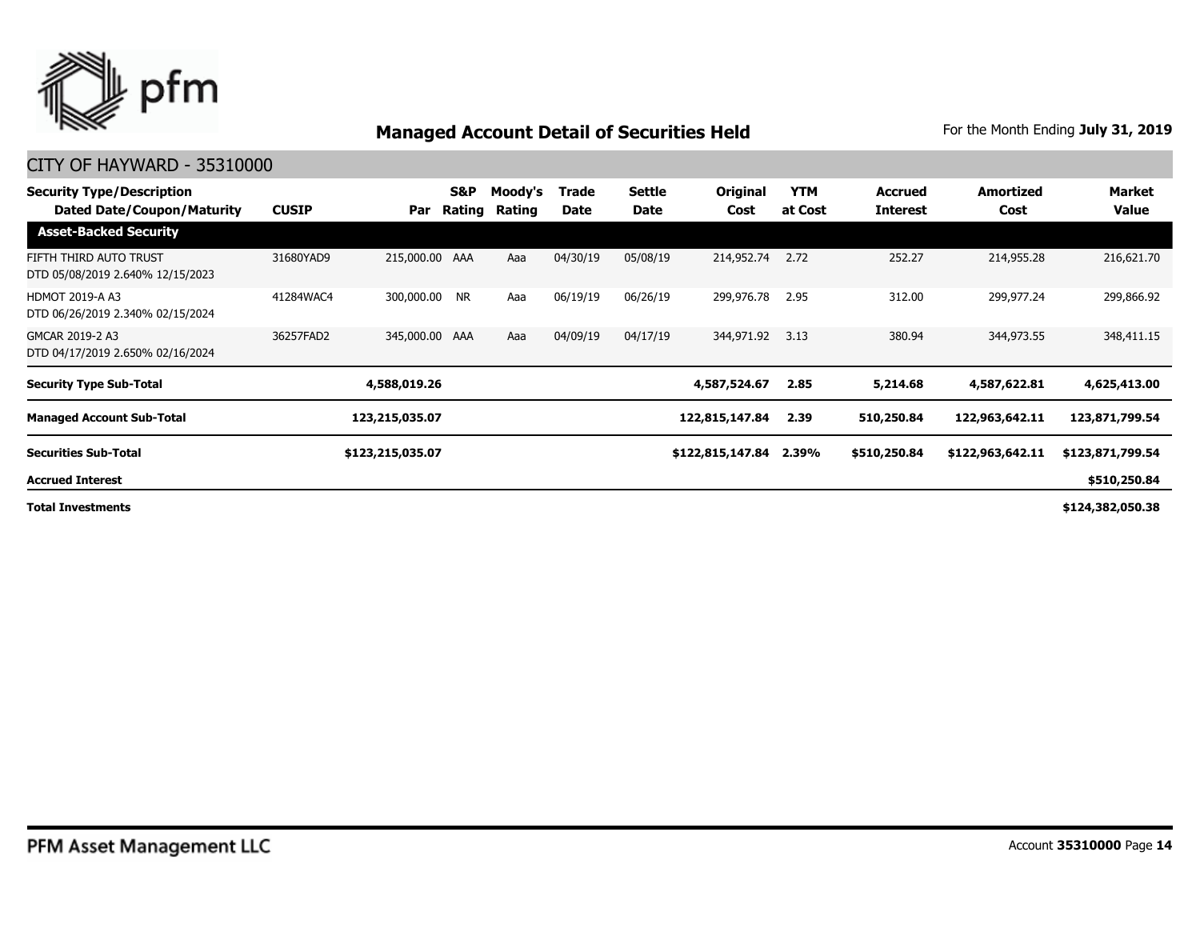## Managed Account Detail of Securities Held

For the Month Ending **July 31, 2019**

### CITY OF HAYWARD - 35310000

| Security Type/Description Dated Date/Coupon/Maturity | CUSIP | Par | S&P Rating | Moody's Rating | Trade Date | Settle Date | Original Cost | YTM at Cost | Accrued Interest | Amortized Cost | Market Value |
|---|---|---|---|---|---|---|---|---|---|---|---|
| **Asset-Backed Security** | | | | | | | | | | | |
| FIFTH THIRD AUTO TRUST DTD 05/08/2019 2.640% 12/15/2023 | 31680YAD9 | 215,000.00 | AAA | Aaa | 04/30/19 | 05/08/19 | 214,952.74 | 2.72 | 252.27 | 214,955.28 | 216,621.70 |
| HDMOT 2019-A A3 DTD 06/26/2019 2.340% 02/15/2024 | 41284WAC4 | 300,000.00 | NR | Aaa | 06/19/19 | 06/26/19 | 299,976.78 | 2.95 | 312.00 | 299,977.24 | 299,866.92 |
| GMCAR 2019-2 A3 DTD 04/17/2019 2.650% 02/16/2024 | 36257FAD2 | 345,000.00 | AAA | Aaa | 04/09/19 | 04/17/19 | 344,971.92 | 3.13 | 380.94 | 344,973.55 | 348,411.15 |
| **Security Type Sub-Total** | | **4,588,019.26** | | | | | **4,587,524.67** | **2.85** | **5,214.68** | **4,587,622.81** | **4,625,413.00** |
| **Managed Account Sub-Total** | | **123,215,035.07** | | | | | **122,815,147.84** | **2.39** | **510,250.84** | **122,963,642.11** | **123,871,799.54** |
| **Securities Sub-Total** | | **$123,215,035.07** | | | | | **$122,815,147.84** | **2.39%** | **$510,250.84** | **$122,963,642.11** | **$123,871,799.54** |
| **Accrued Interest** | | | | | | | | | | | **$510,250.84** |
| **Total Investments** | | | | | | | | | | | **$124,382,050.38** |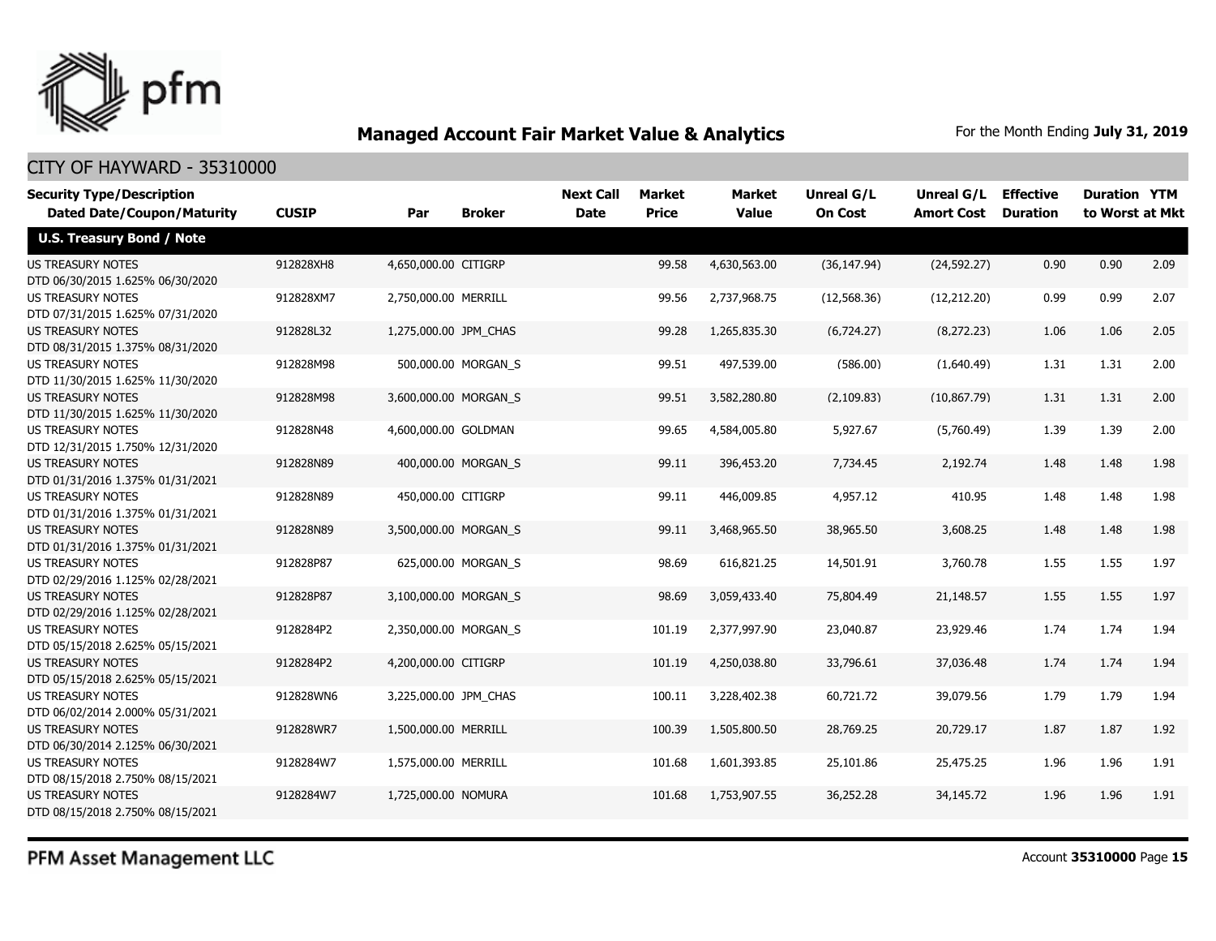## Managed Account Fair Market Value & Analytics

For the Month Ending **July 31, 2019**

CITY OF HAYWARD - 35310000

| Security Type/Description Dated Date/Coupon/Maturity | CUSIP | Par | Broker | Next Call Date | Market Price | Market Value | Unreal G/L On Cost | Unreal G/L Amort Cost | Effective Duration | Duration to Worst | YTM at Mkt |
|---|---|---|---|---|---|---|---|---|---|---|---|
| **U.S. Treasury Bond / Note** | | | | | | | | | | | |
| US TREASURY NOTES DTD 06/30/2015 1.625% 06/30/2020 | 912828XH8 | 4,650,000.00 | CITIGRP | | 99.58 | 4,630,563.00 | (36,147.94) | (24,592.27) | 0.90 | 0.90 | 2.09 |
| US TREASURY NOTES DTD 07/31/2015 1.625% 07/31/2020 | 912828XM7 | 2,750,000.00 | MERRILL | | 99.56 | 2,737,968.75 | (12,568.36) | (12,212.20) | 0.99 | 0.99 | 2.07 |
| US TREASURY NOTES DTD 08/31/2015 1.375% 08/31/2020 | 912828L32 | 1,275,000.00 | JPM_CHAS | | 99.28 | 1,265,835.30 | (6,724.27) | (8,272.23) | 1.06 | 1.06 | 2.05 |
| US TREASURY NOTES DTD 11/30/2015 1.625% 11/30/2020 | 912828M98 | 500,000.00 | MORGAN_S | | 99.51 | 497,539.00 | (586.00) | (1,640.49) | 1.31 | 1.31 | 2.00 |
| US TREASURY NOTES DTD 11/30/2015 1.625% 11/30/2020 | 912828M98 | 3,600,000.00 | MORGAN_S | | 99.51 | 3,582,280.80 | (2,109.83) | (10,867.79) | 1.31 | 1.31 | 2.00 |
| US TREASURY NOTES DTD 12/31/2015 1.750% 12/31/2020 | 912828N48 | 4,600,000.00 | GOLDMAN | | 99.65 | 4,584,005.80 | 5,927.67 | (5,760.49) | 1.39 | 1.39 | 2.00 |
| US TREASURY NOTES DTD 01/31/2016 1.375% 01/31/2021 | 912828N89 | 400,000.00 | MORGAN_S | | 99.11 | 396,453.20 | 7,734.45 | 2,192.74 | 1.48 | 1.48 | 1.98 |
| US TREASURY NOTES DTD 01/31/2016 1.375% 01/31/2021 | 912828N89 | 450,000.00 | CITIGRP | | 99.11 | 446,009.85 | 4,957.12 | 410.95 | 1.48 | 1.48 | 1.98 |
| US TREASURY NOTES DTD 01/31/2016 1.375% 01/31/2021 | 912828N89 | 3,500,000.00 | MORGAN_S | | 99.11 | 3,468,965.50 | 38,965.50 | 3,608.25 | 1.48 | 1.48 | 1.98 |
| US TREASURY NOTES DTD 02/29/2016 1.125% 02/28/2021 | 912828P87 | 625,000.00 | MORGAN_S | | 98.69 | 616,821.25 | 14,501.91 | 3,760.78 | 1.55 | 1.55 | 1.97 |
| US TREASURY NOTES DTD 02/29/2016 1.125% 02/28/2021 | 912828P87 | 3,100,000.00 | MORGAN_S | | 98.69 | 3,059,433.40 | 75,804.49 | 21,148.57 | 1.55 | 1.55 | 1.97 |
| US TREASURY NOTES DTD 05/15/2018 2.625% 05/15/2021 | 9128284P2 | 2,350,000.00 | MORGAN_S | | 101.19 | 2,377,997.90 | 23,040.87 | 23,929.46 | 1.74 | 1.74 | 1.94 |
| US TREASURY NOTES DTD 05/15/2018 2.625% 05/15/2021 | 9128284P2 | 4,200,000.00 | CITIGRP | | 101.19 | 4,250,038.80 | 33,796.61 | 37,036.48 | 1.74 | 1.74 | 1.94 |
| US TREASURY NOTES DTD 06/02/2014 2.000% 05/31/2021 | 912828WN6 | 3,225,000.00 | JPM_CHAS | | 100.11 | 3,228,402.38 | 60,721.72 | 39,079.56 | 1.79 | 1.79 | 1.94 |
| US TREASURY NOTES DTD 06/30/2014 2.125% 06/30/2021 | 912828WR7 | 1,500,000.00 | MERRILL | | 100.39 | 1,505,800.50 | 28,769.25 | 20,729.17 | 1.87 | 1.87 | 1.92 |
| US TREASURY NOTES DTD 08/15/2018 2.750% 08/15/2021 | 9128284W7 | 1,575,000.00 | MERRILL | | 101.68 | 1,601,393.85 | 25,101.86 | 25,475.25 | 1.96 | 1.96 | 1.91 |
| US TREASURY NOTES DTD 08/15/2018 2.750% 08/15/2021 | 9128284W7 | 1,725,000.00 | NOMURA | | 101.68 | 1,753,907.55 | 36,252.28 | 34,145.72 | 1.96 | 1.96 | 1.91 |

PFM Asset Management LLC

Account **35310000**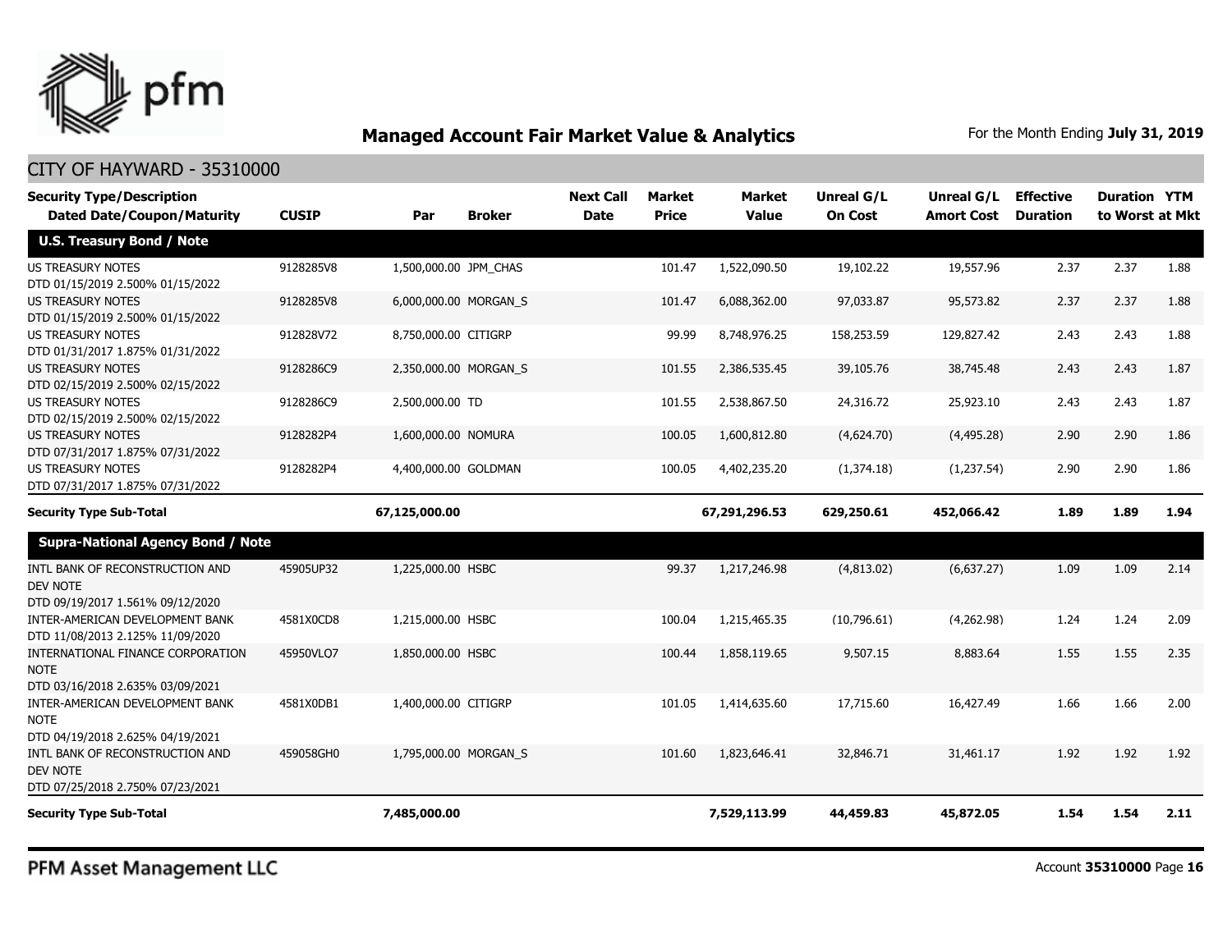## Managed Account Fair Market Value & Analytics

For the Month Ending **July 31, 2019**

CITY OF HAYWARD - 35310000

| Security Type/Description<br>Dated Date/Coupon/Maturity | CUSIP | Par | Broker | Next Call Date | Market Price | Market Value | Unreal G/L On Cost | Unreal G/L Amort Cost | Effective Duration | Duration to Worst | YTM at Mkt |
|---|---|---|---|---|---|---|---|---|---|---|---|
| **U.S. Treasury Bond / Note** | | | | | | | | | | | |
| US TREASURY NOTES<br>DTD 01/15/2019 2.500% 01/15/2022 | 9128285V8 | 1,500,000.00 | JPM_CHAS | | 101.47 | 1,522,090.50 | 19,102.22 | 19,557.96 | 2.37 | 2.37 | 1.88 |
| US TREASURY NOTES<br>DTD 01/15/2019 2.500% 01/15/2022 | 9128285V8 | 6,000,000.00 | MORGAN_S | | 101.47 | 6,088,362.00 | 97,033.87 | 95,573.82 | 2.37 | 2.37 | 1.88 |
| US TREASURY NOTES<br>DTD 01/31/2017 1.875% 01/31/2022 | 912828V72 | 8,750,000.00 | CITIGRP | | 99.99 | 8,748,976.25 | 158,253.59 | 129,827.42 | 2.43 | 2.43 | 1.88 |
| US TREASURY NOTES<br>DTD 02/15/2019 2.500% 02/15/2022 | 9128286C9 | 2,350,000.00 | MORGAN_S | | 101.55 | 2,386,535.45 | 39,105.76 | 38,745.48 | 2.43 | 2.43 | 1.87 |
| US TREASURY NOTES<br>DTD 02/15/2019 2.500% 02/15/2022 | 9128286C9 | 2,500,000.00 | TD | | 101.55 | 2,538,867.50 | 24,316.72 | 25,923.10 | 2.43 | 2.43 | 1.87 |
| US TREASURY NOTES<br>DTD 07/31/2017 1.875% 07/31/2022 | 9128282P4 | 1,600,000.00 | NOMURA | | 100.05 | 1,600,812.80 | (4,624.70) | (4,495.28) | 2.90 | 2.90 | 1.86 |
| US TREASURY NOTES<br>DTD 07/31/2017 1.875% 07/31/2022 | 9128282P4 | 4,400,000.00 | GOLDMAN | | 100.05 | 4,402,235.20 | (1,374.18) | (1,237.54) | 2.90 | 2.90 | 1.86 |
| **Security Type Sub-Total** | | **67,125,000.00** | | | | **67,291,296.53** | **629,250.61** | **452,066.42** | **1.89** | **1.89** | **1.94** |
| **Supra-National Agency Bond / Note** | | | | | | | | | | | |
| INTL BANK OF RECONSTRUCTION AND DEV NOTE<br>DTD 09/19/2017 1.561% 09/12/2020 | 45905UP32 | 1,225,000.00 | HSBC | | 99.37 | 1,217,246.98 | (4,813.02) | (6,637.27) | 1.09 | 1.09 | 2.14 |
| INTER-AMERICAN DEVELOPMENT BANK<br>DTD 11/08/2013 2.125% 11/09/2020 | 4581X0CD8 | 1,215,000.00 | HSBC | | 100.04 | 1,215,465.35 | (10,796.61) | (4,262.98) | 1.24 | 1.24 | 2.09 |
| INTERNATIONAL FINANCE CORPORATION NOTE<br>DTD 03/16/2018 2.635% 03/09/2021 | 45950VLQ7 | 1,850,000.00 | HSBC | | 100.44 | 1,858,119.65 | 9,507.15 | 8,883.64 | 1.55 | 1.55 | 2.35 |
| INTER-AMERICAN DEVELOPMENT BANK NOTE<br>DTD 04/19/2018 2.625% 04/19/2021 | 4581X0DB1 | 1,400,000.00 | CITIGRP | | 101.05 | 1,414,635.60 | 17,715.60 | 16,427.49 | 1.66 | 1.66 | 2.00 |
| INTL BANK OF RECONSTRUCTION AND DEV NOTE<br>DTD 07/25/2018 2.750% 07/23/2021 | 459058GH0 | 1,795,000.00 | MORGAN_S | | 101.60 | 1,823,646.41 | 32,846.71 | 31,461.17 | 1.92 | 1.92 | 1.92 |
| **Security Type Sub-Total** | | **7,485,000.00** | | | | **7,529,113.99** | **44,459.83** | **45,872.05** | **1.54** | **1.54** | **2.11** |

PFM Asset Management LLC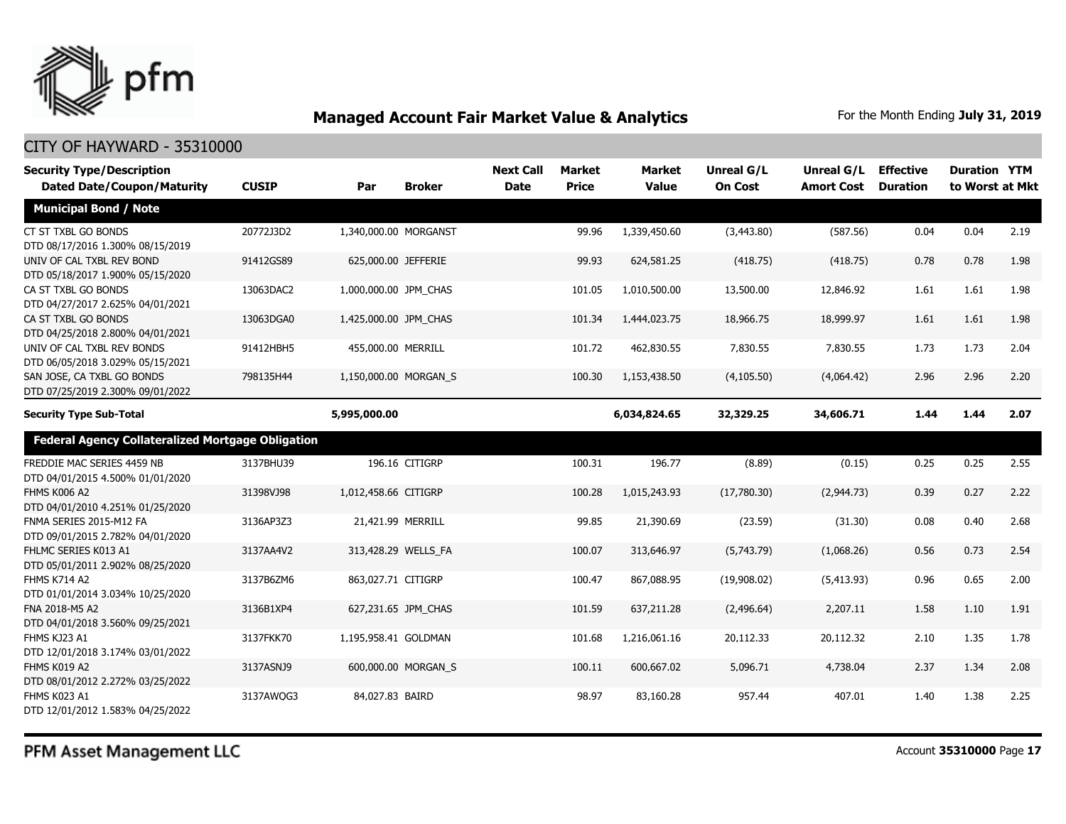## Managed Account Fair Market Value & Analytics

For the Month Ending **July 31, 2019**

CITY OF HAYWARD - 35310000

| Security Type/Description Dated Date/Coupon/Maturity | CUSIP | Par | Broker | Next Call Date | Market Price | Market Value | Unreal G/L On Cost | Unreal G/L Amort Cost | Effective Duration | Duration to Worst | YTM at Mkt |
|---|---|---|---|---|---|---|---|---|---|---|---|
| **Municipal Bond / Note** | | | | | | | | | | | |
| CT ST TXBL GO BONDS DTD 08/17/2016 1.300% 08/15/2019 | 20772J3D2 | 1,340,000.00 | MORGANST | | 99.96 | 1,339,450.60 | (3,443.80) | (587.56) | 0.04 | 0.04 | 2.19 |
| UNIV OF CAL TXBL REV BOND DTD 05/18/2017 1.900% 05/15/2020 | 91412GS89 | 625,000.00 | JEFFERIE | | 99.93 | 624,581.25 | (418.75) | (418.75) | 0.78 | 0.78 | 1.98 |
| CA ST TXBL GO BONDS DTD 04/27/2017 2.625% 04/01/2021 | 13063DAC2 | 1,000,000.00 | JPM_CHAS | | 101.05 | 1,010,500.00 | 13,500.00 | 12,846.92 | 1.61 | 1.61 | 1.98 |
| CA ST TXBL GO BONDS DTD 04/25/2018 2.800% 04/01/2021 | 13063DGA0 | 1,425,000.00 | JPM_CHAS | | 101.34 | 1,444,023.75 | 18,966.75 | 18,999.97 | 1.61 | 1.61 | 1.98 |
| UNIV OF CAL TXBL REV BONDS DTD 06/05/2018 3.029% 05/15/2021 | 91412HBH5 | 455,000.00 | MERRILL | | 101.72 | 462,830.55 | 7,830.55 | 7,830.55 | 1.73 | 1.73 | 2.04 |
| SAN JOSE, CA TXBL GO BONDS DTD 07/25/2019 2.300% 09/01/2022 | 798135H44 | 1,150,000.00 | MORGAN_S | | 100.30 | 1,153,438.50 | (4,105.50) | (4,064.42) | 2.96 | 2.96 | 2.20 |
| **Security Type Sub-Total** | | **5,995,000.00** | | | | **6,034,824.65** | **32,329.25** | **34,606.71** | **1.44** | **1.44** | **2.07** |
| **Federal Agency Collateralized Mortgage Obligation** | | | | | | | | | | | |
| FREDDIE MAC SERIES 4459 NB DTD 04/01/2015 4.500% 01/01/2020 | 3137BHU39 | 196.16 | CITIGRP | | 100.31 | 196.77 | (8.89) | (0.15) | 0.25 | 0.25 | 2.55 |
| FHMS K006 A2 DTD 04/01/2010 4.251% 01/25/2020 | 31398VJ98 | 1,012,458.66 | CITIGRP | | 100.28 | 1,015,243.93 | (17,780.30) | (2,944.73) | 0.39 | 0.27 | 2.22 |
| FNMA SERIES 2015-M12 FA DTD 09/01/2015 2.782% 04/01/2020 | 3136AP3Z3 | 21,421.99 | MERRILL | | 99.85 | 21,390.69 | (23.59) | (31.30) | 0.08 | 0.40 | 2.68 |
| FHLMC SERIES K013 A1 DTD 05/01/2011 2.902% 08/25/2020 | 3137AA4V2 | 313,428.29 | WELLS_FA | | 100.07 | 313,646.97 | (5,743.79) | (1,068.26) | 0.56 | 0.73 | 2.54 |
| FHMS K714 A2 DTD 01/01/2014 3.034% 10/25/2020 | 3137B6ZM6 | 863,027.71 | CITIGRP | | 100.47 | 867,088.95 | (19,908.02) | (5,413.93) | 0.96 | 0.65 | 2.00 |
| FNA 2018-M5 A2 DTD 04/01/2018 3.560% 09/25/2021 | 3136B1XP4 | 627,231.65 | JPM_CHAS | | 101.59 | 637,211.28 | (2,496.64) | 2,207.11 | 1.58 | 1.10 | 1.91 |
| FHMS KJ23 A1 DTD 12/01/2018 3.174% 03/01/2022 | 3137FKK70 | 1,195,958.41 | GOLDMAN | | 101.68 | 1,216,061.16 | 20,112.33 | 20,112.32 | 2.10 | 1.35 | 1.78 |
| FHMS K019 A2 DTD 08/01/2012 2.272% 03/25/2022 | 3137ASNJ9 | 600,000.00 | MORGAN_S | | 100.11 | 600,667.02 | 5,096.71 | 4,738.04 | 2.37 | 1.34 | 2.08 |
| FHMS K023 A1 DTD 12/01/2012 1.583% 04/25/2022 | 3137AWQG3 | 84,027.83 | BAIRD | | 98.97 | 83,160.28 | 957.44 | 407.01 | 1.40 | 1.38 | 2.25 |

PFM Asset Management LLC

Account **35310000**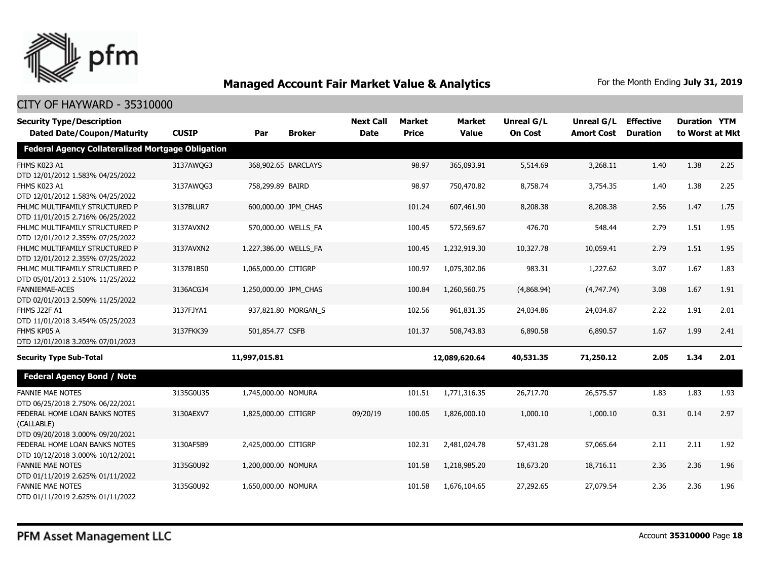## Managed Account Fair Market Value & Analytics

For the Month Ending **July 31, 2019**

CITY OF HAYWARD - 35310000

| Security Type/Description Dated Date/Coupon/Maturity | CUSIP | Par | Broker | Next Call Date | Market Price | Market Value | Unreal G/L On Cost | Unreal G/L Amort Cost | Effective Duration | Duration to Worst | YTM at Mkt |
|---|---|---|---|---|---|---|---|---|---|---|---|
| **Federal Agency Collateralized Mortgage Obligation** | | | | | | | | | | | |
| FHMS K023 A1 DTD 12/01/2012 1.583% 04/25/2022 | 3137AWQG3 | 368,902.65 | BARCLAYS | | 98.97 | 365,093.91 | 5,514.69 | 3,268.11 | 1.40 | 1.38 | 2.25 |
| FHMS K023 A1 DTD 12/01/2012 1.583% 04/25/2022 | 3137AWQG3 | 758,299.89 | BAIRD | | 98.97 | 750,470.82 | 8,758.74 | 3,754.35 | 1.40 | 1.38 | 2.25 |
| FHLMC MULTIFAMILY STRUCTURED P DTD 11/01/2015 2.716% 06/25/2022 | 3137BLUR7 | 600,000.00 | JPM_CHAS | | 101.24 | 607,461.90 | 8,208.38 | 8,208.38 | 2.56 | 1.47 | 1.75 |
| FHLMC MULTIFAMILY STRUCTURED P DTD 12/01/2012 2.355% 07/25/2022 | 3137AVXN2 | 570,000.00 | WELLS_FA | | 100.45 | 572,569.67 | 476.70 | 548.44 | 2.79 | 1.51 | 1.95 |
| FHLMC MULTIFAMILY STRUCTURED P DTD 12/01/2012 2.355% 07/25/2022 | 3137AVXN2 | 1,227,386.00 | WELLS_FA | | 100.45 | 1,232,919.30 | 10,327.78 | 10,059.41 | 2.79 | 1.51 | 1.95 |
| FHLMC MULTIFAMILY STRUCTURED P DTD 05/01/2013 2.510% 11/25/2022 | 3137B1BS0 | 1,065,000.00 | CITIGRP | | 100.97 | 1,075,302.06 | 983.31 | 1,227.62 | 3.07 | 1.67 | 1.83 |
| FANNIEMAE-ACES DTD 02/01/2013 2.509% 11/25/2022 | 3136ACGJ4 | 1,250,000.00 | JPM_CHAS | | 100.84 | 1,260,560.75 | (4,868.94) | (4,747.74) | 3.08 | 1.67 | 1.91 |
| FHMS J22F A1 DTD 11/01/2018 3.454% 05/25/2023 | 3137FJYA1 | 937,821.80 | MORGAN_S | | 102.56 | 961,831.35 | 24,034.86 | 24,034.87 | 2.22 | 1.91 | 2.01 |
| FHMS KP05 A DTD 12/01/2018 3.203% 07/01/2023 | 3137FKK39 | 501,854.77 | CSFB | | 101.37 | 508,743.83 | 6,890.58 | 6,890.57 | 1.67 | 1.99 | 2.41 |
| **Security Type Sub-Total** | | **11,997,015.81** | | | | **12,089,620.64** | **40,531.35** | **71,250.12** | **2.05** | **1.34** | **2.01** |
| **Federal Agency Bond / Note** | | | | | | | | | | | |
| FANNIE MAE NOTES DTD 06/25/2018 2.750% 06/22/2021 | 3135G0U35 | 1,745,000.00 | NOMURA | | 101.51 | 1,771,316.35 | 26,717.70 | 26,575.57 | 1.83 | 1.83 | 1.93 |
| FEDERAL HOME LOAN BANKS NOTES (CALLABLE) DTD 09/20/2018 3.000% 09/20/2021 | 3130AEXV7 | 1,825,000.00 | CITIGRP | 09/20/19 | 100.05 | 1,826,000.10 | 1,000.10 | 1,000.10 | 0.31 | 0.14 | 2.97 |
| FEDERAL HOME LOAN BANKS NOTES DTD 10/12/2018 3.000% 10/12/2021 | 3130AF5B9 | 2,425,000.00 | CITIGRP | | 102.31 | 2,481,024.78 | 57,431.28 | 57,065.64 | 2.11 | 2.11 | 1.92 |
| FANNIE MAE NOTES DTD 01/11/2019 2.625% 01/11/2022 | 3135G0U92 | 1,200,000.00 | NOMURA | | 101.58 | 1,218,985.20 | 18,673.20 | 18,716.11 | 2.36 | 2.36 | 1.96 |
| FANNIE MAE NOTES DTD 01/11/2019 2.625% 01/11/2022 | 3135G0U92 | 1,650,000.00 | NOMURA | | 101.58 | 1,676,104.65 | 27,292.65 | 27,079.54 | 2.36 | 2.36 | 1.96 |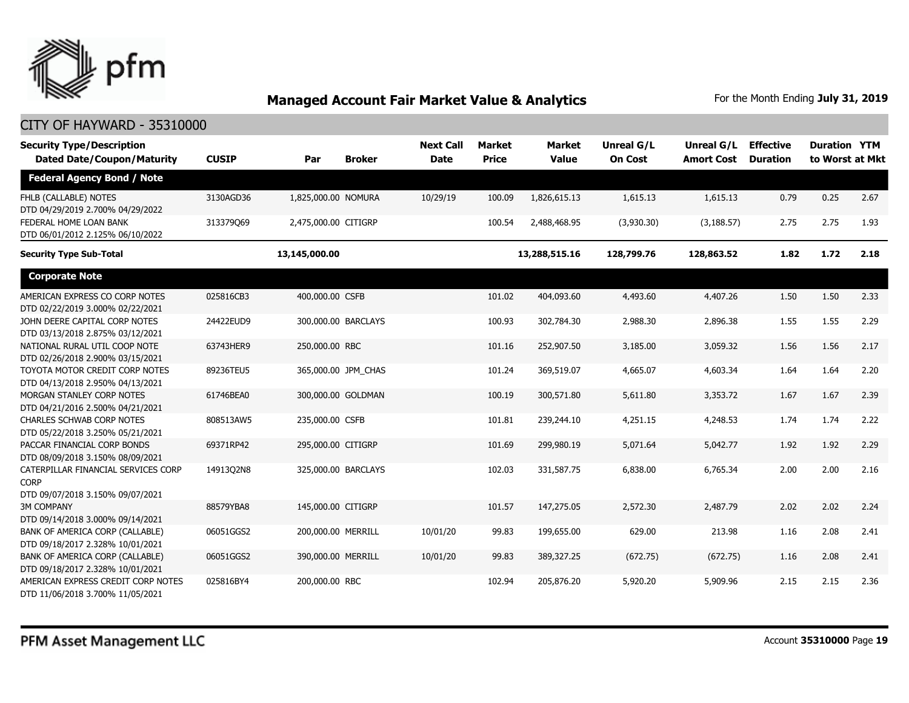## Managed Account Fair Market Value & Analytics

For the Month Ending **July 31, 2019**

CITY OF HAYWARD - 35310000

| Security Type/Description Dated Date/Coupon/Maturity | CUSIP | Par | Broker | Next Call Date | Market Price | Market Value | Unreal G/L On Cost | Unreal G/L Amort Cost | Effective Duration | Duration to Worst | YTM at Mkt |
|---|---|---|---|---|---|---|---|---|---|---|---|
| **Federal Agency Bond / Note** | | | | | | | | | | | |
| FHLB (CALLABLE) NOTES DTD 04/29/2019 2.700% 04/29/2022 | 3130AGD36 | 1,825,000.00 | NOMURA | 10/29/19 | 100.09 | 1,826,615.13 | 1,615.13 | 1,615.13 | 0.79 | 0.25 | 2.67 |
| FEDERAL HOME LOAN BANK DTD 06/01/2012 2.125% 06/10/2022 | 313379Q69 | 2,475,000.00 | CITIGRP | | 100.54 | 2,488,468.95 | (3,930.30) | (3,188.57) | 2.75 | 2.75 | 1.93 |
| **Security Type Sub-Total** | | **13,145,000.00** | | | | **13,288,515.16** | **128,799.76** | **128,863.52** | **1.82** | **1.72** | **2.18** |
| **Corporate Note** | | | | | | | | | | | |
| AMERICAN EXPRESS CO CORP NOTES DTD 02/22/2019 3.000% 02/22/2021 | 025816CB3 | 400,000.00 | CSFB | | 101.02 | 404,093.60 | 4,493.60 | 4,407.26 | 1.50 | 1.50 | 2.33 |
| JOHN DEERE CAPITAL CORP NOTES DTD 03/13/2018 2.875% 03/12/2021 | 24422EUD9 | 300,000.00 | BARCLAYS | | 100.93 | 302,784.30 | 2,988.30 | 2,896.38 | 1.55 | 1.55 | 2.29 |
| NATIONAL RURAL UTIL COOP NOTE DTD 02/26/2018 2.900% 03/15/2021 | 63743HER9 | 250,000.00 | RBC | | 101.16 | 252,907.50 | 3,185.00 | 3,059.32 | 1.56 | 1.56 | 2.17 |
| TOYOTA MOTOR CREDIT CORP NOTES DTD 04/13/2018 2.950% 04/13/2021 | 89236TEU5 | 365,000.00 | JPM_CHAS | | 101.24 | 369,519.07 | 4,665.07 | 4,603.34 | 1.64 | 1.64 | 2.20 |
| MORGAN STANLEY CORP NOTES DTD 04/21/2016 2.500% 04/21/2021 | 61746BEA0 | 300,000.00 | GOLDMAN | | 100.19 | 300,571.80 | 5,611.80 | 3,353.72 | 1.67 | 1.67 | 2.39 |
| CHARLES SCHWAB CORP NOTES DTD 05/22/2018 3.250% 05/21/2021 | 808513AW5 | 235,000.00 | CSFB | | 101.81 | 239,244.10 | 4,251.15 | 4,248.53 | 1.74 | 1.74 | 2.22 |
| PACCAR FINANCIAL CORP BONDS DTD 08/09/2018 3.150% 08/09/2021 | 69371RP42 | 295,000.00 | CITIGRP | | 101.69 | 299,980.19 | 5,071.64 | 5,042.77 | 1.92 | 1.92 | 2.29 |
| CATERPILLAR FINANCIAL SERVICES CORP CORP DTD 09/07/2018 3.150% 09/07/2021 | 14913Q2N8 | 325,000.00 | BARCLAYS | | 102.03 | 331,587.75 | 6,838.00 | 6,765.34 | 2.00 | 2.00 | 2.16 |
| 3M COMPANY DTD 09/14/2018 3.000% 09/14/2021 | 88579YBA8 | 145,000.00 | CITIGRP | | 101.57 | 147,275.05 | 2,572.30 | 2,487.79 | 2.02 | 2.02 | 2.24 |
| BANK OF AMERICA CORP (CALLABLE) DTD 09/18/2017 2.328% 10/01/2021 | 06051GGS2 | 200,000.00 | MERRILL | 10/01/20 | 99.83 | 199,655.00 | 629.00 | 213.98 | 1.16 | 2.08 | 2.41 |
| BANK OF AMERICA CORP (CALLABLE) DTD 09/18/2017 2.328% 10/01/2021 | 06051GGS2 | 390,000.00 | MERRILL | 10/01/20 | 99.83 | 389,327.25 | (672.75) | (672.75) | 1.16 | 2.08 | 2.41 |
| AMERICAN EXPRESS CREDIT CORP NOTES DTD 11/06/2018 3.700% 11/05/2021 | 025816BY4 | 200,000.00 | RBC | | 102.94 | 205,876.20 | 5,920.20 | 5,909.96 | 2.15 | 2.15 | 2.36 |

PFM Asset Management LLC

Account **35310000**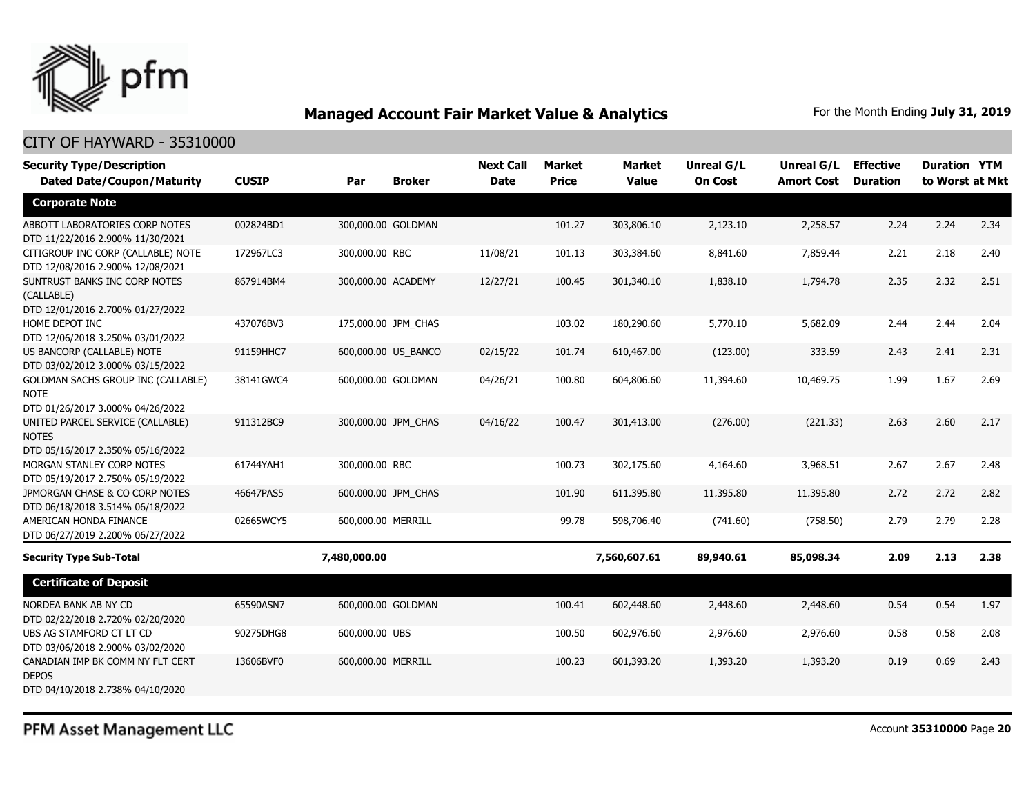## Managed Account Fair Market Value & Analytics

For the Month Ending **July 31, 2019**

CITY OF HAYWARD - 35310000

| Security Type/Description Dated Date/Coupon/Maturity | CUSIP | Par | Broker | Next Call Date | Market Price | Market Value | Unreal G/L On Cost | Unreal G/L Amort Cost | Effective Duration | Duration to Worst | YTM at Mkt |
|---|---|---|---|---|---|---|---|---|---|---|---|
| **Corporate Note** | | | | | | | | | | | |
| ABBOTT LABORATORIES CORP NOTES DTD 11/22/2016 2.900% 11/30/2021 | 002824BD1 | 300,000.00 | GOLDMAN | | 101.27 | 303,806.10 | 2,123.10 | 2,258.57 | 2.24 | 2.24 | 2.34 |
| CITIGROUP INC CORP (CALLABLE) NOTE DTD 12/08/2016 2.900% 12/08/2021 | 172967LC3 | 300,000.00 | RBC | 11/08/21 | 101.13 | 303,384.60 | 8,841.60 | 7,859.44 | 2.21 | 2.18 | 2.40 |
| SUNTRUST BANKS INC CORP NOTES (CALLABLE) DTD 12/01/2016 2.700% 01/27/2022 | 867914BM4 | 300,000.00 | ACADEMY | 12/27/21 | 100.45 | 301,340.10 | 1,838.10 | 1,794.78 | 2.35 | 2.32 | 2.51 |
| HOME DEPOT INC DTD 12/06/2018 3.250% 03/01/2022 | 437076BV3 | 175,000.00 | JPM_CHAS | | 103.02 | 180,290.60 | 5,770.10 | 5,682.09 | 2.44 | 2.44 | 2.04 |
| US BANCORP (CALLABLE) NOTE DTD 03/02/2012 3.000% 03/15/2022 | 91159HHC7 | 600,000.00 | US_BANCO | 02/15/22 | 101.74 | 610,467.00 | (123.00) | 333.59 | 2.43 | 2.41 | 2.31 |
| GOLDMAN SACHS GROUP INC (CALLABLE) NOTE DTD 01/26/2017 3.000% 04/26/2022 | 38141GWC4 | 600,000.00 | GOLDMAN | 04/26/21 | 100.80 | 604,806.60 | 11,394.60 | 10,469.75 | 1.99 | 1.67 | 2.69 |
| UNITED PARCEL SERVICE (CALLABLE) NOTES DTD 05/16/2017 2.350% 05/16/2022 | 911312BC9 | 300,000.00 | JPM_CHAS | 04/16/22 | 100.47 | 301,413.00 | (276.00) | (221.33) | 2.63 | 2.60 | 2.17 |
| MORGAN STANLEY CORP NOTES DTD 05/19/2017 2.750% 05/19/2022 | 61744YAH1 | 300,000.00 | RBC | | 100.73 | 302,175.60 | 4,164.60 | 3,968.51 | 2.67 | 2.67 | 2.48 |
| JPMORGAN CHASE & CO CORP NOTES DTD 06/18/2018 3.514% 06/18/2022 | 46647PAS5 | 600,000.00 | JPM_CHAS | | 101.90 | 611,395.80 | 11,395.80 | 11,395.80 | 2.72 | 2.72 | 2.82 |
| AMERICAN HONDA FINANCE DTD 06/27/2019 2.200% 06/27/2022 | 02665WCY5 | 600,000.00 | MERRILL | | 99.78 | 598,706.40 | (741.60) | (758.50) | 2.79 | 2.79 | 2.28 |
| **Security Type Sub-Total** | | **7,480,000.00** | | | | **7,560,607.61** | **89,940.61** | **85,098.34** | **2.09** | **2.13** | **2.38** |
| **Certificate of Deposit** | | | | | | | | | | | |
| NORDEA BANK AB NY CD DTD 02/22/2018 2.720% 02/20/2020 | 65590ASN7 | 600,000.00 | GOLDMAN | | 100.41 | 602,448.60 | 2,448.60 | 2,448.60 | 0.54 | 0.54 | 1.97 |
| UBS AG STAMFORD CT LT CD DTD 03/06/2018 2.900% 03/02/2020 | 90275DHG8 | 600,000.00 | UBS | | 100.50 | 602,976.60 | 2,976.60 | 2,976.60 | 0.58 | 0.58 | 2.08 |
| CANADIAN IMP BK COMM NY FLT CERT DEPOS DTD 04/10/2018 2.738% 04/10/2020 | 13606BVF0 | 600,000.00 | MERRILL | | 100.23 | 601,393.20 | 1,393.20 | 1,393.20 | 0.19 | 0.69 | 2.43 |

PFM Asset Management LLC

Account **35310000**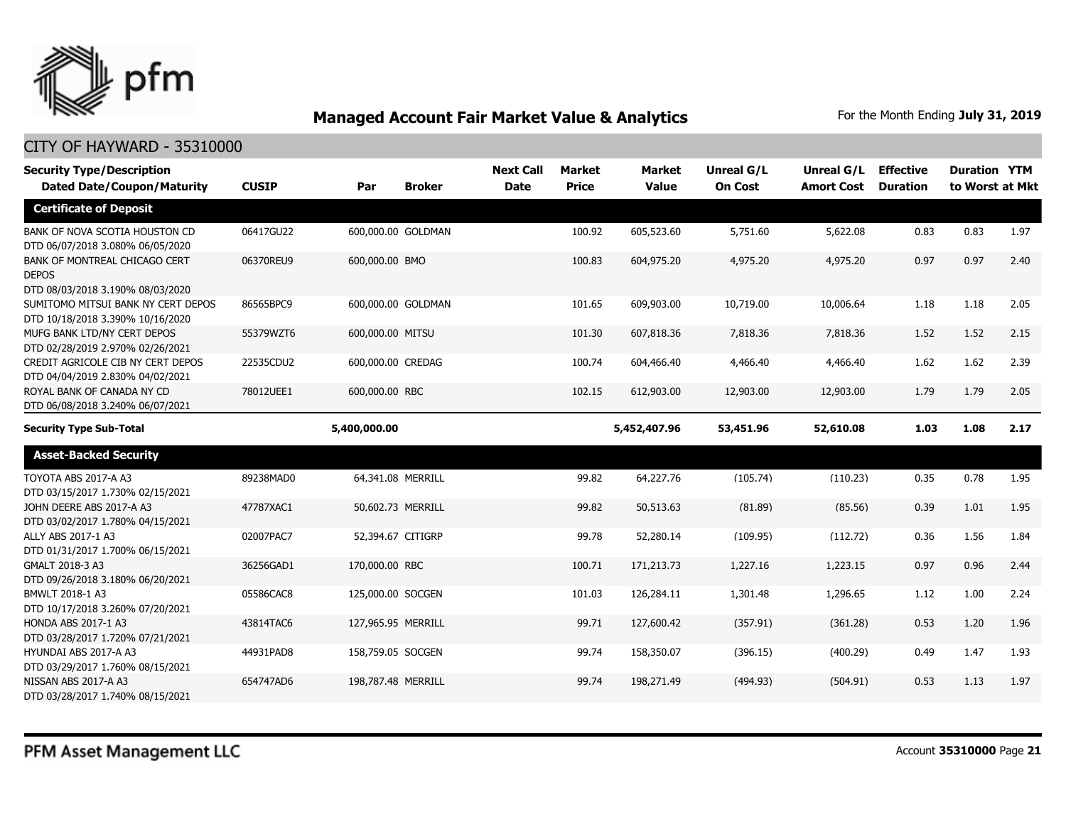## Managed Account Fair Market Value & Analytics

For the Month Ending **July 31, 2019**

CITY OF HAYWARD - 35310000

| Security Type/Description Dated Date/Coupon/Maturity | CUSIP | Par | Broker | Next Call Date | Market Price | Market Value | Unreal G/L On Cost | Unreal G/L Amort Cost | Effective Duration | Duration to Worst | YTM at Mkt |
|---|---|---|---|---|---|---|---|---|---|---|---|
| **Certificate of Deposit** | | | | | | | | | | | |
| BANK OF NOVA SCOTIA HOUSTON CD DTD 06/07/2018 3.080% 06/05/2020 | 06417GU22 | 600,000.00 | GOLDMAN | | 100.92 | 605,523.60 | 5,751.60 | 5,622.08 | 0.83 | 0.83 | 1.97 |
| BANK OF MONTREAL CHICAGO CERT DEPOS DTD 08/03/2018 3.190% 08/03/2020 | 06370REU9 | 600,000.00 | BMO | | 100.83 | 604,975.20 | 4,975.20 | 4,975.20 | 0.97 | 0.97 | 2.40 |
| SUMITOMO MITSUI BANK NY CERT DEPOS DTD 10/18/2018 3.390% 10/16/2020 | 86565BPC9 | 600,000.00 | GOLDMAN | | 101.65 | 609,903.00 | 10,719.00 | 10,006.64 | 1.18 | 1.18 | 2.05 |
| MUFG BANK LTD/NY CERT DEPOS DTD 02/28/2019 2.970% 02/26/2021 | 55379WZT6 | 600,000.00 | MITSU | | 101.30 | 607,818.36 | 7,818.36 | 7,818.36 | 1.52 | 1.52 | 2.15 |
| CREDIT AGRICOLE CIB NY CERT DEPOS DTD 04/04/2019 2.830% 04/02/2021 | 22535CDU2 | 600,000.00 | CREDAG | | 100.74 | 604,466.40 | 4,466.40 | 4,466.40 | 1.62 | 1.62 | 2.39 |
| ROYAL BANK OF CANADA NY CD DTD 06/08/2018 3.240% 06/07/2021 | 78012UEE1 | 600,000.00 | RBC | | 102.15 | 612,903.00 | 12,903.00 | 12,903.00 | 1.79 | 1.79 | 2.05 |
| **Security Type Sub-Total** | | **5,400,000.00** | | | | **5,452,407.96** | **53,451.96** | **52,610.08** | **1.03** | **1.08** | **2.17** |
| **Asset-Backed Security** | | | | | | | | | | | |
| TOYOTA ABS 2017-A A3 DTD 03/15/2017 1.730% 02/15/2021 | 89238MAD0 | 64,341.08 | MERRILL | | 99.82 | 64,227.76 | (105.74) | (110.23) | 0.35 | 0.78 | 1.95 |
| JOHN DEERE ABS 2017-A A3 DTD 03/02/2017 1.780% 04/15/2021 | 47787XAC1 | 50,602.73 | MERRILL | | 99.82 | 50,513.63 | (81.89) | (85.56) | 0.39 | 1.01 | 1.95 |
| ALLY ABS 2017-1 A3 DTD 01/31/2017 1.700% 06/15/2021 | 02007PAC7 | 52,394.67 | CITIGRP | | 99.78 | 52,280.14 | (109.95) | (112.72) | 0.36 | 1.56 | 1.84 |
| GMALT 2018-3 A3 DTD 09/26/2018 3.180% 06/20/2021 | 36256GAD1 | 170,000.00 | RBC | | 100.71 | 171,213.73 | 1,227.16 | 1,223.15 | 0.97 | 0.96 | 2.44 |
| BMWLT 2018-1 A3 DTD 10/17/2018 3.260% 07/20/2021 | 05586CAC8 | 125,000.00 | SOCGEN | | 101.03 | 126,284.11 | 1,301.48 | 1,296.65 | 1.12 | 1.00 | 2.24 |
| HONDA ABS 2017-1 A3 DTD 03/28/2017 1.720% 07/21/2021 | 43814TAC6 | 127,965.95 | MERRILL | | 99.71 | 127,600.42 | (357.91) | (361.28) | 0.53 | 1.20 | 1.96 |
| HYUNDAI ABS 2017-A A3 DTD 03/29/2017 1.760% 08/15/2021 | 44931PAD8 | 158,759.05 | SOCGEN | | 99.74 | 158,350.07 | (396.15) | (400.29) | 0.49 | 1.47 | 1.93 |
| NISSAN ABS 2017-A A3 DTD 03/28/2017 1.740% 08/15/2021 | 654747AD6 | 198,787.48 | MERRILL | | 99.74 | 198,271.49 | (494.93) | (504.91) | 0.53 | 1.13 | 1.97 |

PFM Asset Management LLC

Account **35310000**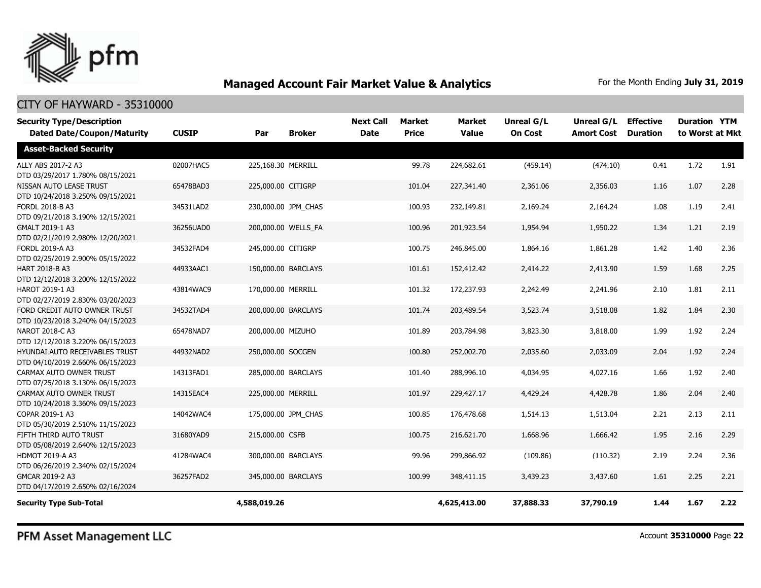# Managed Account Fair Market Value & Analytics

For the Month Ending **July 31, 2019**

## CITY OF HAYWARD - 35310000

| Security Type/Description<br>Dated Date/Coupon/Maturity | CUSIP | Par | Broker | Next Call Date | Market Price | Market Value | Unreal G/L On Cost | Unreal G/L Amort Cost | Effective Duration | Duration to Worst | YTM at Mkt |
|---|---|---|---|---|---|---|---|---|---|---|---|
| **Asset-Backed Security** | | | | | | | | | | | |
| ALLY ABS 2017-2 A3<br>DTD 03/29/2017 1.780% 08/15/2021 | 02007HAC5 | 225,168.30 | MERRILL | | 99.78 | 224,682.61 | (459.14) | (474.10) | 0.41 | 1.72 | 1.91 |
| NISSAN AUTO LEASE TRUST<br>DTD 10/24/2018 3.250% 09/15/2021 | 65478BAD3 | 225,000.00 | CITIGRP | | 101.04 | 227,341.40 | 2,361.06 | 2,356.03 | 1.16 | 1.07 | 2.28 |
| FORDL 2018-B A3<br>DTD 09/21/2018 3.190% 12/15/2021 | 34531LAD2 | 230,000.00 | JPM_CHAS | | 100.93 | 232,149.81 | 2,169.24 | 2,164.24 | 1.08 | 1.19 | 2.41 |
| GMALT 2019-1 A3<br>DTD 02/21/2019 2.980% 12/20/2021 | 36256UAD0 | 200,000.00 | WELLS_FA | | 100.96 | 201,923.54 | 1,954.94 | 1,950.22 | 1.34 | 1.21 | 2.19 |
| FORDL 2019-A A3<br>DTD 02/25/2019 2.900% 05/15/2022 | 34532FAD4 | 245,000.00 | CITIGRP | | 100.75 | 246,845.00 | 1,864.16 | 1,861.28 | 1.42 | 1.40 | 2.36 |
| HART 2018-B A3<br>DTD 12/12/2018 3.200% 12/15/2022 | 44933AAC1 | 150,000.00 | BARCLAYS | | 101.61 | 152,412.42 | 2,414.22 | 2,413.90 | 1.59 | 1.68 | 2.25 |
| HAROT 2019-1 A3<br>DTD 02/27/2019 2.830% 03/20/2023 | 43814WAC9 | 170,000.00 | MERRILL | | 101.32 | 172,237.93 | 2,242.49 | 2,241.96 | 2.10 | 1.81 | 2.11 |
| FORD CREDIT AUTO OWNER TRUST<br>DTD 10/23/2018 3.240% 04/15/2023 | 34532TAD4 | 200,000.00 | BARCLAYS | | 101.74 | 203,489.54 | 3,523.74 | 3,518.08 | 1.82 | 1.84 | 2.30 |
| NAROT 2018-C A3<br>DTD 12/12/2018 3.220% 06/15/2023 | 65478NAD7 | 200,000.00 | MIZUHO | | 101.89 | 203,784.98 | 3,823.30 | 3,818.00 | 1.99 | 1.92 | 2.24 |
| HYUNDAI AUTO RECEIVABLES TRUST<br>DTD 04/10/2019 2.660% 06/15/2023 | 44932NAD2 | 250,000.00 | SOCGEN | | 100.80 | 252,002.70 | 2,035.60 | 2,033.09 | 2.04 | 1.92 | 2.24 |
| CARMAX AUTO OWNER TRUST<br>DTD 07/25/2018 3.130% 06/15/2023 | 14313FAD1 | 285,000.00 | BARCLAYS | | 101.40 | 288,996.10 | 4,034.95 | 4,027.16 | 1.66 | 1.92 | 2.40 |
| CARMAX AUTO OWNER TRUST<br>DTD 10/24/2018 3.360% 09/15/2023 | 14315EAC4 | 225,000.00 | MERRILL | | 101.97 | 229,427.17 | 4,429.24 | 4,428.78 | 1.86 | 2.04 | 2.40 |
| COPAR 2019-1 A3<br>DTD 05/30/2019 2.510% 11/15/2023 | 14042WAC4 | 175,000.00 | JPM_CHAS | | 100.85 | 176,478.68 | 1,514.13 | 1,513.04 | 2.21 | 2.13 | 2.11 |
| FIFTH THIRD AUTO TRUST<br>DTD 05/08/2019 2.640% 12/15/2023 | 31680YAD9 | 215,000.00 | CSFB | | 100.75 | 216,621.70 | 1,668.96 | 1,666.42 | 1.95 | 2.16 | 2.29 |
| HDMOT 2019-A A3<br>DTD 06/26/2019 2.340% 02/15/2024 | 41284WAC4 | 300,000.00 | BARCLAYS | | 99.96 | 299,866.92 | (109.86) | (110.32) | 2.19 | 2.24 | 2.36 |
| GMCAR 2019-2 A3<br>DTD 04/17/2019 2.650% 02/16/2024 | 36257FAD2 | 345,000.00 | BARCLAYS | | 100.99 | 348,411.15 | 3,439.23 | 3,437.60 | 1.61 | 2.25 | 2.21 |
| **Security Type Sub-Total** | | **4,588,019.26** | | | | **4,625,413.00** | **37,888.33** | **37,790.19** | **1.44** | **1.67** | **2.22** |

PFM Asset Management LLC

Account **35310000** Page **22**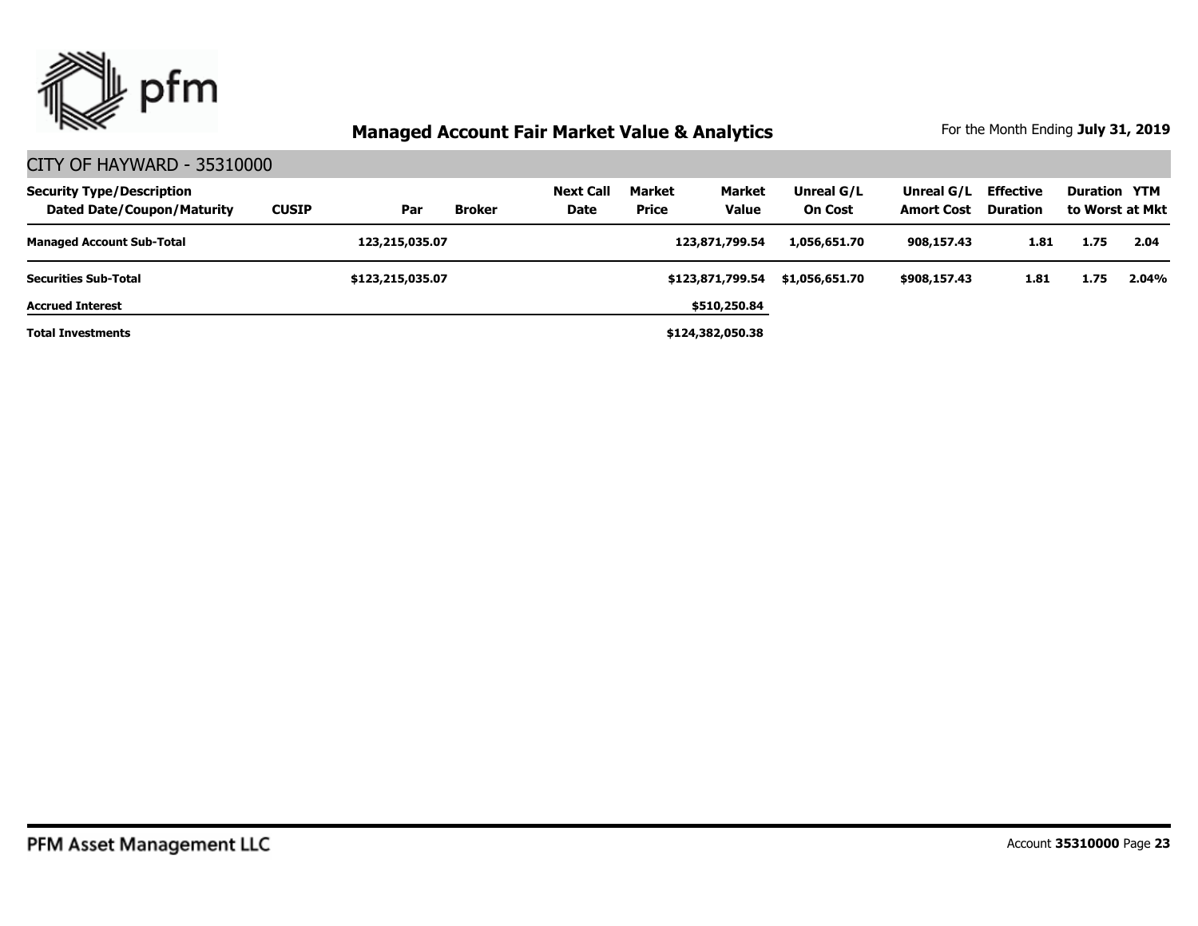## Managed Account Fair Market Value & Analytics

For the Month Ending **July 31, 2019**

### CITY OF HAYWARD - 35310000

| Security Type/Description Dated Date/Coupon/Maturity | CUSIP | Par | Broker | Next Call Date | Market Price | Market Value | Unreal G/L On Cost | Unreal G/L Amort Cost | Effective Duration | Duration to Worst | YTM at Mkt |
|---|---|---|---|---|---|---|---|---|---|---|---|
| **Managed Account Sub-Total** | | **123,215,035.07** | | | | **123,871,799.54** | **1,056,651.70** | **908,157.43** | **1.81** | **1.75** | **2.04** |
| **Securities Sub-Total** | | **$123,215,035.07** | | | | **$123,871,799.54** | **$1,056,651.70** | **$908,157.43** | **1.81** | **1.75** | **2.04%** |
| **Accrued Interest** | | | | | | **$510,250.84** | | | | | |
| **Total Investments** | | | | | | **$124,382,050.38** | | | | | |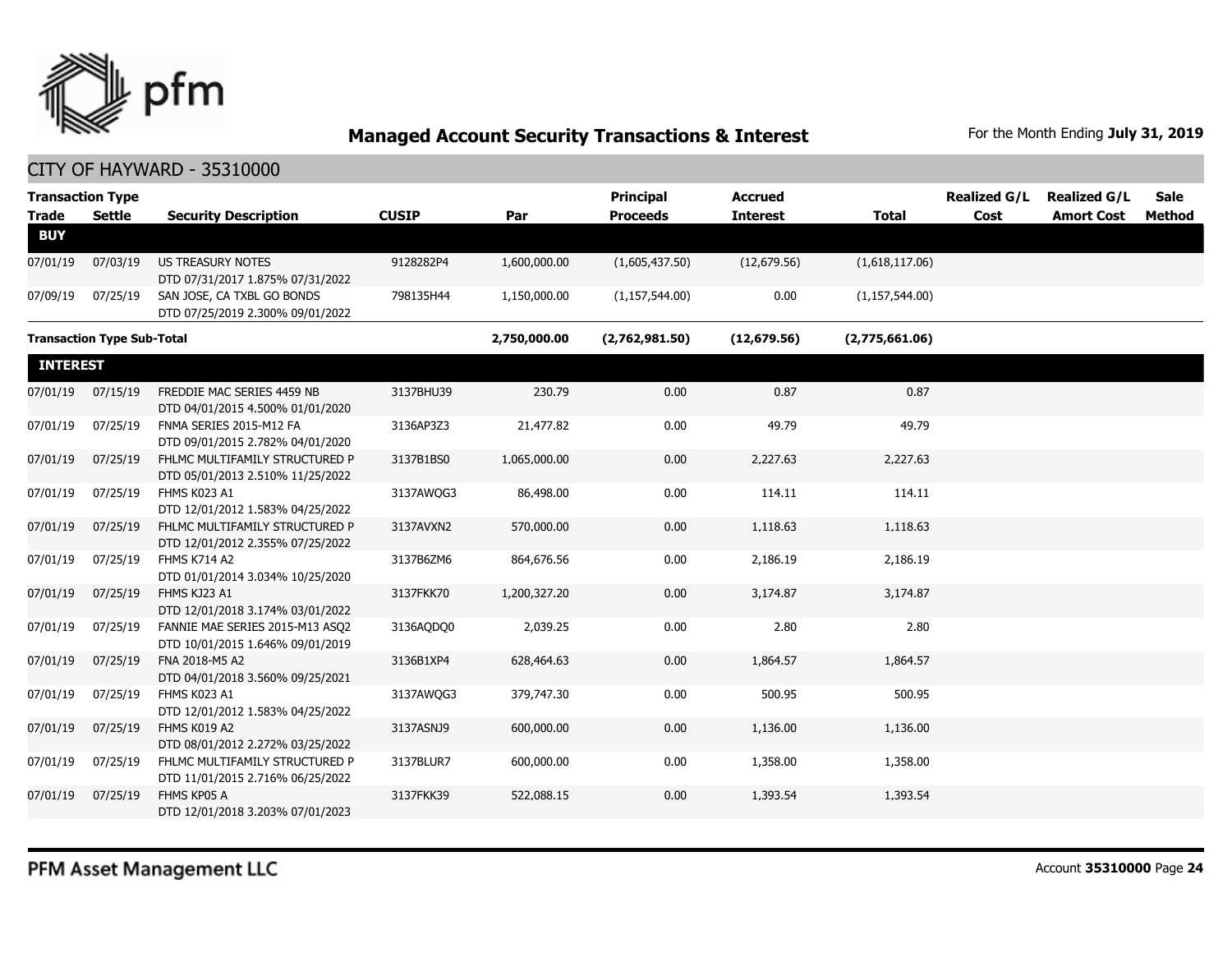## Managed Account Security Transactions & Interest

For the Month Ending **July 31, 2019**

CITY OF HAYWARD - 35310000

| Transaction Type Trade | Settle | Security Description | CUSIP | Par | Principal Proceeds | Accrued Interest | Total | Realized G/L Cost | Realized G/L Amort Cost | Sale Method |
|---|---|---|---|---|---|---|---|---|---|---|
| **BUY** | | | | | | | | | | |
| 07/01/19 | 07/03/19 | US TREASURY NOTES DTD 07/31/2017 1.875% 07/31/2022 | 9128282P4 | 1,600,000.00 | (1,605,437.50) | (12,679.56) | (1,618,117.06) | | | |
| 07/09/19 | 07/25/19 | SAN JOSE, CA TXBL GO BONDS DTD 07/25/2019 2.300% 09/01/2022 | 798135H44 | 1,150,000.00 | (1,157,544.00) | 0.00 | (1,157,544.00) | | | |
| **Transaction Type Sub-Total** | | | | **2,750,000.00** | **(2,762,981.50)** | **(12,679.56)** | **(2,775,661.06)** | | | |
| **INTEREST** | | | | | | | | | | |
| 07/01/19 | 07/15/19 | FREDDIE MAC SERIES 4459 NB DTD 04/01/2015 4.500% 01/01/2020 | 3137BHU39 | 230.79 | 0.00 | 0.87 | 0.87 | | | |
| 07/01/19 | 07/25/19 | FNMA SERIES 2015-M12 FA DTD 09/01/2015 2.782% 04/01/2020 | 3136AP3Z3 | 21,477.82 | 0.00 | 49.79 | 49.79 | | | |
| 07/01/19 | 07/25/19 | FHLMC MULTIFAMILY STRUCTURED P DTD 05/01/2013 2.510% 11/25/2022 | 3137B1BS0 | 1,065,000.00 | 0.00 | 2,227.63 | 2,227.63 | | | |
| 07/01/19 | 07/25/19 | FHMS K023 A1 DTD 12/01/2012 1.583% 04/25/2022 | 3137AWQG3 | 86,498.00 | 0.00 | 114.11 | 114.11 | | | |
| 07/01/19 | 07/25/19 | FHLMC MULTIFAMILY STRUCTURED P DTD 12/01/2012 2.355% 07/25/2022 | 3137AVXN2 | 570,000.00 | 0.00 | 1,118.63 | 1,118.63 | | | |
| 07/01/19 | 07/25/19 | FHMS K714 A2 DTD 01/01/2014 3.034% 10/25/2020 | 3137B6ZM6 | 864,676.56 | 0.00 | 2,186.19 | 2,186.19 | | | |
| 07/01/19 | 07/25/19 | FHMS KJ23 A1 DTD 12/01/2018 3.174% 03/01/2022 | 3137FKK70 | 1,200,327.20 | 0.00 | 3,174.87 | 3,174.87 | | | |
| 07/01/19 | 07/25/19 | FANNIE MAE SERIES 2015-M13 ASQ2 DTD 10/01/2015 1.646% 09/01/2019 | 3136AQDQ0 | 2,039.25 | 0.00 | 2.80 | 2.80 | | | |
| 07/01/19 | 07/25/19 | FNA 2018-M5 A2 DTD 04/01/2018 3.560% 09/25/2021 | 3136B1XP4 | 628,464.63 | 0.00 | 1,864.57 | 1,864.57 | | | |
| 07/01/19 | 07/25/19 | FHMS K023 A1 DTD 12/01/2012 1.583% 04/25/2022 | 3137AWQG3 | 379,747.30 | 0.00 | 500.95 | 500.95 | | | |
| 07/01/19 | 07/25/19 | FHMS K019 A2 DTD 08/01/2012 2.272% 03/25/2022 | 3137ASNJ9 | 600,000.00 | 0.00 | 1,136.00 | 1,136.00 | | | |
| 07/01/19 | 07/25/19 | FHLMC MULTIFAMILY STRUCTURED P DTD 11/01/2015 2.716% 06/25/2022 | 3137BLUR7 | 600,000.00 | 0.00 | 1,358.00 | 1,358.00 | | | |
| 07/01/19 | 07/25/19 | FHMS KP05 A DTD 12/01/2018 3.203% 07/01/2023 | 3137FKK39 | 522,088.15 | 0.00 | 1,393.54 | 1,393.54 | | | |

PFM Asset Management LLC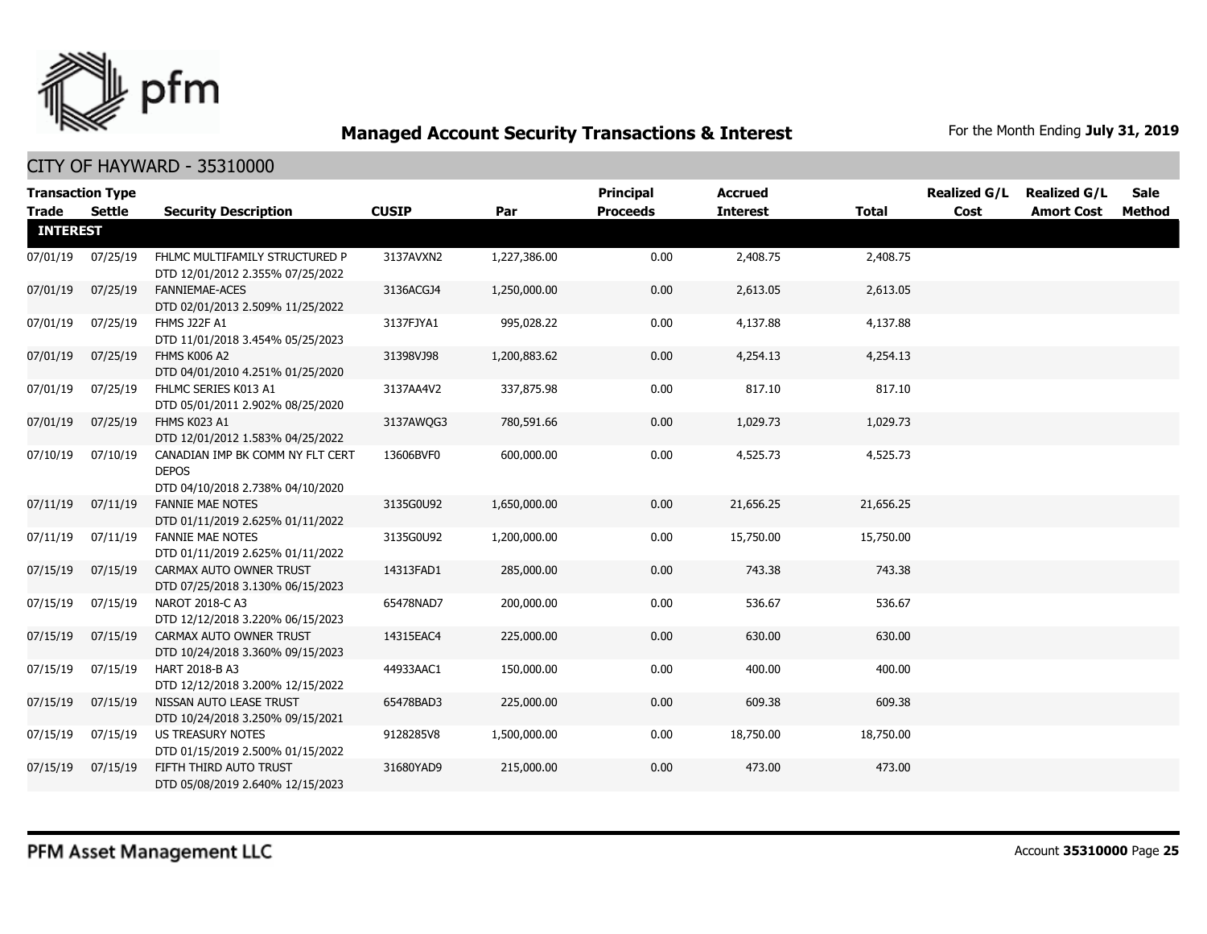## Managed Account Security Transactions & Interest

For the Month Ending **July 31, 2019**

### CITY OF HAYWARD - 35310000

| Transaction Type Trade | Settle | Security Description | CUSIP | Par | Principal Proceeds | Accrued Interest | Total | Realized G/L Cost | Realized G/L Amort Cost | Sale Method |
|---|---|---|---|---|---|---|---|---|---|---|
| **INTEREST** | | | | | | | | | | |
| 07/01/19 | 07/25/19 | FHLMC MULTIFAMILY STRUCTURED P DTD 12/01/2012 2.355% 07/25/2022 | 3137AVXN2 | 1,227,386.00 | 0.00 | 2,408.75 | 2,408.75 | | | |
| 07/01/19 | 07/25/19 | FANNIEMAE-ACES DTD 02/01/2013 2.509% 11/25/2022 | 3136ACGJ4 | 1,250,000.00 | 0.00 | 2,613.05 | 2,613.05 | | | |
| 07/01/19 | 07/25/19 | FHMS J22F A1 DTD 11/01/2018 3.454% 05/25/2023 | 3137FJYA1 | 995,028.22 | 0.00 | 4,137.88 | 4,137.88 | | | |
| 07/01/19 | 07/25/19 | FHMS K006 A2 DTD 04/01/2010 4.251% 01/25/2020 | 31398VJ98 | 1,200,883.62 | 0.00 | 4,254.13 | 4,254.13 | | | |
| 07/01/19 | 07/25/19 | FHLMC SERIES K013 A1 DTD 05/01/2011 2.902% 08/25/2020 | 3137AA4V2 | 337,875.98 | 0.00 | 817.10 | 817.10 | | | |
| 07/01/19 | 07/25/19 | FHMS K023 A1 DTD 12/01/2012 1.583% 04/25/2022 | 3137AWQG3 | 780,591.66 | 0.00 | 1,029.73 | 1,029.73 | | | |
| 07/10/19 | 07/10/19 | CANADIAN IMP BK COMM NY FLT CERT DEPOS DTD 04/10/2018 2.738% 04/10/2020 | 13606BVF0 | 600,000.00 | 0.00 | 4,525.73 | 4,525.73 | | | |
| 07/11/19 | 07/11/19 | FANNIE MAE NOTES DTD 01/11/2019 2.625% 01/11/2022 | 3135G0U92 | 1,650,000.00 | 0.00 | 21,656.25 | 21,656.25 | | | |
| 07/11/19 | 07/11/19 | FANNIE MAE NOTES DTD 01/11/2019 2.625% 01/11/2022 | 3135G0U92 | 1,200,000.00 | 0.00 | 15,750.00 | 15,750.00 | | | |
| 07/15/19 | 07/15/19 | CARMAX AUTO OWNER TRUST DTD 07/25/2018 3.130% 06/15/2023 | 14313FAD1 | 285,000.00 | 0.00 | 743.38 | 743.38 | | | |
| 07/15/19 | 07/15/19 | NAROT 2018-C A3 DTD 12/12/2018 3.220% 06/15/2023 | 65478NAD7 | 200,000.00 | 0.00 | 536.67 | 536.67 | | | |
| 07/15/19 | 07/15/19 | CARMAX AUTO OWNER TRUST DTD 10/24/2018 3.360% 09/15/2023 | 14315EAC4 | 225,000.00 | 0.00 | 630.00 | 630.00 | | | |
| 07/15/19 | 07/15/19 | HART 2018-B A3 DTD 12/12/2018 3.200% 12/15/2022 | 44933AAC1 | 150,000.00 | 0.00 | 400.00 | 400.00 | | | |
| 07/15/19 | 07/15/19 | NISSAN AUTO LEASE TRUST DTD 10/24/2018 3.250% 09/15/2021 | 65478BAD3 | 225,000.00 | 0.00 | 609.38 | 609.38 | | | |
| 07/15/19 | 07/15/19 | US TREASURY NOTES DTD 01/15/2019 2.500% 01/15/2022 | 9128285V8 | 1,500,000.00 | 0.00 | 18,750.00 | 18,750.00 | | | |
| 07/15/19 | 07/15/19 | FIFTH THIRD AUTO TRUST DTD 05/08/2019 2.640% 12/15/2023 | 31680YAD9 | 215,000.00 | 0.00 | 473.00 | 473.00 | | | |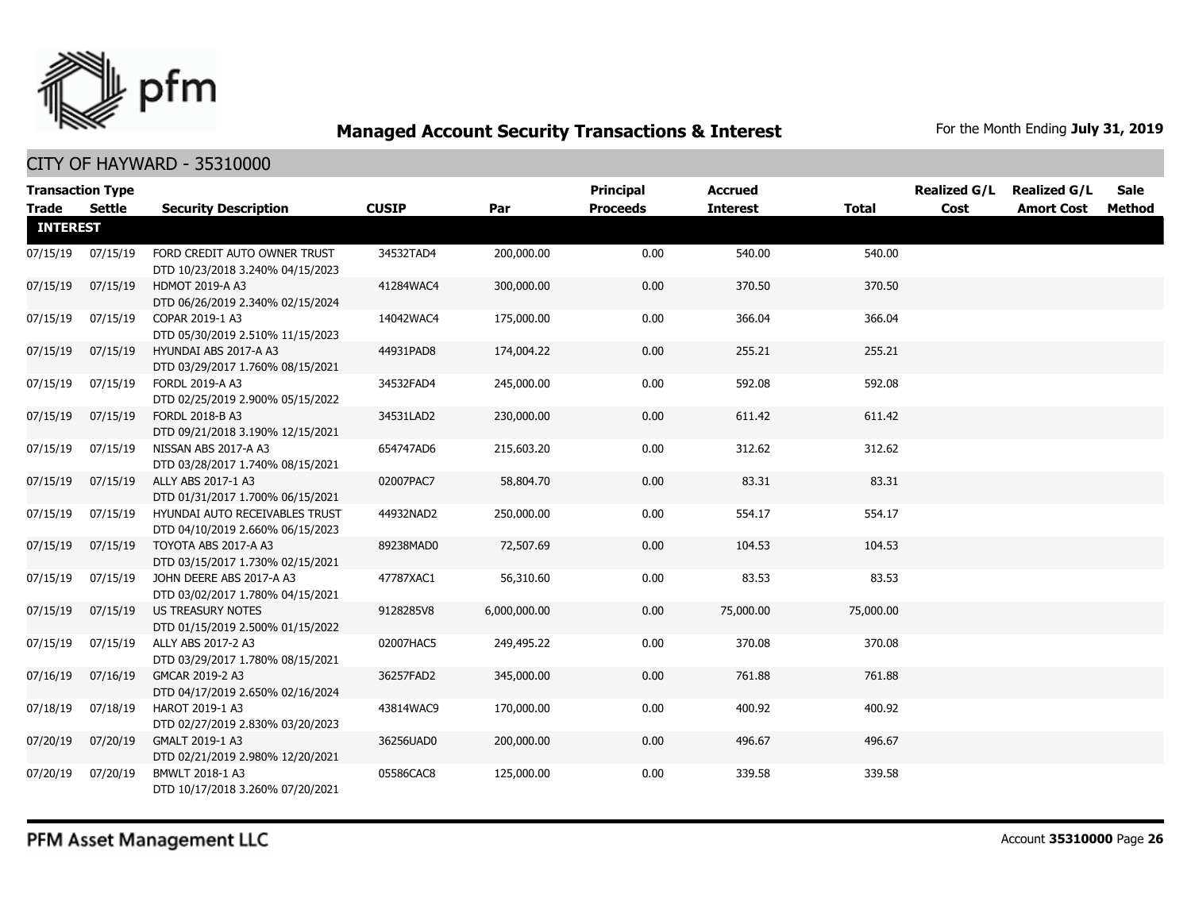## Managed Account Security Transactions & Interest

For the Month Ending **July 31, 2019**

### CITY OF HAYWARD - 35310000

| Transaction Type Trade | Settle | Security Description | CUSIP | Par | Principal Proceeds | Accrued Interest | Total | Realized G/L Cost | Realized G/L Amort Cost | Sale Method |
|---|---|---|---|---|---|---|---|---|---|---|
| **INTEREST** | | | | | | | | | | |
| 07/15/19 | 07/15/19 | FORD CREDIT AUTO OWNER TRUST DTD 10/23/2018 3.240% 04/15/2023 | 34532TAD4 | 200,000.00 | 0.00 | 540.00 | 540.00 | | | |
| 07/15/19 | 07/15/19 | HDMOT 2019-A A3 DTD 06/26/2019 2.340% 02/15/2024 | 41284WAC4 | 300,000.00 | 0.00 | 370.50 | 370.50 | | | |
| 07/15/19 | 07/15/19 | COPAR 2019-1 A3 DTD 05/30/2019 2.510% 11/15/2023 | 14042WAC4 | 175,000.00 | 0.00 | 366.04 | 366.04 | | | |
| 07/15/19 | 07/15/19 | HYUNDAI ABS 2017-A A3 DTD 03/29/2017 1.760% 08/15/2021 | 44931PAD8 | 174,004.22 | 0.00 | 255.21 | 255.21 | | | |
| 07/15/19 | 07/15/19 | FORDL 2019-A A3 DTD 02/25/2019 2.900% 05/15/2022 | 34532FAD4 | 245,000.00 | 0.00 | 592.08 | 592.08 | | | |
| 07/15/19 | 07/15/19 | FORDL 2018-B A3 DTD 09/21/2018 3.190% 12/15/2021 | 34531LAD2 | 230,000.00 | 0.00 | 611.42 | 611.42 | | | |
| 07/15/19 | 07/15/19 | NISSAN ABS 2017-A A3 DTD 03/28/2017 1.740% 08/15/2021 | 654747AD6 | 215,603.20 | 0.00 | 312.62 | 312.62 | | | |
| 07/15/19 | 07/15/19 | ALLY ABS 2017-1 A3 DTD 01/31/2017 1.700% 06/15/2021 | 02007PAC7 | 58,804.70 | 0.00 | 83.31 | 83.31 | | | |
| 07/15/19 | 07/15/19 | HYUNDAI AUTO RECEIVABLES TRUST DTD 04/10/2019 2.660% 06/15/2023 | 44932NAD2 | 250,000.00 | 0.00 | 554.17 | 554.17 | | | |
| 07/15/19 | 07/15/19 | TOYOTA ABS 2017-A A3 DTD 03/15/2017 1.730% 02/15/2021 | 89238MAD0 | 72,507.69 | 0.00 | 104.53 | 104.53 | | | |
| 07/15/19 | 07/15/19 | JOHN DEERE ABS 2017-A A3 DTD 03/02/2017 1.780% 04/15/2021 | 47787XAC1 | 56,310.60 | 0.00 | 83.53 | 83.53 | | | |
| 07/15/19 | 07/15/19 | US TREASURY NOTES DTD 01/15/2019 2.500% 01/15/2022 | 9128285V8 | 6,000,000.00 | 0.00 | 75,000.00 | 75,000.00 | | | |
| 07/15/19 | 07/15/19 | ALLY ABS 2017-2 A3 DTD 03/29/2017 1.780% 08/15/2021 | 02007HAC5 | 249,495.22 | 0.00 | 370.08 | 370.08 | | | |
| 07/16/19 | 07/16/19 | GMCAR 2019-2 A3 DTD 04/17/2019 2.650% 02/16/2024 | 36257FAD2 | 345,000.00 | 0.00 | 761.88 | 761.88 | | | |
| 07/18/19 | 07/18/19 | HAROT 2019-1 A3 DTD 02/27/2019 2.830% 03/20/2023 | 43814WAC9 | 170,000.00 | 0.00 | 400.92 | 400.92 | | | |
| 07/20/19 | 07/20/19 | GMALT 2019-1 A3 DTD 02/21/2019 2.980% 12/20/2021 | 36256UAD0 | 200,000.00 | 0.00 | 496.67 | 496.67 | | | |
| 07/20/19 | 07/20/19 | BMWLT 2018-1 A3 DTD 10/17/2018 3.260% 07/20/2021 | 05586CAC8 | 125,000.00 | 0.00 | 339.58 | 339.58 | | | |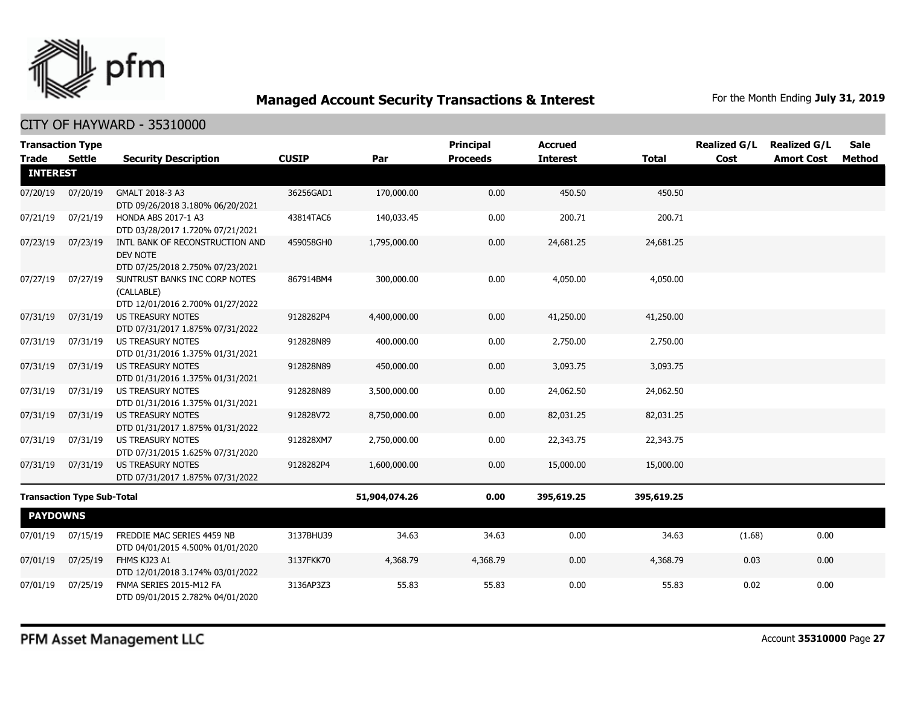# Managed Account Security Transactions & Interest

For the Month Ending **July 31, 2019**

## CITY OF HAYWARD - 35310000

| Transaction Type Trade | Settle | Security Description | CUSIP | Par | Principal Proceeds | Accrued Interest | Total | Realized G/L Cost | Realized G/L Amort Cost | Sale Method |
|---|---|---|---|---|---|---|---|---|---|---|
| **INTEREST** | | | | | | | | | | |
| 07/20/19 | 07/20/19 | GMALT 2018-3 A3 DTD 09/26/2018 3.180% 06/20/2021 | 36256GAD1 | 170,000.00 | 0.00 | 450.50 | 450.50 | | | |
| 07/21/19 | 07/21/19 | HONDA ABS 2017-1 A3 DTD 03/28/2017 1.720% 07/21/2021 | 43814TAC6 | 140,033.45 | 0.00 | 200.71 | 200.71 | | | |
| 07/23/19 | 07/23/19 | INTL BANK OF RECONSTRUCTION AND DEV NOTE DTD 07/25/2018 2.750% 07/23/2021 | 459058GH0 | 1,795,000.00 | 0.00 | 24,681.25 | 24,681.25 | | | |
| 07/27/19 | 07/27/19 | SUNTRUST BANKS INC CORP NOTES (CALLABLE) DTD 12/01/2016 2.700% 01/27/2022 | 867914BM4 | 300,000.00 | 0.00 | 4,050.00 | 4,050.00 | | | |
| 07/31/19 | 07/31/19 | US TREASURY NOTES DTD 07/31/2017 1.875% 07/31/2022 | 9128282P4 | 4,400,000.00 | 0.00 | 41,250.00 | 41,250.00 | | | |
| 07/31/19 | 07/31/19 | US TREASURY NOTES DTD 01/31/2016 1.375% 01/31/2021 | 912828N89 | 400,000.00 | 0.00 | 2,750.00 | 2,750.00 | | | |
| 07/31/19 | 07/31/19 | US TREASURY NOTES DTD 01/31/2016 1.375% 01/31/2021 | 912828N89 | 450,000.00 | 0.00 | 3,093.75 | 3,093.75 | | | |
| 07/31/19 | 07/31/19 | US TREASURY NOTES DTD 01/31/2016 1.375% 01/31/2021 | 912828N89 | 3,500,000.00 | 0.00 | 24,062.50 | 24,062.50 | | | |
| 07/31/19 | 07/31/19 | US TREASURY NOTES DTD 01/31/2017 1.875% 01/31/2022 | 912828V72 | 8,750,000.00 | 0.00 | 82,031.25 | 82,031.25 | | | |
| 07/31/19 | 07/31/19 | US TREASURY NOTES DTD 07/31/2015 1.625% 07/31/2020 | 912828XM7 | 2,750,000.00 | 0.00 | 22,343.75 | 22,343.75 | | | |
| 07/31/19 | 07/31/19 | US TREASURY NOTES DTD 07/31/2017 1.875% 07/31/2022 | 9128282P4 | 1,600,000.00 | 0.00 | 15,000.00 | 15,000.00 | | | |
| **Transaction Type Sub-Total** | | | | **51,904,074.26** | **0.00** | **395,619.25** | **395,619.25** | | | |
| **PAYDOWNS** | | | | | | | | | | |
| 07/01/19 | 07/15/19 | FREDDIE MAC SERIES 4459 NB DTD 04/01/2015 4.500% 01/01/2020 | 3137BHU39 | 34.63 | 34.63 | 0.00 | 34.63 | (1.68) | 0.00 | |
| 07/01/19 | 07/25/19 | FHMS KJ23 A1 DTD 12/01/2018 3.174% 03/01/2022 | 3137FKK70 | 4,368.79 | 4,368.79 | 0.00 | 4,368.79 | 0.03 | 0.00 | |
| 07/01/19 | 07/25/19 | FNMA SERIES 2015-M12 FA DTD 09/01/2015 2.782% 04/01/2020 | 3136AP3Z3 | 55.83 | 55.83 | 0.00 | 55.83 | 0.02 | 0.00 | |

PFM Asset Management LLC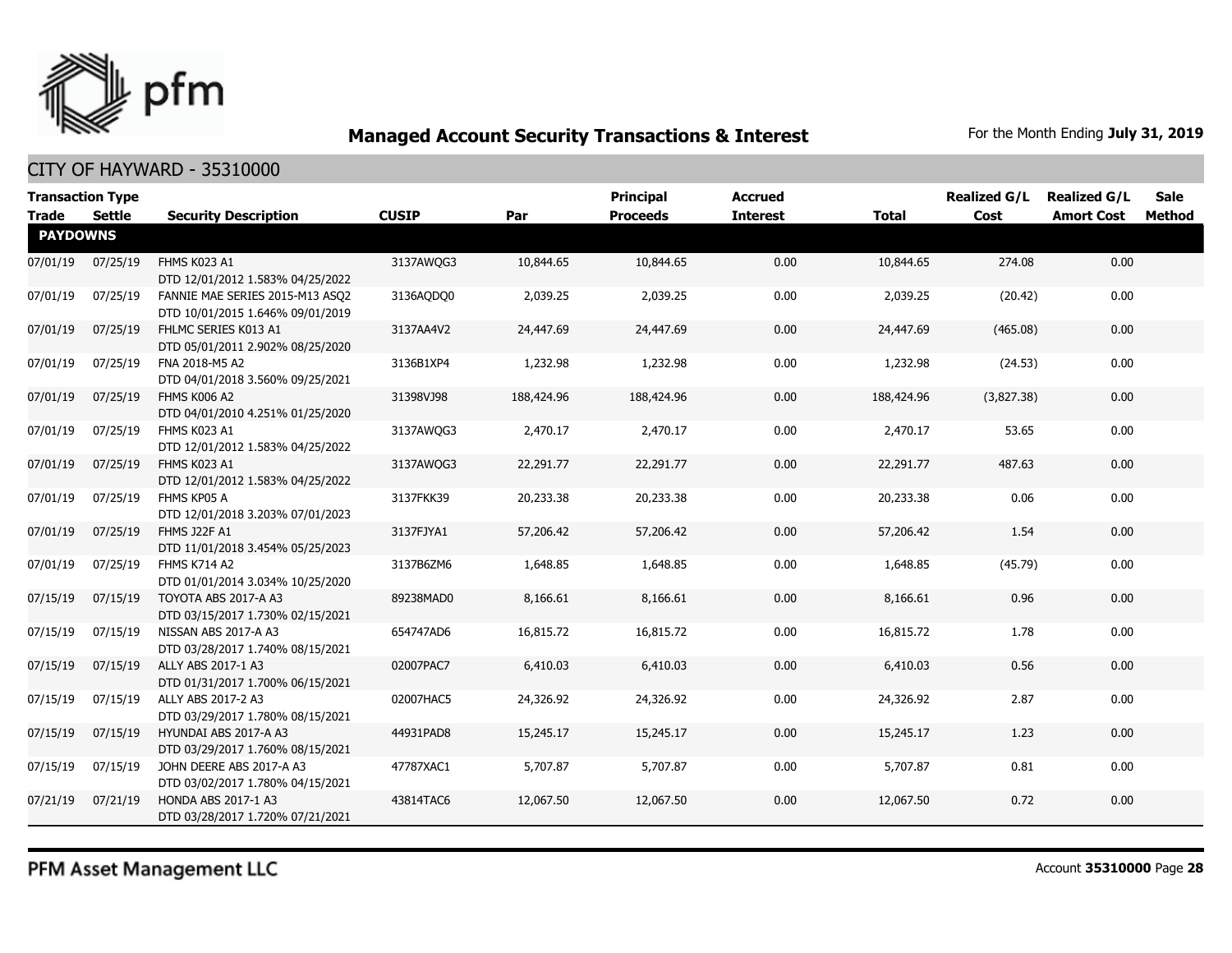# Managed Account Security Transactions & Interest

For the Month Ending **July 31, 2019**

## CITY OF HAYWARD - 35310000

| Transaction Type Trade | Settle | Security Description | CUSIP | Par | Principal Proceeds | Accrued Interest | Total | Realized G/L Cost | Realized G/L Amort Cost | Sale Method |
|---|---|---|---|---|---|---|---|---|---|---|
| **PAYDOWNS** | | | | | | | | | | |
| 07/01/19 | 07/25/19 | FHMS K023 A1 DTD 12/01/2012 1.583% 04/25/2022 | 3137AWQG3 | 10,844.65 | 10,844.65 | 0.00 | 10,844.65 | 274.08 | 0.00 | |
| 07/01/19 | 07/25/19 | FANNIE MAE SERIES 2015-M13 ASQ2 DTD 10/01/2015 1.646% 09/01/2019 | 3136AQDQ0 | 2,039.25 | 2,039.25 | 0.00 | 2,039.25 | (20.42) | 0.00 | |
| 07/01/19 | 07/25/19 | FHLMC SERIES K013 A1 DTD 05/01/2011 2.902% 08/25/2020 | 3137AA4V2 | 24,447.69 | 24,447.69 | 0.00 | 24,447.69 | (465.08) | 0.00 | |
| 07/01/19 | 07/25/19 | FNA 2018-M5 A2 DTD 04/01/2018 3.560% 09/25/2021 | 3136B1XP4 | 1,232.98 | 1,232.98 | 0.00 | 1,232.98 | (24.53) | 0.00 | |
| 07/01/19 | 07/25/19 | FHMS K006 A2 DTD 04/01/2010 4.251% 01/25/2020 | 31398VJ98 | 188,424.96 | 188,424.96 | 0.00 | 188,424.96 | (3,827.38) | 0.00 | |
| 07/01/19 | 07/25/19 | FHMS K023 A1 DTD 12/01/2012 1.583% 04/25/2022 | 3137AWQG3 | 2,470.17 | 2,470.17 | 0.00 | 2,470.17 | 53.65 | 0.00 | |
| 07/01/19 | 07/25/19 | FHMS K023 A1 DTD 12/01/2012 1.583% 04/25/2022 | 3137AWQG3 | 22,291.77 | 22,291.77 | 0.00 | 22,291.77 | 487.63 | 0.00 | |
| 07/01/19 | 07/25/19 | FHMS KP05 A DTD 12/01/2018 3.203% 07/01/2023 | 3137FKK39 | 20,233.38 | 20,233.38 | 0.00 | 20,233.38 | 0.06 | 0.00 | |
| 07/01/19 | 07/25/19 | FHMS J22F A1 DTD 11/01/2018 3.454% 05/25/2023 | 3137FJYA1 | 57,206.42 | 57,206.42 | 0.00 | 57,206.42 | 1.54 | 0.00 | |
| 07/01/19 | 07/25/19 | FHMS K714 A2 DTD 01/01/2014 3.034% 10/25/2020 | 3137B6ZM6 | 1,648.85 | 1,648.85 | 0.00 | 1,648.85 | (45.79) | 0.00 | |
| 07/15/19 | 07/15/19 | TOYOTA ABS 2017-A A3 DTD 03/15/2017 1.730% 02/15/2021 | 89238MAD0 | 8,166.61 | 8,166.61 | 0.00 | 8,166.61 | 0.96 | 0.00 | |
| 07/15/19 | 07/15/19 | NISSAN ABS 2017-A A3 DTD 03/28/2017 1.740% 08/15/2021 | 654747AD6 | 16,815.72 | 16,815.72 | 0.00 | 16,815.72 | 1.78 | 0.00 | |
| 07/15/19 | 07/15/19 | ALLY ABS 2017-1 A3 DTD 01/31/2017 1.700% 06/15/2021 | 02007PAC7 | 6,410.03 | 6,410.03 | 0.00 | 6,410.03 | 0.56 | 0.00 | |
| 07/15/19 | 07/15/19 | ALLY ABS 2017-2 A3 DTD 03/29/2017 1.780% 08/15/2021 | 02007HAC5 | 24,326.92 | 24,326.92 | 0.00 | 24,326.92 | 2.87 | 0.00 | |
| 07/15/19 | 07/15/19 | HYUNDAI ABS 2017-A A3 DTD 03/29/2017 1.760% 08/15/2021 | 44931PAD8 | 15,245.17 | 15,245.17 | 0.00 | 15,245.17 | 1.23 | 0.00 | |
| 07/15/19 | 07/15/19 | JOHN DEERE ABS 2017-A A3 DTD 03/02/2017 1.780% 04/15/2021 | 47787XAC1 | 5,707.87 | 5,707.87 | 0.00 | 5,707.87 | 0.81 | 0.00 | |
| 07/21/19 | 07/21/19 | HONDA ABS 2017-1 A3 DTD 03/28/2017 1.720% 07/21/2021 | 43814TAC6 | 12,067.50 | 12,067.50 | 0.00 | 12,067.50 | 0.72 | 0.00 | |

PFM Asset Management LLC

Account **35310000**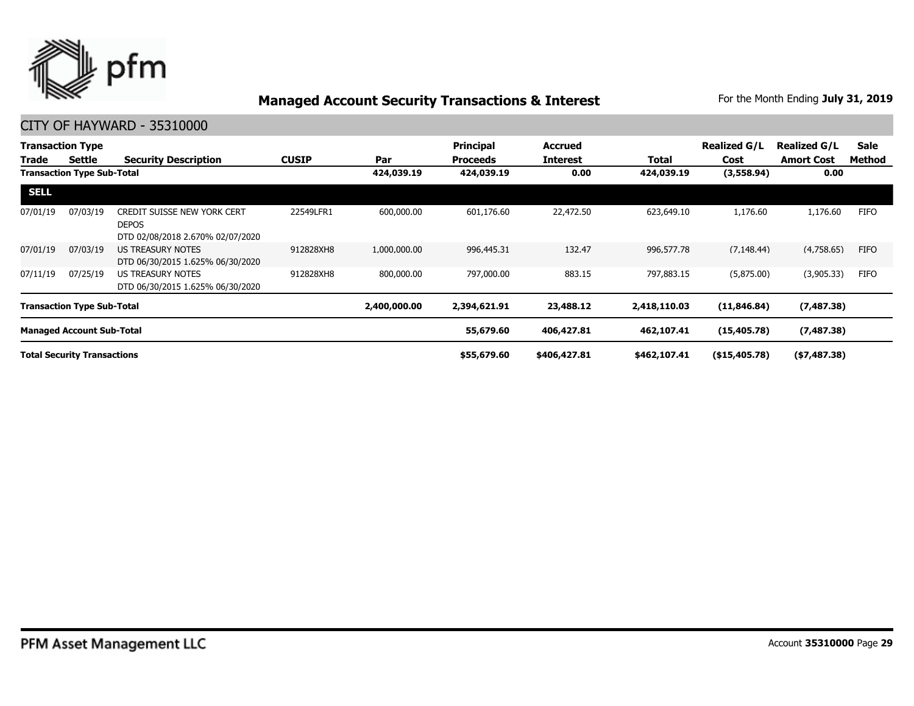## Managed Account Security Transactions & Interest

For the Month Ending **July 31, 2019**

### CITY OF HAYWARD - 35310000

| Transaction Type Trade | Settle | Security Description | CUSIP | Par | Principal Proceeds | Accrued Interest | Total | Realized G/L Cost | Realized G/L Amort Cost | Sale Method |
|---|---|---|---|---|---|---|---|---|---|---|
| **Transaction Type Sub-Total** | | | | **424,039.19** | **424,039.19** | **0.00** | **424,039.19** | **(3,558.94)** | **0.00** | |
| **SELL** | | | | | | | | | | |
| 07/01/19 | 07/03/19 | CREDIT SUISSE NEW YORK CERT DEPOS DTD 02/08/2018 2.670% 02/07/2020 | 22549LFR1 | 600,000.00 | 601,176.60 | 22,472.50 | 623,649.10 | 1,176.60 | 1,176.60 | FIFO |
| 07/01/19 | 07/03/19 | US TREASURY NOTES DTD 06/30/2015 1.625% 06/30/2020 | 912828XH8 | 1,000,000.00 | 996,445.31 | 132.47 | 996,577.78 | (7,148.44) | (4,758.65) | FIFO |
| 07/11/19 | 07/25/19 | US TREASURY NOTES DTD 06/30/2015 1.625% 06/30/2020 | 912828XH8 | 800,000.00 | 797,000.00 | 883.15 | 797,883.15 | (5,875.00) | (3,905.33) | FIFO |
| **Transaction Type Sub-Total** | | | | **2,400,000.00** | **2,394,621.91** | **23,488.12** | **2,418,110.03** | **(11,846.84)** | **(7,487.38)** | |
| **Managed Account Sub-Total** | | | | | **55,679.60** | **406,427.81** | **462,107.41** | **(15,405.78)** | **(7,487.38)** | |
| **Total Security Transactions** | | | | | **$55,679.60** | **$406,427.81** | **$462,107.41** | **($15,405.78)** | **($7,487.38)** | |